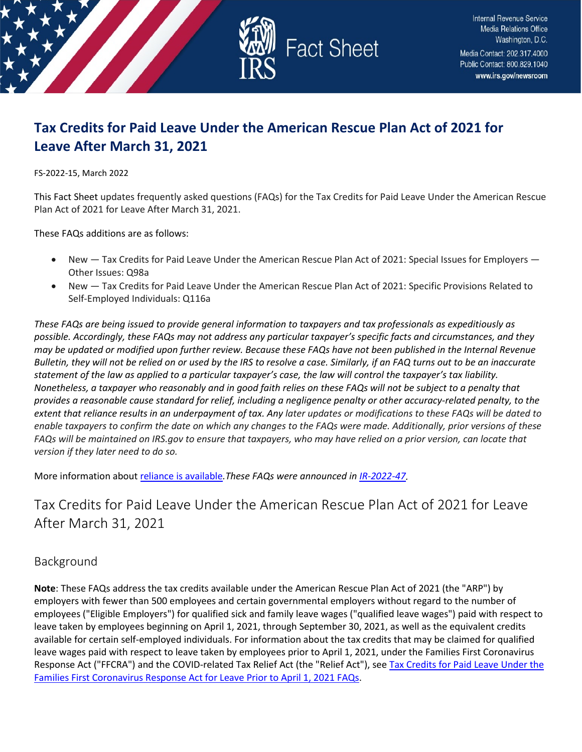Internal Revenue Service
Media Relations Office
Washington, D.C.
Media Contact: 202.317.4000
Public Contact: 800.829.1040
www.irs.gov/newsroom

# Fact Sheet

# Tax Credits for Paid Leave Under the American Rescue Plan Act of 2021 for Leave After March 31, 2021

FS-2022-15, March 2022

This Fact Sheet updates frequently asked questions (FAQs) for the Tax Credits for Paid Leave Under the American Rescue Plan Act of 2021 for Leave After March 31, 2021.

These FAQs additions are as follows:

- New — Tax Credits for Paid Leave Under the American Rescue Plan Act of 2021: Special Issues for Employers — Other Issues: Q98a
- New — Tax Credits for Paid Leave Under the American Rescue Plan Act of 2021: Specific Provisions Related to Self-Employed Individuals: Q116a

*These FAQs are being issued to provide general information to taxpayers and tax professionals as expeditiously as possible. Accordingly, these FAQs may not address any particular taxpayer's specific facts and circumstances, and they may be updated or modified upon further review. Because these FAQs have not been published in the Internal Revenue Bulletin, they will not be relied on or used by the IRS to resolve a case. Similarly, if an FAQ turns out to be an inaccurate statement of the law as applied to a particular taxpayer's case, the law will control the taxpayer's tax liability. Nonetheless, a taxpayer who reasonably and in good faith relies on these FAQs will not be subject to a penalty that provides a reasonable cause standard for relief, including a negligence penalty or other accuracy-related penalty, to the extent that reliance results in an underpayment of tax. Any later updates or modifications to these FAQs will be dated to enable taxpayers to confirm the date on which any changes to the FAQs were made. Additionally, prior versions of these FAQs will be maintained on IRS.gov to ensure that taxpayers, who may have relied on a prior version, can locate that version if they later need to do so.*

More information about reliance is available. *These FAQs were announced in IR-2022-47.*

## Tax Credits for Paid Leave Under the American Rescue Plan Act of 2021 for Leave After March 31, 2021

### Background

**Note**: These FAQs address the tax credits available under the American Rescue Plan Act of 2021 (the "ARP") by employers with fewer than 500 employees and certain governmental employers without regard to the number of employees ("Eligible Employers") for qualified sick and family leave wages ("qualified leave wages") paid with respect to leave taken by employees beginning on April 1, 2021, through September 30, 2021, as well as the equivalent credits available for certain self-employed individuals. For information about the tax credits that may be claimed for qualified leave wages paid with respect to leave taken by employees prior to April 1, 2021, under the Families First Coronavirus Response Act ("FFCRA") and the COVID-related Tax Relief Act (the "Relief Act"), see Tax Credits for Paid Leave Under the Families First Coronavirus Response Act for Leave Prior to April 1, 2021 FAQs.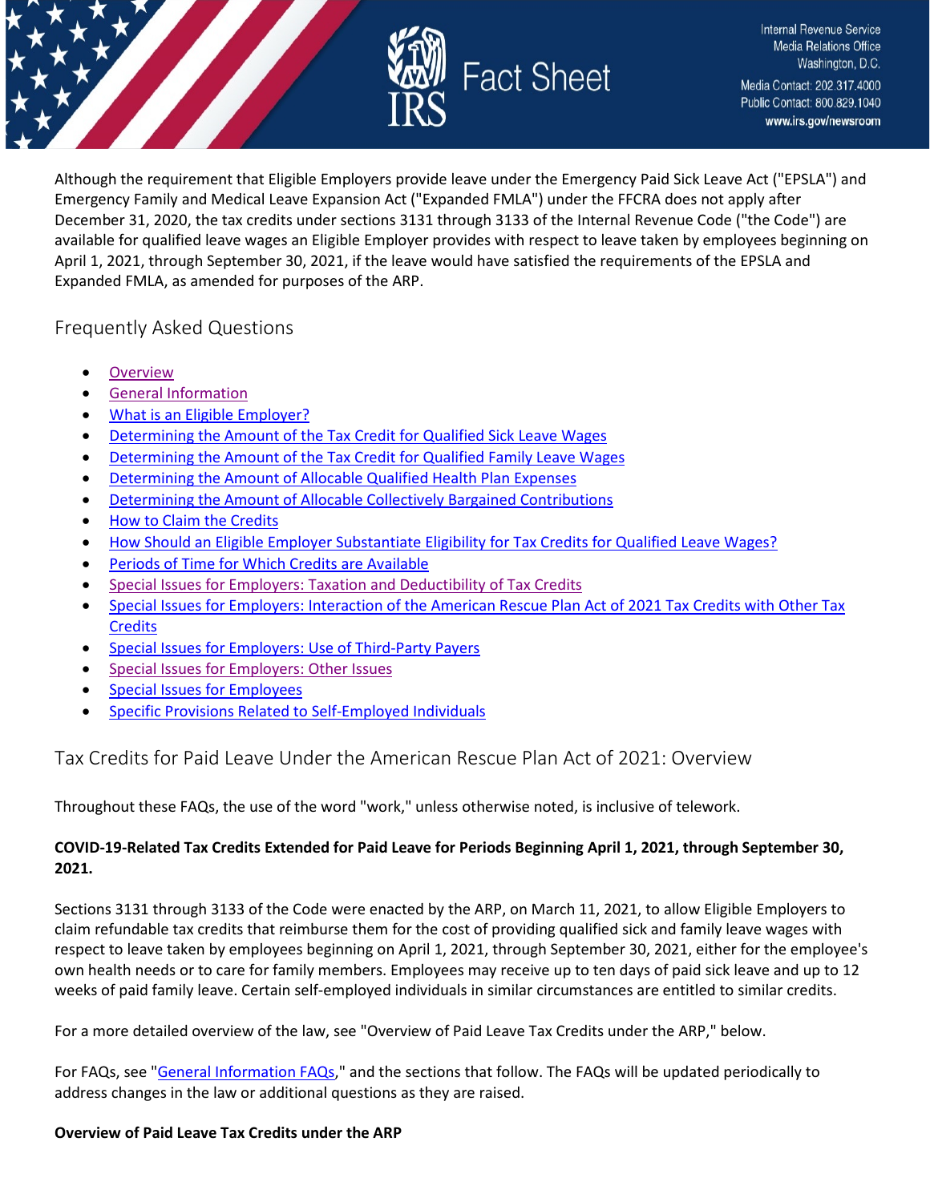Although the requirement that Eligible Employers provide leave under the Emergency Paid Sick Leave Act ("EPSLA") and Emergency Family and Medical Leave Expansion Act ("Expanded FMLA") under the FFCRA does not apply after December 31, 2020, the tax credits under sections 3131 through 3133 of the Internal Revenue Code ("the Code") are available for qualified leave wages an Eligible Employer provides with respect to leave taken by employees beginning on April 1, 2021, through September 30, 2021, if the leave would have satisfied the requirements of the EPSLA and Expanded FMLA, as amended for purposes of the ARP.

## Frequently Asked Questions

- Overview
- General Information
- What is an Eligible Employer?
- Determining the Amount of the Tax Credit for Qualified Sick Leave Wages
- Determining the Amount of the Tax Credit for Qualified Family Leave Wages
- Determining the Amount of Allocable Qualified Health Plan Expenses
- Determining the Amount of Allocable Collectively Bargained Contributions
- How to Claim the Credits
- How Should an Eligible Employer Substantiate Eligibility for Tax Credits for Qualified Leave Wages?
- Periods of Time for Which Credits are Available
- Special Issues for Employers: Taxation and Deductibility of Tax Credits
- Special Issues for Employers: Interaction of the American Rescue Plan Act of 2021 Tax Credits with Other Tax Credits
- Special Issues for Employers: Use of Third-Party Payers
- Special Issues for Employers: Other Issues
- Special Issues for Employees
- Specific Provisions Related to Self-Employed Individuals

## Tax Credits for Paid Leave Under the American Rescue Plan Act of 2021: Overview

Throughout these FAQs, the use of the word "work," unless otherwise noted, is inclusive of telework.

**COVID-19-Related Tax Credits Extended for Paid Leave for Periods Beginning April 1, 2021, through September 30, 2021.**

Sections 3131 through 3133 of the Code were enacted by the ARP, on March 11, 2021, to allow Eligible Employers to claim refundable tax credits that reimburse them for the cost of providing qualified sick and family leave wages with respect to leave taken by employees beginning on April 1, 2021, through September 30, 2021, either for the employee's own health needs or to care for family members. Employees may receive up to ten days of paid sick leave and up to 12 weeks of paid family leave. Certain self-employed individuals in similar circumstances are entitled to similar credits.

For a more detailed overview of the law, see "Overview of Paid Leave Tax Credits under the ARP," below.

For FAQs, see "General Information FAQs," and the sections that follow. The FAQs will be updated periodically to address changes in the law or additional questions as they are raised.

**Overview of Paid Leave Tax Credits under the ARP**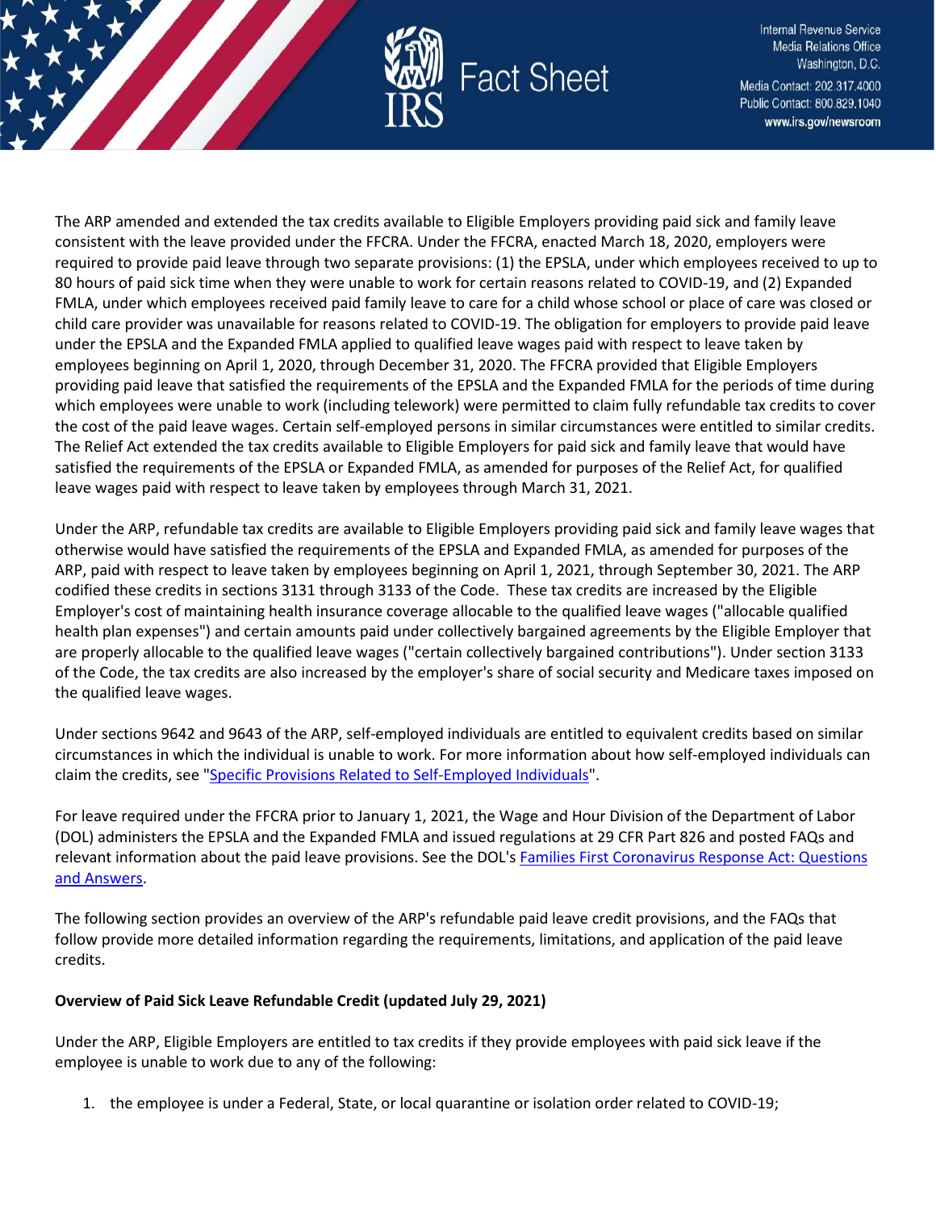The ARP amended and extended the tax credits available to Eligible Employers providing paid sick and family leave consistent with the leave provided under the FFCRA. Under the FFCRA, enacted March 18, 2020, employers were required to provide paid leave through two separate provisions: (1) the EPSLA, under which employees received to up to 80 hours of paid sick time when they were unable to work for certain reasons related to COVID-19, and (2) Expanded FMLA, under which employees received paid family leave to care for a child whose school or place of care was closed or child care provider was unavailable for reasons related to COVID-19. The obligation for employers to provide paid leave under the EPSLA and the Expanded FMLA applied to qualified leave wages paid with respect to leave taken by employees beginning on April 1, 2020, through December 31, 2020. The FFCRA provided that Eligible Employers providing paid leave that satisfied the requirements of the EPSLA and the Expanded FMLA for the periods of time during which employees were unable to work (including telework) were permitted to claim fully refundable tax credits to cover the cost of the paid leave wages. Certain self-employed persons in similar circumstances were entitled to similar credits. The Relief Act extended the tax credits available to Eligible Employers for paid sick and family leave that would have satisfied the requirements of the EPSLA or Expanded FMLA, as amended for purposes of the Relief Act, for qualified leave wages paid with respect to leave taken by employees through March 31, 2021.

Under the ARP, refundable tax credits are available to Eligible Employers providing paid sick and family leave wages that otherwise would have satisfied the requirements of the EPSLA and Expanded FMLA, as amended for purposes of the ARP, paid with respect to leave taken by employees beginning on April 1, 2021, through September 30, 2021. The ARP codified these credits in sections 3131 through 3133 of the Code. These tax credits are increased by the Eligible Employer's cost of maintaining health insurance coverage allocable to the qualified leave wages ("allocable qualified health plan expenses") and certain amounts paid under collectively bargained agreements by the Eligible Employer that are properly allocable to the qualified leave wages ("certain collectively bargained contributions"). Under section 3133 of the Code, the tax credits are also increased by the employer's share of social security and Medicare taxes imposed on the qualified leave wages.

Under sections 9642 and 9643 of the ARP, self-employed individuals are entitled to equivalent credits based on similar circumstances in which the individual is unable to work. For more information about how self-employed individuals can claim the credits, see "Specific Provisions Related to Self-Employed Individuals".

For leave required under the FFCRA prior to January 1, 2021, the Wage and Hour Division of the Department of Labor (DOL) administers the EPSLA and the Expanded FMLA and issued regulations at 29 CFR Part 826 and posted FAQs and relevant information about the paid leave provisions. See the DOL's Families First Coronavirus Response Act: Questions and Answers.

The following section provides an overview of the ARP's refundable paid leave credit provisions, and the FAQs that follow provide more detailed information regarding the requirements, limitations, and application of the paid leave credits.

**Overview of Paid Sick Leave Refundable Credit (updated July 29, 2021)**

Under the ARP, Eligible Employers are entitled to tax credits if they provide employees with paid sick leave if the employee is unable to work due to any of the following:

1. the employee is under a Federal, State, or local quarantine or isolation order related to COVID-19;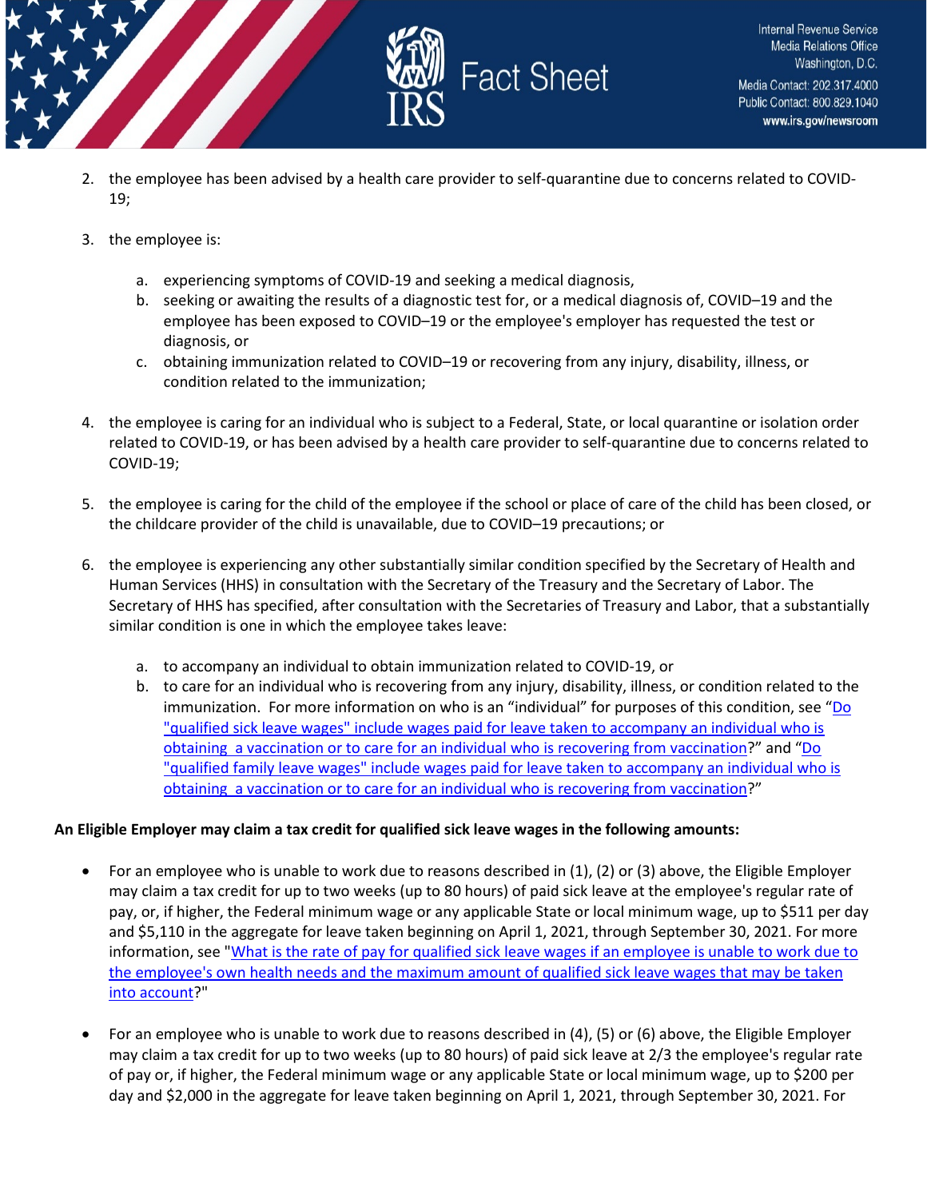2. the employee has been advised by a health care provider to self-quarantine due to concerns related to COVID-19;

3. the employee is:

   a. experiencing symptoms of COVID-19 and seeking a medical diagnosis,
   b. seeking or awaiting the results of a diagnostic test for, or a medical diagnosis of, COVID–19 and the employee has been exposed to COVID–19 or the employee's employer has requested the test or diagnosis, or
   c. obtaining immunization related to COVID–19 or recovering from any injury, disability, illness, or condition related to the immunization;

4. the employee is caring for an individual who is subject to a Federal, State, or local quarantine or isolation order related to COVID-19, or has been advised by a health care provider to self-quarantine due to concerns related to COVID-19;

5. the employee is caring for the child of the employee if the school or place of care of the child has been closed, or the childcare provider of the child is unavailable, due to COVID–19 precautions; or

6. the employee is experiencing any other substantially similar condition specified by the Secretary of Health and Human Services (HHS) in consultation with the Secretary of the Treasury and the Secretary of Labor. The Secretary of HHS has specified, after consultation with the Secretaries of Treasury and Labor, that a substantially similar condition is one in which the employee takes leave:

   a. to accompany an individual to obtain immunization related to COVID-19, or
   b. to care for an individual who is recovering from any injury, disability, illness, or condition related to the immunization. For more information on who is an "individual" for purposes of this condition, see "Do "qualified sick leave wages" include wages paid for leave taken to accompany an individual who is obtaining a vaccination or to care for an individual who is recovering from vaccination?" and "Do "qualified family leave wages" include wages paid for leave taken to accompany an individual who is obtaining a vaccination or to care for an individual who is recovering from vaccination?"

**An Eligible Employer may claim a tax credit for qualified sick leave wages in the following amounts:**

- For an employee who is unable to work due to reasons described in (1), (2) or (3) above, the Eligible Employer may claim a tax credit for up to two weeks (up to 80 hours) of paid sick leave at the employee's regular rate of pay, or, if higher, the Federal minimum wage or any applicable State or local minimum wage, up to $511 per day and $5,110 in the aggregate for leave taken beginning on April 1, 2021, through September 30, 2021. For more information, see "What is the rate of pay for qualified sick leave wages if an employee is unable to work due to the employee's own health needs and the maximum amount of qualified sick leave wages that may be taken into account?"

- For an employee who is unable to work due to reasons described in (4), (5) or (6) above, the Eligible Employer may claim a tax credit for up to two weeks (up to 80 hours) of paid sick leave at 2/3 the employee's regular rate of pay or, if higher, the Federal minimum wage or any applicable State or local minimum wage, up to $200 per day and $2,000 in the aggregate for leave taken beginning on April 1, 2021, through September 30, 2021. For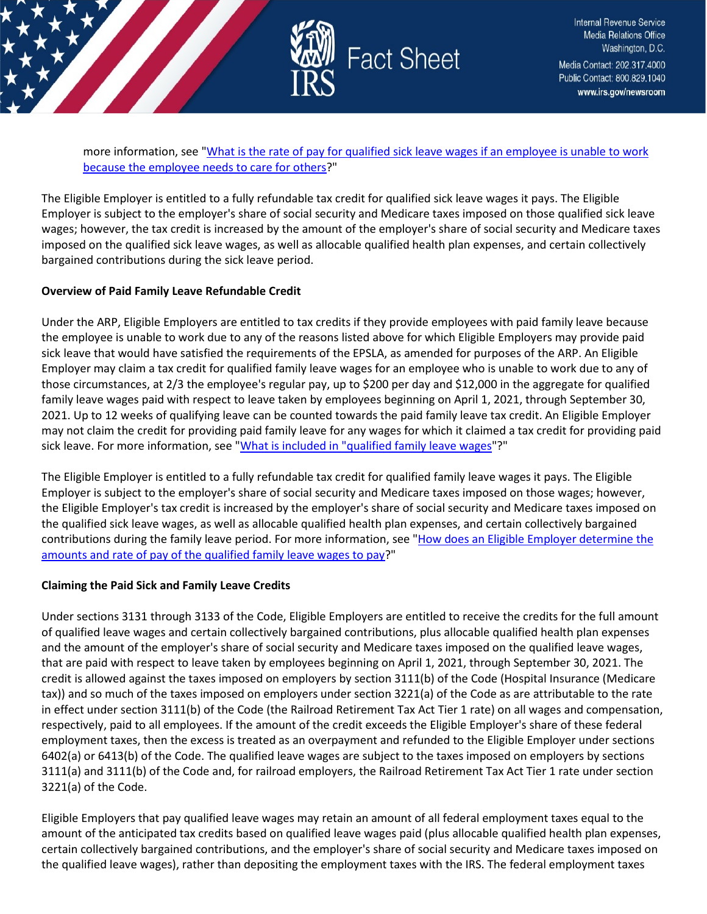more information, see "What is the rate of pay for qualified sick leave wages if an employee is unable to work because the employee needs to care for others?"

The Eligible Employer is entitled to a fully refundable tax credit for qualified sick leave wages it pays. The Eligible Employer is subject to the employer's share of social security and Medicare taxes imposed on those qualified sick leave wages; however, the tax credit is increased by the amount of the employer's share of social security and Medicare taxes imposed on the qualified sick leave wages, as well as allocable qualified health plan expenses, and certain collectively bargained contributions during the sick leave period.

**Overview of Paid Family Leave Refundable Credit**

Under the ARP, Eligible Employers are entitled to tax credits if they provide employees with paid family leave because the employee is unable to work due to any of the reasons listed above for which Eligible Employers may provide paid sick leave that would have satisfied the requirements of the EPSLA, as amended for purposes of the ARP. An Eligible Employer may claim a tax credit for qualified family leave wages for an employee who is unable to work due to any of those circumstances, at 2/3 the employee's regular pay, up to $200 per day and $12,000 in the aggregate for qualified family leave wages paid with respect to leave taken by employees beginning on April 1, 2021, through September 30, 2021. Up to 12 weeks of qualifying leave can be counted towards the paid family leave tax credit. An Eligible Employer may not claim the credit for providing paid family leave for any wages for which it claimed a tax credit for providing paid sick leave. For more information, see "What is included in "qualified family leave wages"?"

The Eligible Employer is entitled to a fully refundable tax credit for qualified family leave wages it pays. The Eligible Employer is subject to the employer's share of social security and Medicare taxes imposed on those wages; however, the Eligible Employer's tax credit is increased by the employer's share of social security and Medicare taxes imposed on the qualified sick leave wages, as well as allocable qualified health plan expenses, and certain collectively bargained contributions during the family leave period. For more information, see "How does an Eligible Employer determine the amounts and rate of pay of the qualified family leave wages to pay?"

**Claiming the Paid Sick and Family Leave Credits**

Under sections 3131 through 3133 of the Code, Eligible Employers are entitled to receive the credits for the full amount of qualified leave wages and certain collectively bargained contributions, plus allocable qualified health plan expenses and the amount of the employer's share of social security and Medicare taxes imposed on the qualified leave wages, that are paid with respect to leave taken by employees beginning on April 1, 2021, through September 30, 2021. The credit is allowed against the taxes imposed on employers by section 3111(b) of the Code (Hospital Insurance (Medicare tax)) and so much of the taxes imposed on employers under section 3221(a) of the Code as are attributable to the rate in effect under section 3111(b) of the Code (the Railroad Retirement Tax Act Tier 1 rate) on all wages and compensation, respectively, paid to all employees. If the amount of the credit exceeds the Eligible Employer's share of these federal employment taxes, then the excess is treated as an overpayment and refunded to the Eligible Employer under sections 6402(a) or 6413(b) of the Code. The qualified leave wages are subject to the taxes imposed on employers by sections 3111(a) and 3111(b) of the Code and, for railroad employers, the Railroad Retirement Tax Act Tier 1 rate under section 3221(a) of the Code.

Eligible Employers that pay qualified leave wages may retain an amount of all federal employment taxes equal to the amount of the anticipated tax credits based on qualified leave wages paid (plus allocable qualified health plan expenses, certain collectively bargained contributions, and the employer's share of social security and Medicare taxes imposed on the qualified leave wages), rather than depositing the employment taxes with the IRS. The federal employment taxes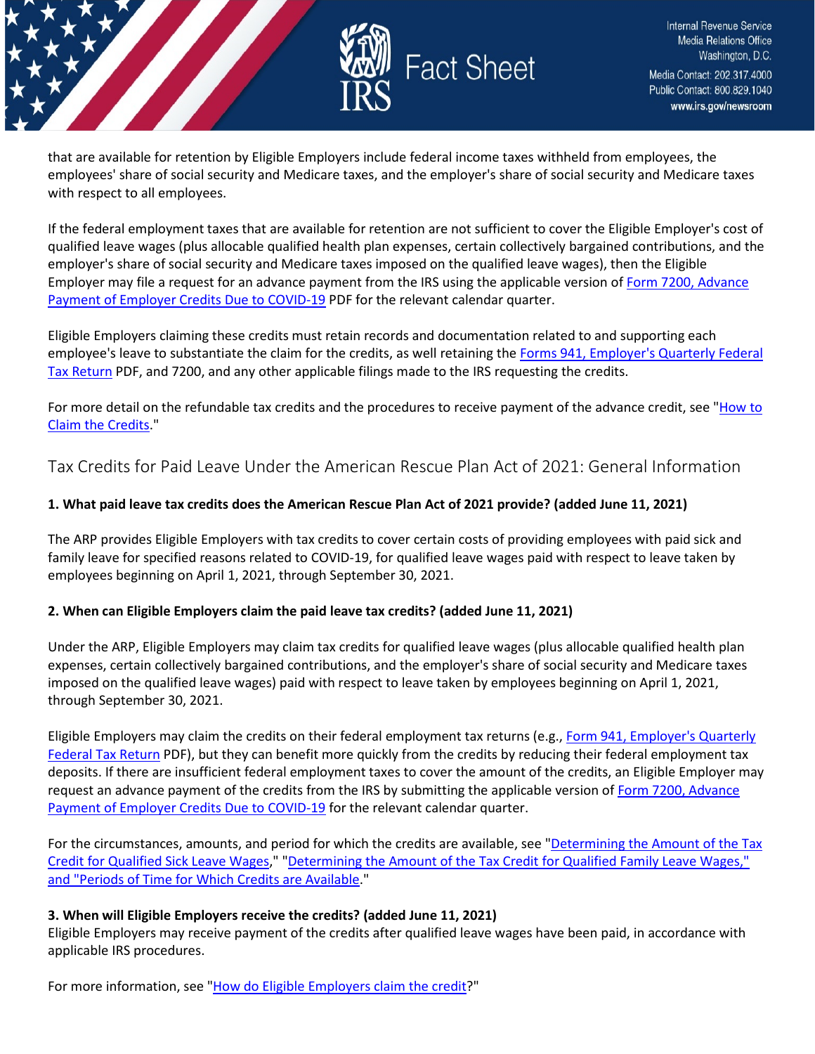that are available for retention by Eligible Employers include federal income taxes withheld from employees, the employees' share of social security and Medicare taxes, and the employer's share of social security and Medicare taxes with respect to all employees.

If the federal employment taxes that are available for retention are not sufficient to cover the Eligible Employer's cost of qualified leave wages (plus allocable qualified health plan expenses, certain collectively bargained contributions, and the employer's share of social security and Medicare taxes imposed on the qualified leave wages), then the Eligible Employer may file a request for an advance payment from the IRS using the applicable version of Form 7200, Advance Payment of Employer Credits Due to COVID-19 PDF for the relevant calendar quarter.

Eligible Employers claiming these credits must retain records and documentation related to and supporting each employee's leave to substantiate the claim for the credits, as well retaining the Forms 941, Employer's Quarterly Federal Tax Return PDF, and 7200, and any other applicable filings made to the IRS requesting the credits.

For more detail on the refundable tax credits and the procedures to receive payment of the advance credit, see "How to Claim the Credits."

## Tax Credits for Paid Leave Under the American Rescue Plan Act of 2021: General Information

**1. What paid leave tax credits does the American Rescue Plan Act of 2021 provide? (added June 11, 2021)**

The ARP provides Eligible Employers with tax credits to cover certain costs of providing employees with paid sick and family leave for specified reasons related to COVID-19, for qualified leave wages paid with respect to leave taken by employees beginning on April 1, 2021, through September 30, 2021.

**2. When can Eligible Employers claim the paid leave tax credits? (added June 11, 2021)**

Under the ARP, Eligible Employers may claim tax credits for qualified leave wages (plus allocable qualified health plan expenses, certain collectively bargained contributions, and the employer's share of social security and Medicare taxes imposed on the qualified leave wages) paid with respect to leave taken by employees beginning on April 1, 2021, through September 30, 2021.

Eligible Employers may claim the credits on their federal employment tax returns (e.g., Form 941, Employer's Quarterly Federal Tax Return PDF), but they can benefit more quickly from the credits by reducing their federal employment tax deposits. If there are insufficient federal employment taxes to cover the amount of the credits, an Eligible Employer may request an advance payment of the credits from the IRS by submitting the applicable version of Form 7200, Advance Payment of Employer Credits Due to COVID-19 for the relevant calendar quarter.

For the circumstances, amounts, and period for which the credits are available, see "Determining the Amount of the Tax Credit for Qualified Sick Leave Wages," "Determining the Amount of the Tax Credit for Qualified Family Leave Wages," and "Periods of Time for Which Credits are Available."

**3. When will Eligible Employers receive the credits? (added June 11, 2021)**

Eligible Employers may receive payment of the credits after qualified leave wages have been paid, in accordance with applicable IRS procedures.

For more information, see "How do Eligible Employers claim the credit?"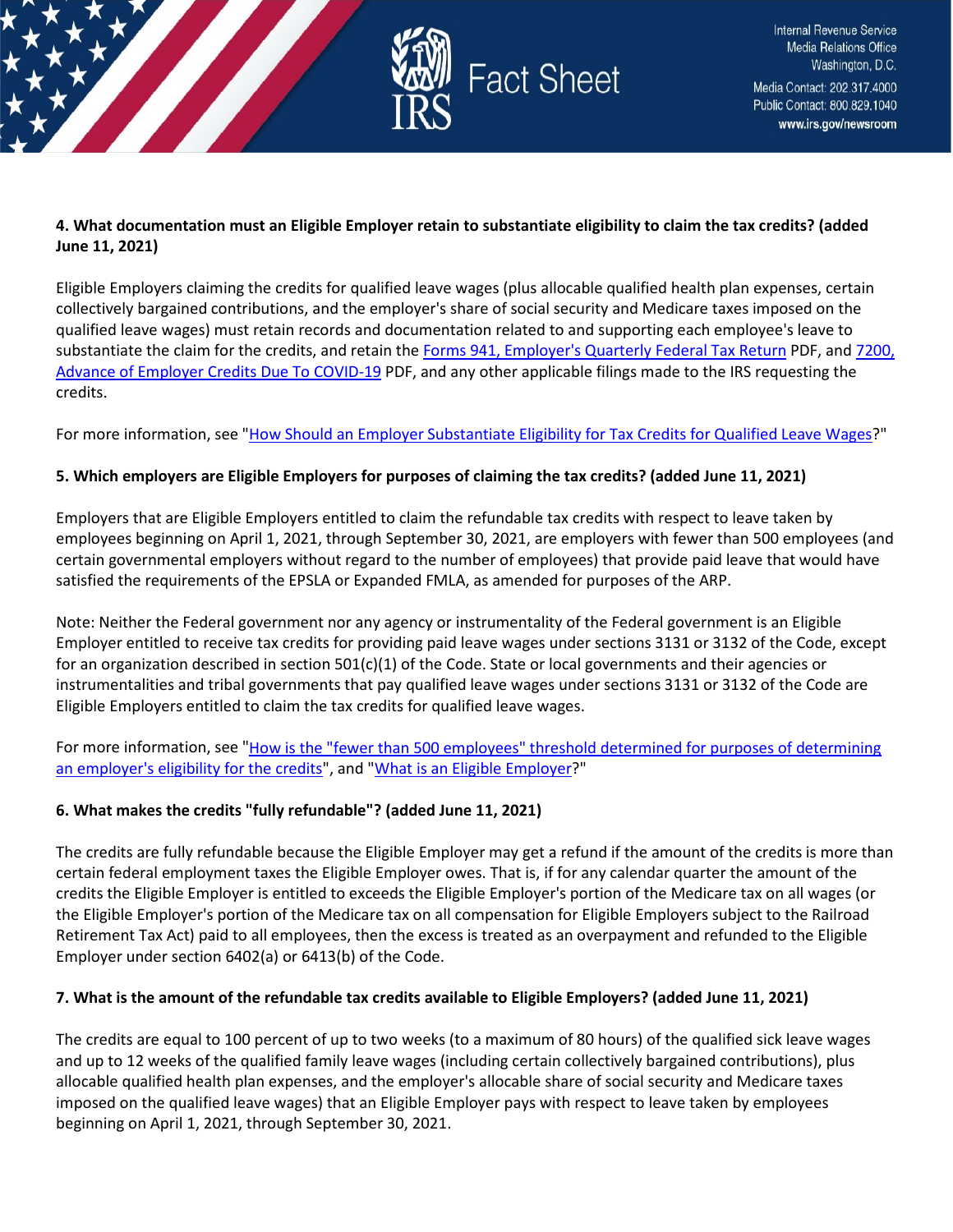**4. What documentation must an Eligible Employer retain to substantiate eligibility to claim the tax credits? (added June 11, 2021)**

Eligible Employers claiming the credits for qualified leave wages (plus allocable qualified health plan expenses, certain collectively bargained contributions, and the employer's share of social security and Medicare taxes imposed on the qualified leave wages) must retain records and documentation related to and supporting each employee's leave to substantiate the claim for the credits, and retain the Forms 941, Employer's Quarterly Federal Tax Return PDF, and 7200, Advance of Employer Credits Due To COVID-19 PDF, and any other applicable filings made to the IRS requesting the credits.

For more information, see "How Should an Employer Substantiate Eligibility for Tax Credits for Qualified Leave Wages?"

**5. Which employers are Eligible Employers for purposes of claiming the tax credits? (added June 11, 2021)**

Employers that are Eligible Employers entitled to claim the refundable tax credits with respect to leave taken by employees beginning on April 1, 2021, through September 30, 2021, are employers with fewer than 500 employees (and certain governmental employers without regard to the number of employees) that provide paid leave that would have satisfied the requirements of the EPSLA or Expanded FMLA, as amended for purposes of the ARP.

Note: Neither the Federal government nor any agency or instrumentality of the Federal government is an Eligible Employer entitled to receive tax credits for providing paid leave wages under sections 3131 or 3132 of the Code, except for an organization described in section 501(c)(1) of the Code. State or local governments and their agencies or instrumentalities and tribal governments that pay qualified leave wages under sections 3131 or 3132 of the Code are Eligible Employers entitled to claim the tax credits for qualified leave wages.

For more information, see "How is the "fewer than 500 employees" threshold determined for purposes of determining an employer's eligibility for the credits", and "What is an Eligible Employer?"

**6. What makes the credits "fully refundable"? (added June 11, 2021)**

The credits are fully refundable because the Eligible Employer may get a refund if the amount of the credits is more than certain federal employment taxes the Eligible Employer owes. That is, if for any calendar quarter the amount of the credits the Eligible Employer is entitled to exceeds the Eligible Employer's portion of the Medicare tax on all wages (or the Eligible Employer's portion of the Medicare tax on all compensation for Eligible Employers subject to the Railroad Retirement Tax Act) paid to all employees, then the excess is treated as an overpayment and refunded to the Eligible Employer under section 6402(a) or 6413(b) of the Code.

**7. What is the amount of the refundable tax credits available to Eligible Employers? (added June 11, 2021)**

The credits are equal to 100 percent of up to two weeks (to a maximum of 80 hours) of the qualified sick leave wages and up to 12 weeks of the qualified family leave wages (including certain collectively bargained contributions), plus allocable qualified health plan expenses, and the employer's allocable share of social security and Medicare taxes imposed on the qualified leave wages) that an Eligible Employer pays with respect to leave taken by employees beginning on April 1, 2021, through September 30, 2021.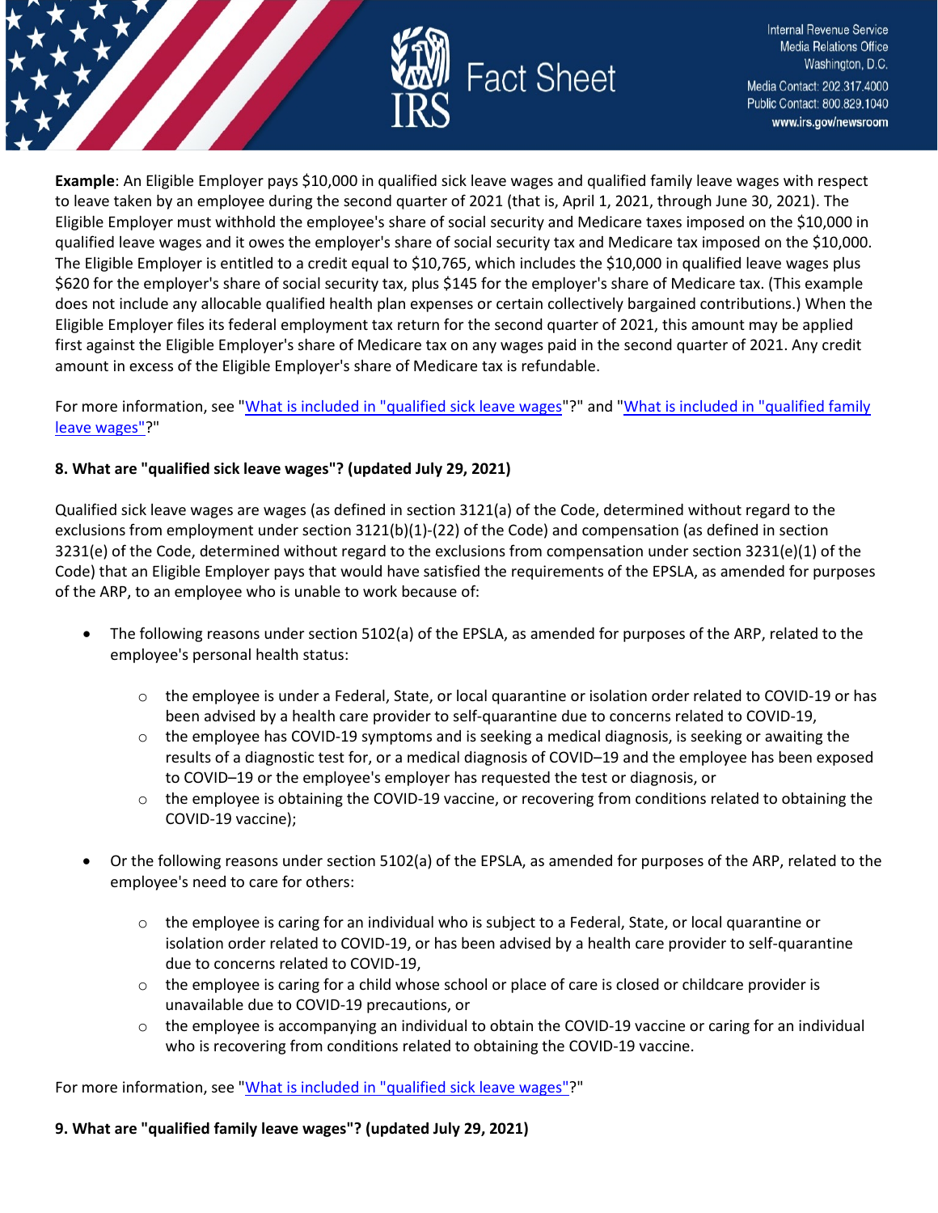**Example**: An Eligible Employer pays $10,000 in qualified sick leave wages and qualified family leave wages with respect to leave taken by an employee during the second quarter of 2021 (that is, April 1, 2021, through June 30, 2021). The Eligible Employer must withhold the employee's share of social security and Medicare taxes imposed on the $10,000 in qualified leave wages and it owes the employer's share of social security tax and Medicare tax imposed on the $10,000. The Eligible Employer is entitled to a credit equal to $10,765, which includes the $10,000 in qualified leave wages plus $620 for the employer's share of social security tax, plus $145 for the employer's share of Medicare tax. (This example does not include any allocable qualified health plan expenses or certain collectively bargained contributions.) When the Eligible Employer files its federal employment tax return for the second quarter of 2021, this amount may be applied first against the Eligible Employer's share of Medicare tax on any wages paid in the second quarter of 2021. Any credit amount in excess of the Eligible Employer's share of Medicare tax is refundable.

For more information, see "What is included in "qualified sick leave wages"?" and "What is included in "qualified family leave wages"?"

**8. What are "qualified sick leave wages"? (updated July 29, 2021)**

Qualified sick leave wages are wages (as defined in section 3121(a) of the Code, determined without regard to the exclusions from employment under section 3121(b)(1)-(22) of the Code) and compensation (as defined in section 3231(e) of the Code, determined without regard to the exclusions from compensation under section 3231(e)(1) of the Code) that an Eligible Employer pays that would have satisfied the requirements of the EPSLA, as amended for purposes of the ARP, to an employee who is unable to work because of:

- The following reasons under section 5102(a) of the EPSLA, as amended for purposes of the ARP, related to the employee's personal health status:
  - the employee is under a Federal, State, or local quarantine or isolation order related to COVID-19 or has been advised by a health care provider to self-quarantine due to concerns related to COVID-19,
  - the employee has COVID-19 symptoms and is seeking a medical diagnosis, is seeking or awaiting the results of a diagnostic test for, or a medical diagnosis of COVID–19 and the employee has been exposed to COVID–19 or the employee's employer has requested the test or diagnosis, or
  - the employee is obtaining the COVID-19 vaccine, or recovering from conditions related to obtaining the COVID-19 vaccine);
- Or the following reasons under section 5102(a) of the EPSLA, as amended for purposes of the ARP, related to the employee's need to care for others:
  - the employee is caring for an individual who is subject to a Federal, State, or local quarantine or isolation order related to COVID-19, or has been advised by a health care provider to self-quarantine due to concerns related to COVID-19,
  - the employee is caring for a child whose school or place of care is closed or childcare provider is unavailable due to COVID-19 precautions, or
  - the employee is accompanying an individual to obtain the COVID-19 vaccine or caring for an individual who is recovering from conditions related to obtaining the COVID-19 vaccine.

For more information, see "What is included in "qualified sick leave wages"?"

**9. What are "qualified family leave wages"? (updated July 29, 2021)**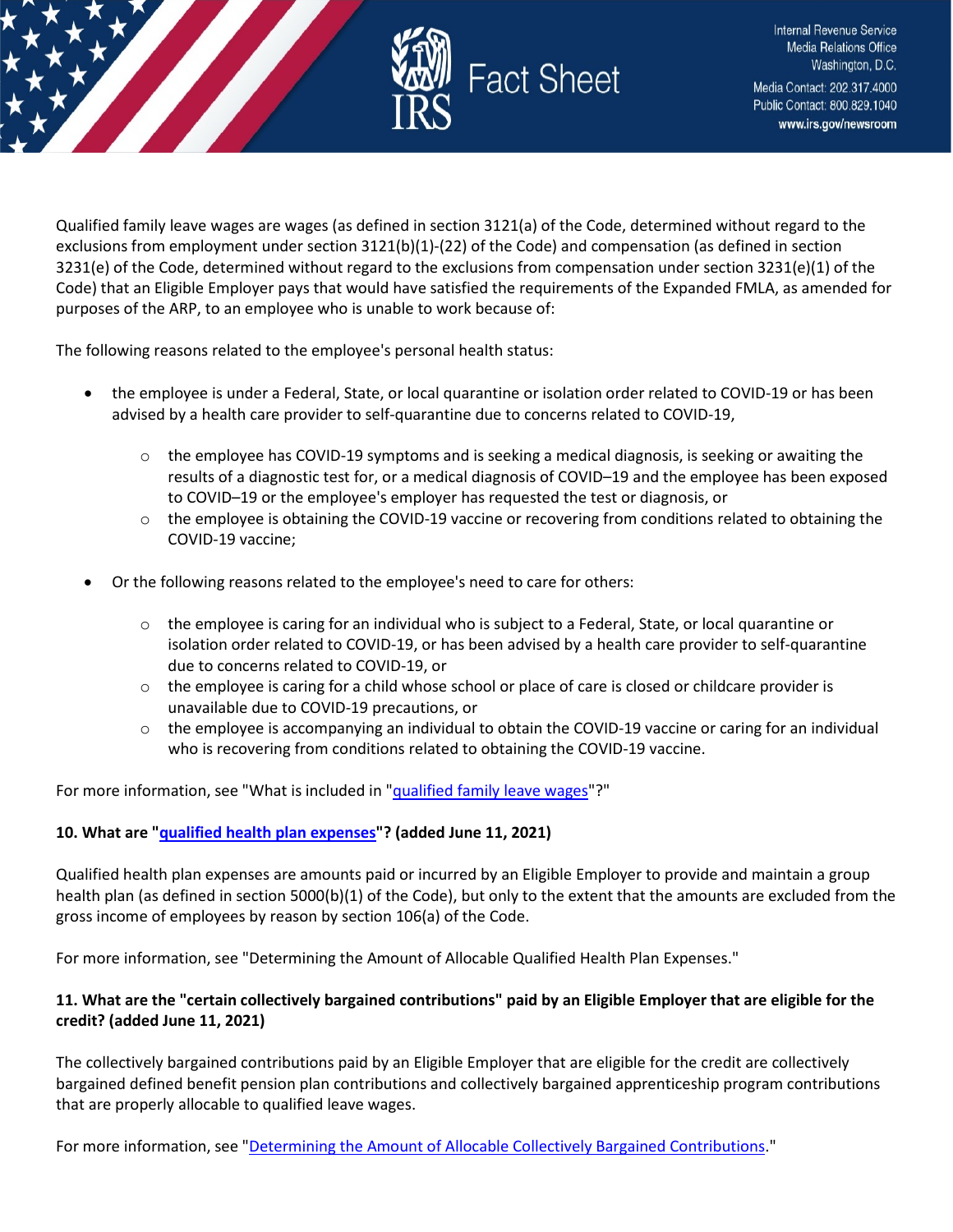Qualified family leave wages are wages (as defined in section 3121(a) of the Code, determined without regard to the exclusions from employment under section 3121(b)(1)-(22) of the Code) and compensation (as defined in section 3231(e) of the Code, determined without regard to the exclusions from compensation under section 3231(e)(1) of the Code) that an Eligible Employer pays that would have satisfied the requirements of the Expanded FMLA, as amended for purposes of the ARP, to an employee who is unable to work because of:

The following reasons related to the employee's personal health status:

- the employee is under a Federal, State, or local quarantine or isolation order related to COVID-19 or has been advised by a health care provider to self-quarantine due to concerns related to COVID-19,
  - the employee has COVID-19 symptoms and is seeking a medical diagnosis, is seeking or awaiting the results of a diagnostic test for, or a medical diagnosis of COVID–19 and the employee has been exposed to COVID–19 or the employee's employer has requested the test or diagnosis, or
  - the employee is obtaining the COVID-19 vaccine or recovering from conditions related to obtaining the COVID-19 vaccine;
- Or the following reasons related to the employee's need to care for others:
  - the employee is caring for an individual who is subject to a Federal, State, or local quarantine or isolation order related to COVID-19, or has been advised by a health care provider to self-quarantine due to concerns related to COVID-19, or
  - the employee is caring for a child whose school or place of care is closed or childcare provider is unavailable due to COVID-19 precautions, or
  - the employee is accompanying an individual to obtain the COVID-19 vaccine or caring for an individual who is recovering from conditions related to obtaining the COVID-19 vaccine.

For more information, see "What is included in "qualified family leave wages"?"

**10. What are "qualified health plan expenses"? (added June 11, 2021)**

Qualified health plan expenses are amounts paid or incurred by an Eligible Employer to provide and maintain a group health plan (as defined in section 5000(b)(1) of the Code), but only to the extent that the amounts are excluded from the gross income of employees by reason by section 106(a) of the Code.

For more information, see "Determining the Amount of Allocable Qualified Health Plan Expenses."

**11. What are the "certain collectively bargained contributions" paid by an Eligible Employer that are eligible for the credit? (added June 11, 2021)**

The collectively bargained contributions paid by an Eligible Employer that are eligible for the credit are collectively bargained defined benefit pension plan contributions and collectively bargained apprenticeship program contributions that are properly allocable to qualified leave wages.

For more information, see "Determining the Amount of Allocable Collectively Bargained Contributions."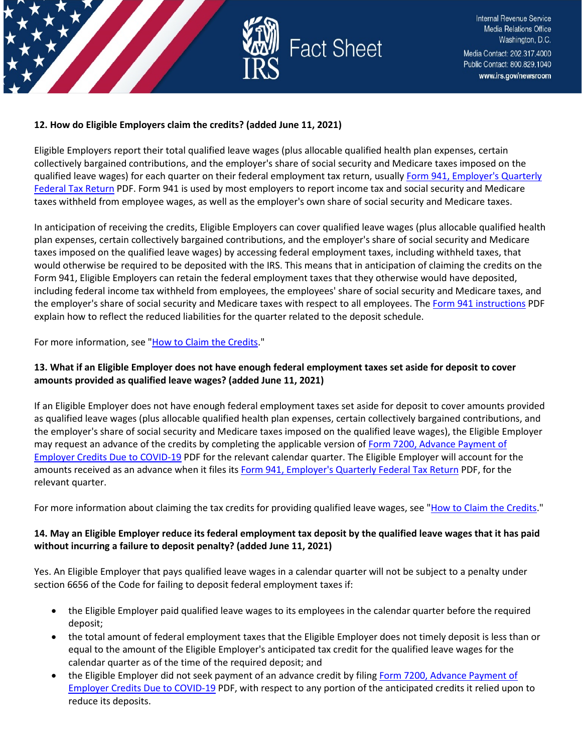**12. How do Eligible Employers claim the credits? (added June 11, 2021)**

Eligible Employers report their total qualified leave wages (plus allocable qualified health plan expenses, certain collectively bargained contributions, and the employer's share of social security and Medicare taxes imposed on the qualified leave wages) for each quarter on their federal employment tax return, usually Form 941, Employer's Quarterly Federal Tax Return PDF. Form 941 is used by most employers to report income tax and social security and Medicare taxes withheld from employee wages, as well as the employer's own share of social security and Medicare taxes.

In anticipation of receiving the credits, Eligible Employers can cover qualified leave wages (plus allocable qualified health plan expenses, certain collectively bargained contributions, and the employer's share of social security and Medicare taxes imposed on the qualified leave wages) by accessing federal employment taxes, including withheld taxes, that would otherwise be required to be deposited with the IRS. This means that in anticipation of claiming the credits on the Form 941, Eligible Employers can retain the federal employment taxes that they otherwise would have deposited, including federal income tax withheld from employees, the employees' share of social security and Medicare taxes, and the employer's share of social security and Medicare taxes with respect to all employees. The Form 941 instructions PDF explain how to reflect the reduced liabilities for the quarter related to the deposit schedule.

For more information, see "How to Claim the Credits."

**13. What if an Eligible Employer does not have enough federal employment taxes set aside for deposit to cover amounts provided as qualified leave wages? (added June 11, 2021)**

If an Eligible Employer does not have enough federal employment taxes set aside for deposit to cover amounts provided as qualified leave wages (plus allocable qualified health plan expenses, certain collectively bargained contributions, and the employer's share of social security and Medicare taxes imposed on the qualified leave wages), the Eligible Employer may request an advance of the credits by completing the applicable version of Form 7200, Advance Payment of Employer Credits Due to COVID-19 PDF for the relevant calendar quarter. The Eligible Employer will account for the amounts received as an advance when it files its Form 941, Employer's Quarterly Federal Tax Return PDF, for the relevant quarter.

For more information about claiming the tax credits for providing qualified leave wages, see "How to Claim the Credits."

**14. May an Eligible Employer reduce its federal employment tax deposit by the qualified leave wages that it has paid without incurring a failure to deposit penalty? (added June 11, 2021)**

Yes. An Eligible Employer that pays qualified leave wages in a calendar quarter will not be subject to a penalty under section 6656 of the Code for failing to deposit federal employment taxes if:

- the Eligible Employer paid qualified leave wages to its employees in the calendar quarter before the required deposit;
- the total amount of federal employment taxes that the Eligible Employer does not timely deposit is less than or equal to the amount of the Eligible Employer's anticipated tax credit for the qualified leave wages for the calendar quarter as of the time of the required deposit; and
- the Eligible Employer did not seek payment of an advance credit by filing Form 7200, Advance Payment of Employer Credits Due to COVID-19 PDF, with respect to any portion of the anticipated credits it relied upon to reduce its deposits.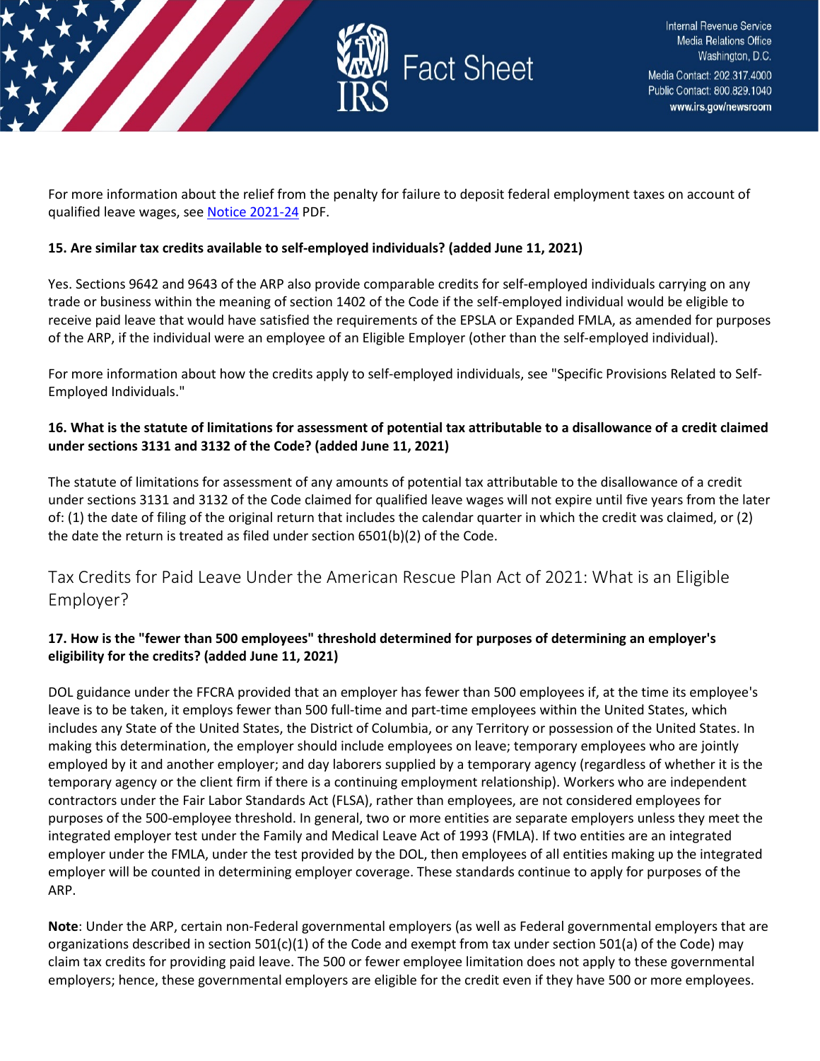For more information about the relief from the penalty for failure to deposit federal employment taxes on account of qualified leave wages, see [Notice 2021-24](Notice 2021-24) PDF.

**15. Are similar tax credits available to self-employed individuals? (added June 11, 2021)**

Yes. Sections 9642 and 9643 of the ARP also provide comparable credits for self-employed individuals carrying on any trade or business within the meaning of section 1402 of the Code if the self-employed individual would be eligible to receive paid leave that would have satisfied the requirements of the EPSLA or Expanded FMLA, as amended for purposes of the ARP, if the individual were an employee of an Eligible Employer (other than the self-employed individual).

For more information about how the credits apply to self-employed individuals, see "Specific Provisions Related to Self-Employed Individuals."

**16. What is the statute of limitations for assessment of potential tax attributable to a disallowance of a credit claimed under sections 3131 and 3132 of the Code? (added June 11, 2021)**

The statute of limitations for assessment of any amounts of potential tax attributable to the disallowance of a credit under sections 3131 and 3132 of the Code claimed for qualified leave wages will not expire until five years from the later of: (1) the date of filing of the original return that includes the calendar quarter in which the credit was claimed, or (2) the date the return is treated as filed under section 6501(b)(2) of the Code.

## Tax Credits for Paid Leave Under the American Rescue Plan Act of 2021: What is an Eligible Employer?

**17. How is the "fewer than 500 employees" threshold determined for purposes of determining an employer's eligibility for the credits? (added June 11, 2021)**

DOL guidance under the FFCRA provided that an employer has fewer than 500 employees if, at the time its employee's leave is to be taken, it employs fewer than 500 full-time and part-time employees within the United States, which includes any State of the United States, the District of Columbia, or any Territory or possession of the United States. In making this determination, the employer should include employees on leave; temporary employees who are jointly employed by it and another employer; and day laborers supplied by a temporary agency (regardless of whether it is the temporary agency or the client firm if there is a continuing employment relationship). Workers who are independent contractors under the Fair Labor Standards Act (FLSA), rather than employees, are not considered employees for purposes of the 500-employee threshold. In general, two or more entities are separate employers unless they meet the integrated employer test under the Family and Medical Leave Act of 1993 (FMLA). If two entities are an integrated employer under the FMLA, under the test provided by the DOL, then employees of all entities making up the integrated employer will be counted in determining employer coverage. These standards continue to apply for purposes of the ARP.

**Note**: Under the ARP, certain non-Federal governmental employers (as well as Federal governmental employers that are organizations described in section 501(c)(1) of the Code and exempt from tax under section 501(a) of the Code) may claim tax credits for providing paid leave. The 500 or fewer employee limitation does not apply to these governmental employers; hence, these governmental employers are eligible for the credit even if they have 500 or more employees.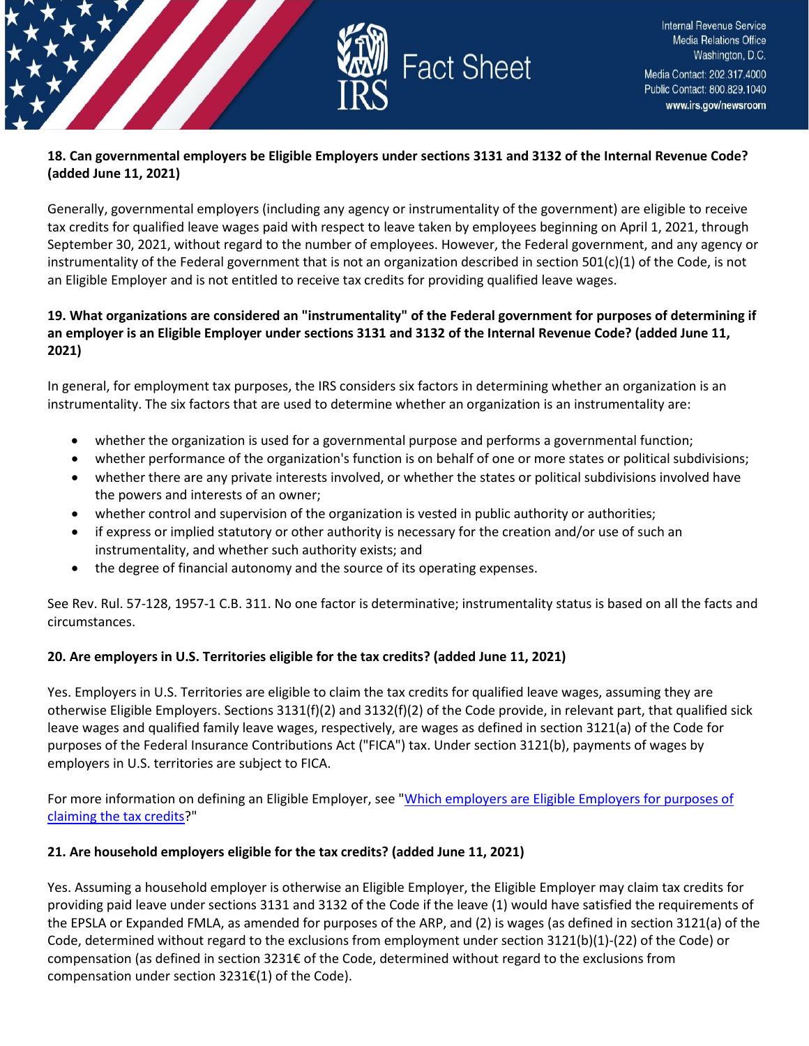**18. Can governmental employers be Eligible Employers under sections 3131 and 3132 of the Internal Revenue Code? (added June 11, 2021)**

Generally, governmental employers (including any agency or instrumentality of the government) are eligible to receive tax credits for qualified leave wages paid with respect to leave taken by employees beginning on April 1, 2021, through September 30, 2021, without regard to the number of employees. However, the Federal government, and any agency or instrumentality of the Federal government that is not an organization described in section 501(c)(1) of the Code, is not an Eligible Employer and is not entitled to receive tax credits for providing qualified leave wages.

**19. What organizations are considered an "instrumentality" of the Federal government for purposes of determining if an employer is an Eligible Employer under sections 3131 and 3132 of the Internal Revenue Code? (added June 11, 2021)**

In general, for employment tax purposes, the IRS considers six factors in determining whether an organization is an instrumentality. The six factors that are used to determine whether an organization is an instrumentality are:

- whether the organization is used for a governmental purpose and performs a governmental function;
- whether performance of the organization's function is on behalf of one or more states or political subdivisions;
- whether there are any private interests involved, or whether the states or political subdivisions involved have the powers and interests of an owner;
- whether control and supervision of the organization is vested in public authority or authorities;
- if express or implied statutory or other authority is necessary for the creation and/or use of such an instrumentality, and whether such authority exists; and
- the degree of financial autonomy and the source of its operating expenses.

See Rev. Rul. 57-128, 1957-1 C.B. 311. No one factor is determinative; instrumentality status is based on all the facts and circumstances.

**20. Are employers in U.S. Territories eligible for the tax credits? (added June 11, 2021)**

Yes. Employers in U.S. Territories are eligible to claim the tax credits for qualified leave wages, assuming they are otherwise Eligible Employers. Sections 3131(f)(2) and 3132(f)(2) of the Code provide, in relevant part, that qualified sick leave wages and qualified family leave wages, respectively, are wages as defined in section 3121(a) of the Code for purposes of the Federal Insurance Contributions Act ("FICA") tax. Under section 3121(b), payments of wages by employers in U.S. territories are subject to FICA.

For more information on defining an Eligible Employer, see "[Which employers are Eligible Employers for purposes of claiming the tax credits](#)?"

**21. Are household employers eligible for the tax credits? (added June 11, 2021)**

Yes. Assuming a household employer is otherwise an Eligible Employer, the Eligible Employer may claim tax credits for providing paid leave under sections 3131 and 3132 of the Code if the leave (1) would have satisfied the requirements of the EPSLA or Expanded FMLA, as amended for purposes of the ARP, and (2) is wages (as defined in section 3121(a) of the Code, determined without regard to the exclusions from employment under section 3121(b)(1)-(22) of the Code) or compensation (as defined in section 3231€ of the Code, determined without regard to the exclusions from compensation under section 3231€(1) of the Code).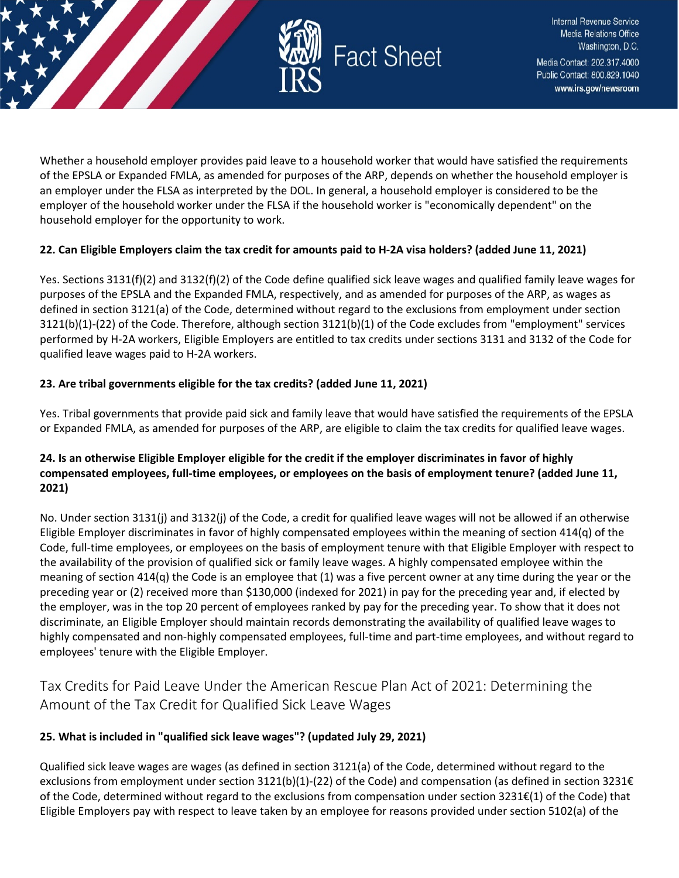Whether a household employer provides paid leave to a household worker that would have satisfied the requirements of the EPSLA or Expanded FMLA, as amended for purposes of the ARP, depends on whether the household employer is an employer under the FLSA as interpreted by the DOL. In general, a household employer is considered to be the employer of the household worker under the FLSA if the household worker is "economically dependent" on the household employer for the opportunity to work.

**22. Can Eligible Employers claim the tax credit for amounts paid to H-2A visa holders? (added June 11, 2021)**

Yes. Sections 3131(f)(2) and 3132(f)(2) of the Code define qualified sick leave wages and qualified family leave wages for purposes of the EPSLA and the Expanded FMLA, respectively, and as amended for purposes of the ARP, as wages as defined in section 3121(a) of the Code, determined without regard to the exclusions from employment under section 3121(b)(1)-(22) of the Code. Therefore, although section 3121(b)(1) of the Code excludes from "employment" services performed by H-2A workers, Eligible Employers are entitled to tax credits under sections 3131 and 3132 of the Code for qualified leave wages paid to H-2A workers.

**23. Are tribal governments eligible for the tax credits? (added June 11, 2021)**

Yes. Tribal governments that provide paid sick and family leave that would have satisfied the requirements of the EPSLA or Expanded FMLA, as amended for purposes of the ARP, are eligible to claim the tax credits for qualified leave wages.

**24. Is an otherwise Eligible Employer eligible for the credit if the employer discriminates in favor of highly compensated employees, full-time employees, or employees on the basis of employment tenure? (added June 11, 2021)**

No. Under section 3131(j) and 3132(j) of the Code, a credit for qualified leave wages will not be allowed if an otherwise Eligible Employer discriminates in favor of highly compensated employees within the meaning of section 414(q) of the Code, full-time employees, or employees on the basis of employment tenure with that Eligible Employer with respect to the availability of the provision of qualified sick or family leave wages. A highly compensated employee within the meaning of section 414(q) the Code is an employee that (1) was a five percent owner at any time during the year or the preceding year or (2) received more than $130,000 (indexed for 2021) in pay for the preceding year and, if elected by the employer, was in the top 20 percent of employees ranked by pay for the preceding year. To show that it does not discriminate, an Eligible Employer should maintain records demonstrating the availability of qualified leave wages to highly compensated and non-highly compensated employees, full-time and part-time employees, and without regard to employees' tenure with the Eligible Employer.

## Tax Credits for Paid Leave Under the American Rescue Plan Act of 2021: Determining the Amount of the Tax Credit for Qualified Sick Leave Wages

**25. What is included in "qualified sick leave wages"? (updated July 29, 2021)**

Qualified sick leave wages are wages (as defined in section 3121(a) of the Code, determined without regard to the exclusions from employment under section 3121(b)(1)-(22) of the Code) and compensation (as defined in section 3231€ of the Code, determined without regard to the exclusions from compensation under section 3231€(1) of the Code) that Eligible Employers pay with respect to leave taken by an employee for reasons provided under section 5102(a) of the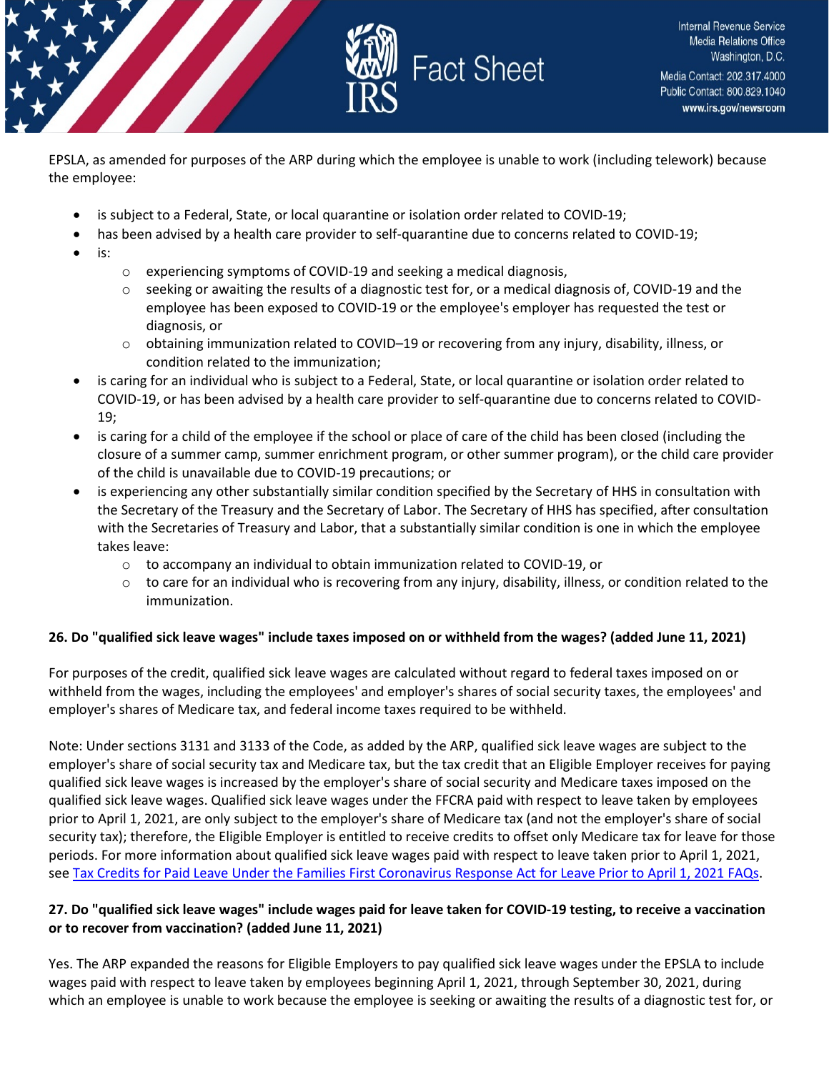EPSLA, as amended for purposes of the ARP during which the employee is unable to work (including telework) because the employee:

- is subject to a Federal, State, or local quarantine or isolation order related to COVID-19;
- has been advised by a health care provider to self-quarantine due to concerns related to COVID-19;
- is:
  - experiencing symptoms of COVID-19 and seeking a medical diagnosis,
  - seeking or awaiting the results of a diagnostic test for, or a medical diagnosis of, COVID-19 and the employee has been exposed to COVID-19 or the employee's employer has requested the test or diagnosis, or
  - obtaining immunization related to COVID–19 or recovering from any injury, disability, illness, or condition related to the immunization;
- is caring for an individual who is subject to a Federal, State, or local quarantine or isolation order related to COVID-19, or has been advised by a health care provider to self-quarantine due to concerns related to COVID-19;
- is caring for a child of the employee if the school or place of care of the child has been closed (including the closure of a summer camp, summer enrichment program, or other summer program), or the child care provider of the child is unavailable due to COVID-19 precautions; or
- is experiencing any other substantially similar condition specified by the Secretary of HHS in consultation with the Secretary of the Treasury and the Secretary of Labor. The Secretary of HHS has specified, after consultation with the Secretaries of Treasury and Labor, that a substantially similar condition is one in which the employee takes leave:
  - to accompany an individual to obtain immunization related to COVID-19, or
  - to care for an individual who is recovering from any injury, disability, illness, or condition related to the immunization.

**26. Do "qualified sick leave wages" include taxes imposed on or withheld from the wages? (added June 11, 2021)**

For purposes of the credit, qualified sick leave wages are calculated without regard to federal taxes imposed on or withheld from the wages, including the employees' and employer's shares of social security taxes, the employees' and employer's shares of Medicare tax, and federal income taxes required to be withheld.

Note: Under sections 3131 and 3133 of the Code, as added by the ARP, qualified sick leave wages are subject to the employer's share of social security tax and Medicare tax, but the tax credit that an Eligible Employer receives for paying qualified sick leave wages is increased by the employer's share of social security and Medicare taxes imposed on the qualified sick leave wages. Qualified sick leave wages under the FFCRA paid with respect to leave taken by employees prior to April 1, 2021, are only subject to the employer's share of Medicare tax (and not the employer's share of social security tax); therefore, the Eligible Employer is entitled to receive credits to offset only Medicare tax for leave for those periods. For more information about qualified sick leave wages paid with respect to leave taken prior to April 1, 2021, see [Tax Credits for Paid Leave Under the Families First Coronavirus Response Act for Leave Prior to April 1, 2021 FAQs](#).

**27. Do "qualified sick leave wages" include wages paid for leave taken for COVID-19 testing, to receive a vaccination or to recover from vaccination? (added June 11, 2021)**

Yes. The ARP expanded the reasons for Eligible Employers to pay qualified sick leave wages under the EPSLA to include wages paid with respect to leave taken by employees beginning April 1, 2021, through September 30, 2021, during which an employee is unable to work because the employee is seeking or awaiting the results of a diagnostic test for, or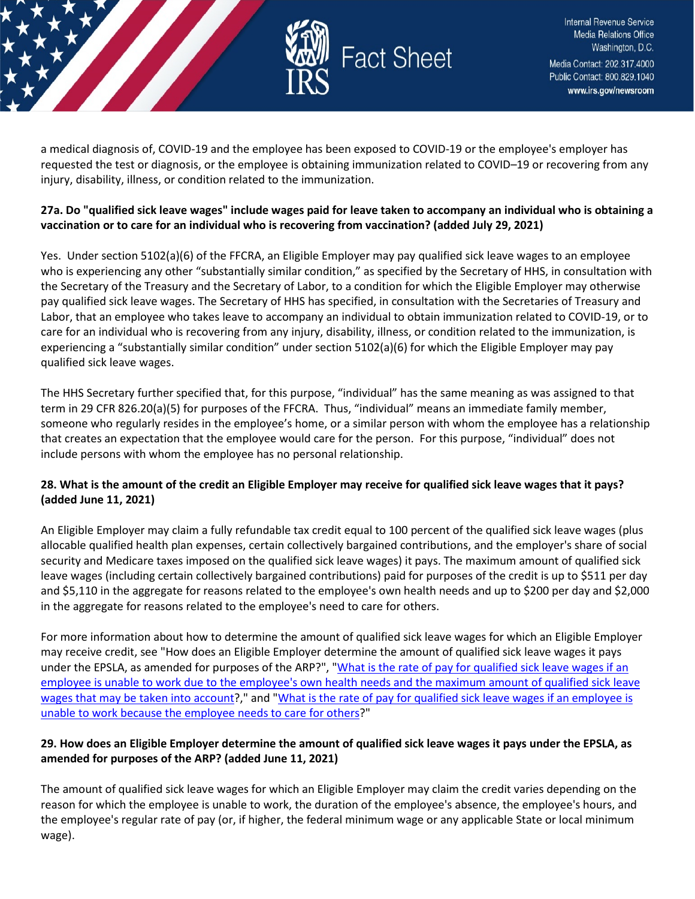a medical diagnosis of, COVID-19 and the employee has been exposed to COVID-19 or the employee's employer has requested the test or diagnosis, or the employee is obtaining immunization related to COVID–19 or recovering from any injury, disability, illness, or condition related to the immunization.

**27a. Do "qualified sick leave wages" include wages paid for leave taken to accompany an individual who is obtaining a vaccination or to care for an individual who is recovering from vaccination? (added July 29, 2021)**

Yes. Under section 5102(a)(6) of the FFCRA, an Eligible Employer may pay qualified sick leave wages to an employee who is experiencing any other "substantially similar condition," as specified by the Secretary of HHS, in consultation with the Secretary of the Treasury and the Secretary of Labor, to a condition for which the Eligible Employer may otherwise pay qualified sick leave wages. The Secretary of HHS has specified, in consultation with the Secretaries of Treasury and Labor, that an employee who takes leave to accompany an individual to obtain immunization related to COVID-19, or to care for an individual who is recovering from any injury, disability, illness, or condition related to the immunization, is experiencing a "substantially similar condition" under section 5102(a)(6) for which the Eligible Employer may pay qualified sick leave wages.

The HHS Secretary further specified that, for this purpose, "individual" has the same meaning as was assigned to that term in 29 CFR 826.20(a)(5) for purposes of the FFCRA. Thus, "individual" means an immediate family member, someone who regularly resides in the employee's home, or a similar person with whom the employee has a relationship that creates an expectation that the employee would care for the person. For this purpose, "individual" does not include persons with whom the employee has no personal relationship.

**28. What is the amount of the credit an Eligible Employer may receive for qualified sick leave wages that it pays? (added June 11, 2021)**

An Eligible Employer may claim a fully refundable tax credit equal to 100 percent of the qualified sick leave wages (plus allocable qualified health plan expenses, certain collectively bargained contributions, and the employer's share of social security and Medicare taxes imposed on the qualified sick leave wages) it pays. The maximum amount of qualified sick leave wages (including certain collectively bargained contributions) paid for purposes of the credit is up to $511 per day and $5,110 in the aggregate for reasons related to the employee's own health needs and up to $200 per day and $2,000 in the aggregate for reasons related to the employee's need to care for others.

For more information about how to determine the amount of qualified sick leave wages for which an Eligible Employer may receive credit, see "How does an Eligible Employer determine the amount of qualified sick leave wages it pays under the EPSLA, as amended for purposes of the ARP?", "What is the rate of pay for qualified sick leave wages if an employee is unable to work due to the employee's own health needs and the maximum amount of qualified sick leave wages that may be taken into account?," and "What is the rate of pay for qualified sick leave wages if an employee is unable to work because the employee needs to care for others?"

**29. How does an Eligible Employer determine the amount of qualified sick leave wages it pays under the EPSLA, as amended for purposes of the ARP? (added June 11, 2021)**

The amount of qualified sick leave wages for which an Eligible Employer may claim the credit varies depending on the reason for which the employee is unable to work, the duration of the employee's absence, the employee's hours, and the employee's regular rate of pay (or, if higher, the federal minimum wage or any applicable State or local minimum wage).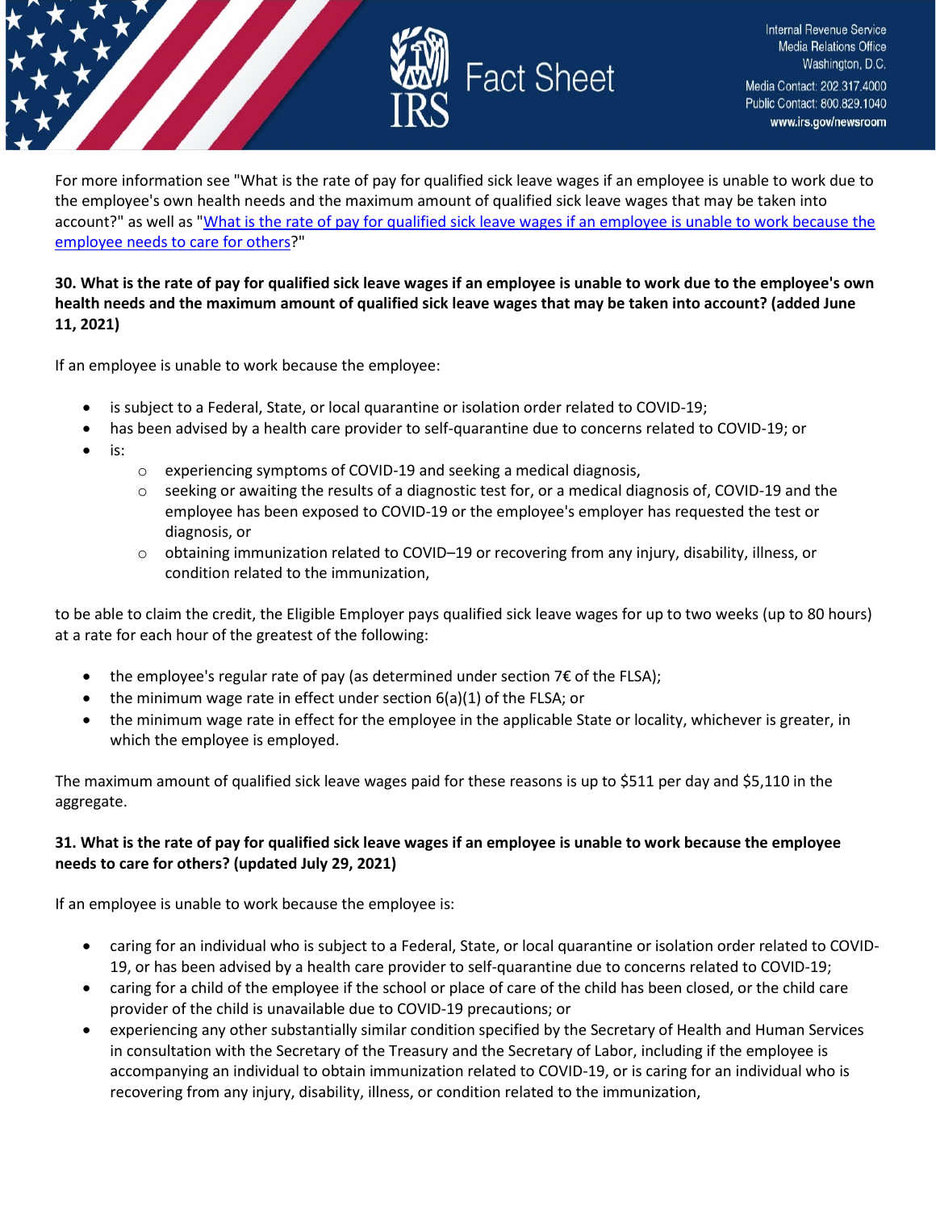For more information see "What is the rate of pay for qualified sick leave wages if an employee is unable to work due to the employee's own health needs and the maximum amount of qualified sick leave wages that may be taken into account?" as well as "[What is the rate of pay for qualified sick leave wages if an employee is unable to work because the employee needs to care for others]?"

**30. What is the rate of pay for qualified sick leave wages if an employee is unable to work due to the employee's own health needs and the maximum amount of qualified sick leave wages that may be taken into account? (added June 11, 2021)**

If an employee is unable to work because the employee:

- is subject to a Federal, State, or local quarantine or isolation order related to COVID-19;
- has been advised by a health care provider to self-quarantine due to concerns related to COVID-19; or
- is:
  - experiencing symptoms of COVID-19 and seeking a medical diagnosis,
  - seeking or awaiting the results of a diagnostic test for, or a medical diagnosis of, COVID-19 and the employee has been exposed to COVID-19 or the employee's employer has requested the test or diagnosis, or
  - obtaining immunization related to COVID–19 or recovering from any injury, disability, illness, or condition related to the immunization,

to be able to claim the credit, the Eligible Employer pays qualified sick leave wages for up to two weeks (up to 80 hours) at a rate for each hour of the greatest of the following:

- the employee's regular rate of pay (as determined under section 7€ of the FLSA);
- the minimum wage rate in effect under section 6(a)(1) of the FLSA; or
- the minimum wage rate in effect for the employee in the applicable State or locality, whichever is greater, in which the employee is employed.

The maximum amount of qualified sick leave wages paid for these reasons is up to $511 per day and $5,110 in the aggregate.

**31. What is the rate of pay for qualified sick leave wages if an employee is unable to work because the employee needs to care for others? (updated July 29, 2021)**

If an employee is unable to work because the employee is:

- caring for an individual who is subject to a Federal, State, or local quarantine or isolation order related to COVID-19, or has been advised by a health care provider to self-quarantine due to concerns related to COVID-19;
- caring for a child of the employee if the school or place of care of the child has been closed, or the child care provider of the child is unavailable due to COVID-19 precautions; or
- experiencing any other substantially similar condition specified by the Secretary of Health and Human Services in consultation with the Secretary of the Treasury and the Secretary of Labor, including if the employee is accompanying an individual to obtain immunization related to COVID-19, or is caring for an individual who is recovering from any injury, disability, illness, or condition related to the immunization,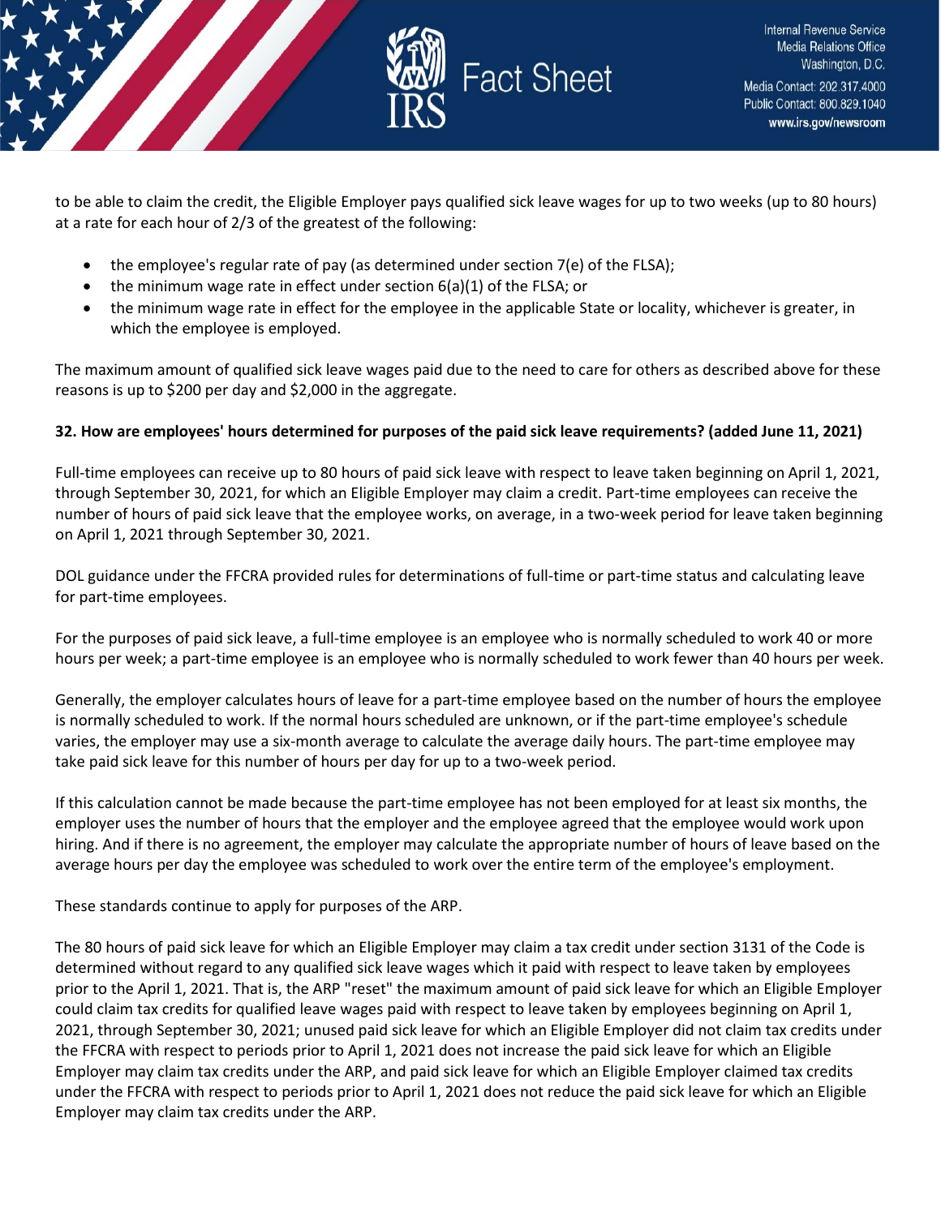to be able to claim the credit, the Eligible Employer pays qualified sick leave wages for up to two weeks (up to 80 hours) at a rate for each hour of 2/3 of the greatest of the following:

- the employee's regular rate of pay (as determined under section 7(e) of the FLSA);
- the minimum wage rate in effect under section 6(a)(1) of the FLSA; or
- the minimum wage rate in effect for the employee in the applicable State or locality, whichever is greater, in which the employee is employed.

The maximum amount of qualified sick leave wages paid due to the need to care for others as described above for these reasons is up to $200 per day and $2,000 in the aggregate.

**32. How are employees' hours determined for purposes of the paid sick leave requirements? (added June 11, 2021)**

Full-time employees can receive up to 80 hours of paid sick leave with respect to leave taken beginning on April 1, 2021, through September 30, 2021, for which an Eligible Employer may claim a credit. Part-time employees can receive the number of hours of paid sick leave that the employee works, on average, in a two-week period for leave taken beginning on April 1, 2021 through September 30, 2021.

DOL guidance under the FFCRA provided rules for determinations of full-time or part-time status and calculating leave for part-time employees.

For the purposes of paid sick leave, a full-time employee is an employee who is normally scheduled to work 40 or more hours per week; a part-time employee is an employee who is normally scheduled to work fewer than 40 hours per week.

Generally, the employer calculates hours of leave for a part-time employee based on the number of hours the employee is normally scheduled to work. If the normal hours scheduled are unknown, or if the part-time employee's schedule varies, the employer may use a six-month average to calculate the average daily hours. The part-time employee may take paid sick leave for this number of hours per day for up to a two-week period.

If this calculation cannot be made because the part-time employee has not been employed for at least six months, the employer uses the number of hours that the employer and the employee agreed that the employee would work upon hiring. And if there is no agreement, the employer may calculate the appropriate number of hours of leave based on the average hours per day the employee was scheduled to work over the entire term of the employee's employment.

These standards continue to apply for purposes of the ARP.

The 80 hours of paid sick leave for which an Eligible Employer may claim a tax credit under section 3131 of the Code is determined without regard to any qualified sick leave wages which it paid with respect to leave taken by employees prior to the April 1, 2021. That is, the ARP "reset" the maximum amount of paid sick leave for which an Eligible Employer could claim tax credits for qualified leave wages paid with respect to leave taken by employees beginning on April 1, 2021, through September 30, 2021; unused paid sick leave for which an Eligible Employer did not claim tax credits under the FFCRA with respect to periods prior to April 1, 2021 does not increase the paid sick leave for which an Eligible Employer may claim tax credits under the ARP, and paid sick leave for which an Eligible Employer claimed tax credits under the FFCRA with respect to periods prior to April 1, 2021 does not reduce the paid sick leave for which an Eligible Employer may claim tax credits under the ARP.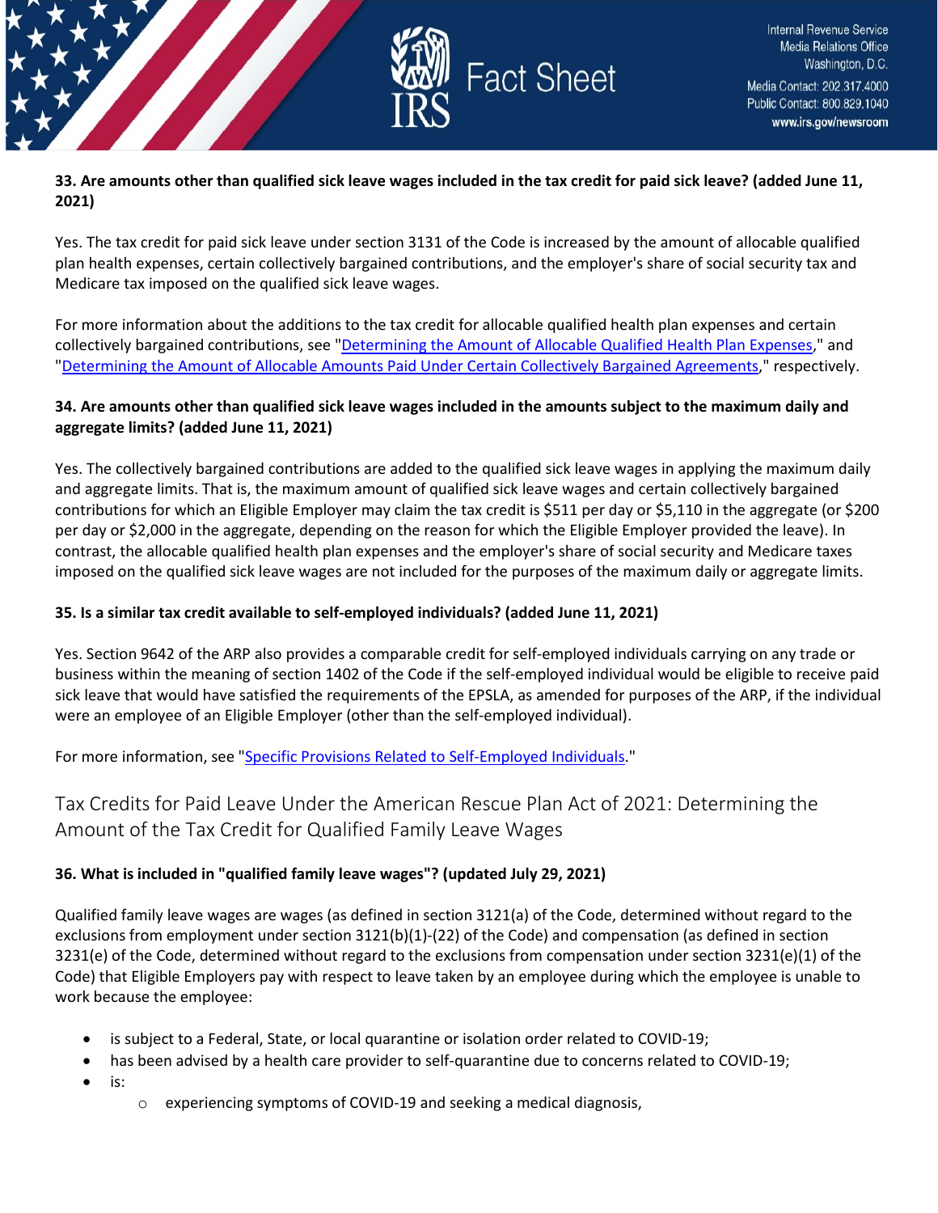**33. Are amounts other than qualified sick leave wages included in the tax credit for paid sick leave? (added June 11, 2021)**

Yes. The tax credit for paid sick leave under section 3131 of the Code is increased by the amount of allocable qualified plan health expenses, certain collectively bargained contributions, and the employer's share of social security tax and Medicare tax imposed on the qualified sick leave wages.

For more information about the additions to the tax credit for allocable qualified health plan expenses and certain collectively bargained contributions, see "Determining the Amount of Allocable Qualified Health Plan Expenses," and "Determining the Amount of Allocable Amounts Paid Under Certain Collectively Bargained Agreements," respectively.

**34. Are amounts other than qualified sick leave wages included in the amounts subject to the maximum daily and aggregate limits? (added June 11, 2021)**

Yes. The collectively bargained contributions are added to the qualified sick leave wages in applying the maximum daily and aggregate limits. That is, the maximum amount of qualified sick leave wages and certain collectively bargained contributions for which an Eligible Employer may claim the tax credit is $511 per day or $5,110 in the aggregate (or $200 per day or $2,000 in the aggregate, depending on the reason for which the Eligible Employer provided the leave). In contrast, the allocable qualified health plan expenses and the employer's share of social security and Medicare taxes imposed on the qualified sick leave wages are not included for the purposes of the maximum daily or aggregate limits.

**35. Is a similar tax credit available to self-employed individuals? (added June 11, 2021)**

Yes. Section 9642 of the ARP also provides a comparable credit for self-employed individuals carrying on any trade or business within the meaning of section 1402 of the Code if the self-employed individual would be eligible to receive paid sick leave that would have satisfied the requirements of the EPSLA, as amended for purposes of the ARP, if the individual were an employee of an Eligible Employer (other than the self-employed individual).

For more information, see "Specific Provisions Related to Self-Employed Individuals."

## Tax Credits for Paid Leave Under the American Rescue Plan Act of 2021: Determining the Amount of the Tax Credit for Qualified Family Leave Wages

**36. What is included in "qualified family leave wages"? (updated July 29, 2021)**

Qualified family leave wages are wages (as defined in section 3121(a) of the Code, determined without regard to the exclusions from employment under section 3121(b)(1)-(22) of the Code) and compensation (as defined in section 3231(e) of the Code, determined without regard to the exclusions from compensation under section 3231(e)(1) of the Code) that Eligible Employers pay with respect to leave taken by an employee during which the employee is unable to work because the employee:

- is subject to a Federal, State, or local quarantine or isolation order related to COVID-19;
- has been advised by a health care provider to self-quarantine due to concerns related to COVID-19;
- is:
  - experiencing symptoms of COVID-19 and seeking a medical diagnosis,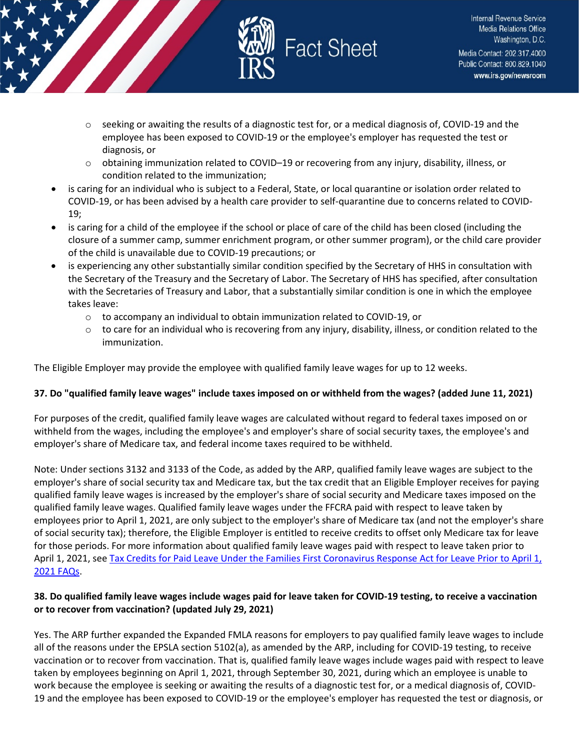- seeking or awaiting the results of a diagnostic test for, or a medical diagnosis of, COVID-19 and the employee has been exposed to COVID-19 or the employee's employer has requested the test or diagnosis, or
  - obtaining immunization related to COVID–19 or recovering from any injury, disability, illness, or condition related to the immunization;
- is caring for an individual who is subject to a Federal, State, or local quarantine or isolation order related to COVID-19, or has been advised by a health care provider to self-quarantine due to concerns related to COVID-19;
- is caring for a child of the employee if the school or place of care of the child has been closed (including the closure of a summer camp, summer enrichment program, or other summer program), or the child care provider of the child is unavailable due to COVID-19 precautions; or
- is experiencing any other substantially similar condition specified by the Secretary of HHS in consultation with the Secretary of the Treasury and the Secretary of Labor. The Secretary of HHS has specified, after consultation with the Secretaries of Treasury and Labor, that a substantially similar condition is one in which the employee takes leave:
  - to accompany an individual to obtain immunization related to COVID-19, or
  - to care for an individual who is recovering from any injury, disability, illness, or condition related to the immunization.

The Eligible Employer may provide the employee with qualified family leave wages for up to 12 weeks.

**37. Do "qualified family leave wages" include taxes imposed on or withheld from the wages? (added June 11, 2021)**

For purposes of the credit, qualified family leave wages are calculated without regard to federal taxes imposed on or withheld from the wages, including the employee's and employer's share of social security taxes, the employee's and employer's share of Medicare tax, and federal income taxes required to be withheld.

Note: Under sections 3132 and 3133 of the Code, as added by the ARP, qualified family leave wages are subject to the employer's share of social security tax and Medicare tax, but the tax credit that an Eligible Employer receives for paying qualified family leave wages is increased by the employer's share of social security and Medicare taxes imposed on the qualified family leave wages. Qualified family leave wages under the FFCRA paid with respect to leave taken by employees prior to April 1, 2021, are only subject to the employer's share of Medicare tax (and not the employer's share of social security tax); therefore, the Eligible Employer is entitled to receive credits to offset only Medicare tax for leave for those periods. For more information about qualified family leave wages paid with respect to leave taken prior to April 1, 2021, see Tax Credits for Paid Leave Under the Families First Coronavirus Response Act for Leave Prior to April 1, 2021 FAQs.

**38. Do qualified family leave wages include wages paid for leave taken for COVID-19 testing, to receive a vaccination or to recover from vaccination? (updated July 29, 2021)**

Yes. The ARP further expanded the Expanded FMLA reasons for employers to pay qualified family leave wages to include all of the reasons under the EPSLA section 5102(a), as amended by the ARP, including for COVID-19 testing, to receive vaccination or to recover from vaccination. That is, qualified family leave wages include wages paid with respect to leave taken by employees beginning on April 1, 2021, through September 30, 2021, during which an employee is unable to work because the employee is seeking or awaiting the results of a diagnostic test for, or a medical diagnosis of, COVID-19 and the employee has been exposed to COVID-19 or the employee's employer has requested the test or diagnosis, or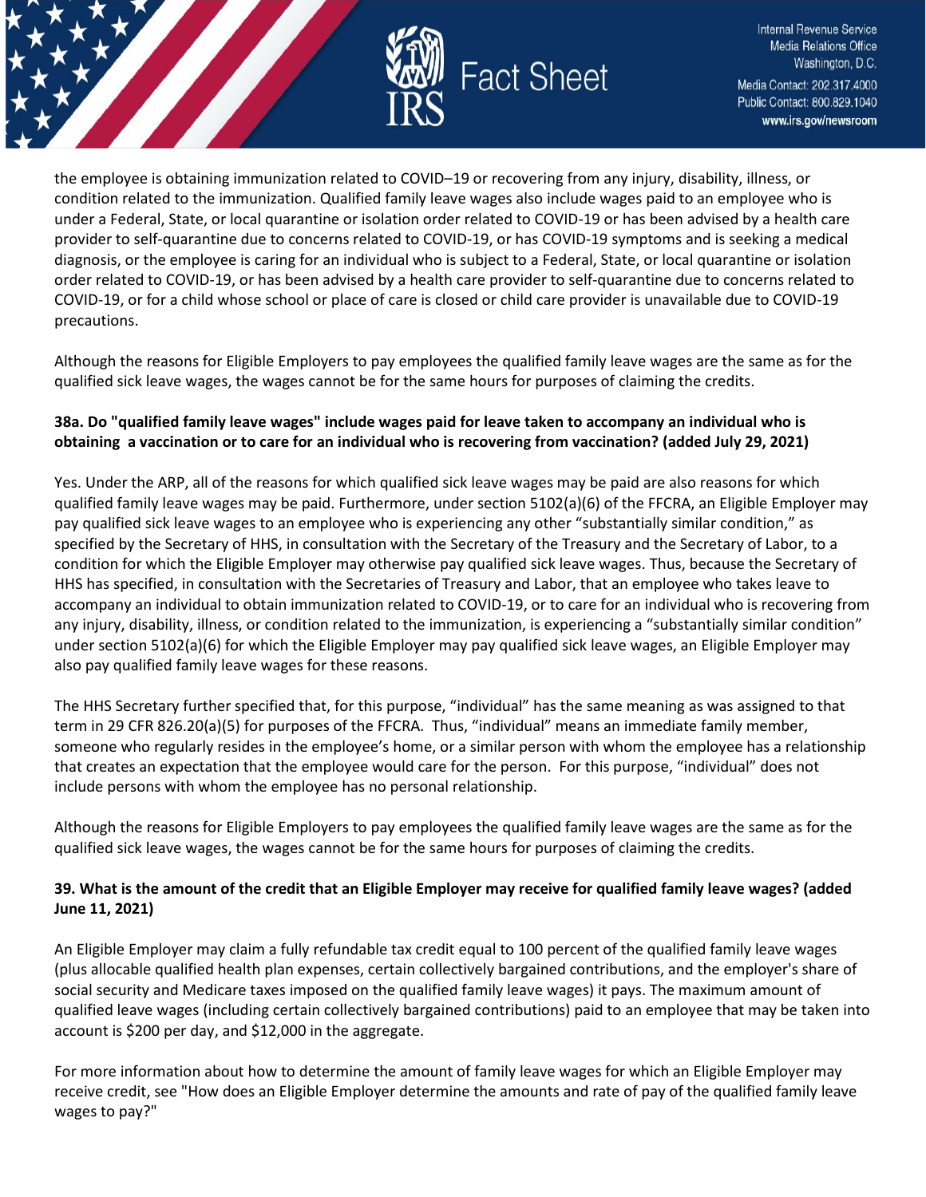the employee is obtaining immunization related to COVID–19 or recovering from any injury, disability, illness, or condition related to the immunization. Qualified family leave wages also include wages paid to an employee who is under a Federal, State, or local quarantine or isolation order related to COVID-19 or has been advised by a health care provider to self-quarantine due to concerns related to COVID-19, or has COVID-19 symptoms and is seeking a medical diagnosis, or the employee is caring for an individual who is subject to a Federal, State, or local quarantine or isolation order related to COVID-19, or has been advised by a health care provider to self-quarantine due to concerns related to COVID-19, or for a child whose school or place of care is closed or child care provider is unavailable due to COVID-19 precautions.

Although the reasons for Eligible Employers to pay employees the qualified family leave wages are the same as for the qualified sick leave wages, the wages cannot be for the same hours for purposes of claiming the credits.

**38a. Do "qualified family leave wages" include wages paid for leave taken to accompany an individual who is obtaining a vaccination or to care for an individual who is recovering from vaccination? (added July 29, 2021)**

Yes. Under the ARP, all of the reasons for which qualified sick leave wages may be paid are also reasons for which qualified family leave wages may be paid. Furthermore, under section 5102(a)(6) of the FFCRA, an Eligible Employer may pay qualified sick leave wages to an employee who is experiencing any other "substantially similar condition," as specified by the Secretary of HHS, in consultation with the Secretary of the Treasury and the Secretary of Labor, to a condition for which the Eligible Employer may otherwise pay qualified sick leave wages. Thus, because the Secretary of HHS has specified, in consultation with the Secretaries of Treasury and Labor, that an employee who takes leave to accompany an individual to obtain immunization related to COVID-19, or to care for an individual who is recovering from any injury, disability, illness, or condition related to the immunization, is experiencing a "substantially similar condition" under section 5102(a)(6) for which the Eligible Employer may pay qualified sick leave wages, an Eligible Employer may also pay qualified family leave wages for these reasons.

The HHS Secretary further specified that, for this purpose, "individual" has the same meaning as was assigned to that term in 29 CFR 826.20(a)(5) for purposes of the FFCRA. Thus, "individual" means an immediate family member, someone who regularly resides in the employee's home, or a similar person with whom the employee has a relationship that creates an expectation that the employee would care for the person. For this purpose, "individual" does not include persons with whom the employee has no personal relationship.

Although the reasons for Eligible Employers to pay employees the qualified family leave wages are the same as for the qualified sick leave wages, the wages cannot be for the same hours for purposes of claiming the credits.

**39. What is the amount of the credit that an Eligible Employer may receive for qualified family leave wages? (added June 11, 2021)**

An Eligible Employer may claim a fully refundable tax credit equal to 100 percent of the qualified family leave wages (plus allocable qualified health plan expenses, certain collectively bargained contributions, and the employer's share of social security and Medicare taxes imposed on the qualified family leave wages) it pays. The maximum amount of qualified leave wages (including certain collectively bargained contributions) paid to an employee that may be taken into account is $200 per day, and $12,000 in the aggregate.

For more information about how to determine the amount of family leave wages for which an Eligible Employer may receive credit, see "How does an Eligible Employer determine the amounts and rate of pay of the qualified family leave wages to pay?"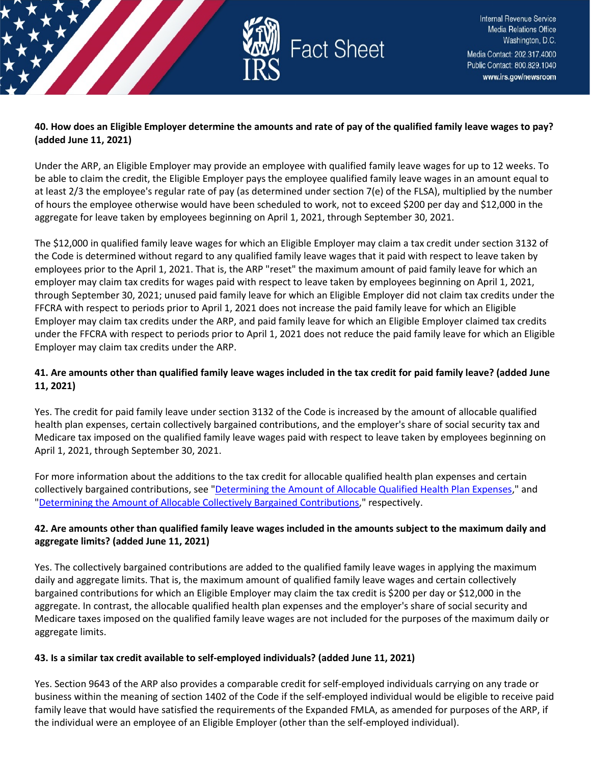**40. How does an Eligible Employer determine the amounts and rate of pay of the qualified family leave wages to pay? (added June 11, 2021)**

Under the ARP, an Eligible Employer may provide an employee with qualified family leave wages for up to 12 weeks. To be able to claim the credit, the Eligible Employer pays the employee qualified family leave wages in an amount equal to at least 2/3 the employee's regular rate of pay (as determined under section 7(e) of the FLSA), multiplied by the number of hours the employee otherwise would have been scheduled to work, not to exceed $200 per day and $12,000 in the aggregate for leave taken by employees beginning on April 1, 2021, through September 30, 2021.

The $12,000 in qualified family leave wages for which an Eligible Employer may claim a tax credit under section 3132 of the Code is determined without regard to any qualified family leave wages that it paid with respect to leave taken by employees prior to the April 1, 2021. That is, the ARP "reset" the maximum amount of paid family leave for which an employer may claim tax credits for wages paid with respect to leave taken by employees beginning on April 1, 2021, through September 30, 2021; unused paid family leave for which an Eligible Employer did not claim tax credits under the FFCRA with respect to periods prior to April 1, 2021 does not increase the paid family leave for which an Eligible Employer may claim tax credits under the ARP, and paid family leave for which an Eligible Employer claimed tax credits under the FFCRA with respect to periods prior to April 1, 2021 does not reduce the paid family leave for which an Eligible Employer may claim tax credits under the ARP.

**41. Are amounts other than qualified family leave wages included in the tax credit for paid family leave? (added June 11, 2021)**

Yes. The credit for paid family leave under section 3132 of the Code is increased by the amount of allocable qualified health plan expenses, certain collectively bargained contributions, and the employer's share of social security tax and Medicare tax imposed on the qualified family leave wages paid with respect to leave taken by employees beginning on April 1, 2021, through September 30, 2021.

For more information about the additions to the tax credit for allocable qualified health plan expenses and certain collectively bargained contributions, see "Determining the Amount of Allocable Qualified Health Plan Expenses," and "Determining the Amount of Allocable Collectively Bargained Contributions," respectively.

**42. Are amounts other than qualified family leave wages included in the amounts subject to the maximum daily and aggregate limits? (added June 11, 2021)**

Yes. The collectively bargained contributions are added to the qualified family leave wages in applying the maximum daily and aggregate limits. That is, the maximum amount of qualified family leave wages and certain collectively bargained contributions for which an Eligible Employer may claim the tax credit is $200 per day or $12,000 in the aggregate. In contrast, the allocable qualified health plan expenses and the employer's share of social security and Medicare taxes imposed on the qualified family leave wages are not included for the purposes of the maximum daily or aggregate limits.

**43. Is a similar tax credit available to self-employed individuals? (added June 11, 2021)**

Yes. Section 9643 of the ARP also provides a comparable credit for self-employed individuals carrying on any trade or business within the meaning of section 1402 of the Code if the self-employed individual would be eligible to receive paid family leave that would have satisfied the requirements of the Expanded FMLA, as amended for purposes of the ARP, if the individual were an employee of an Eligible Employer (other than the self-employed individual).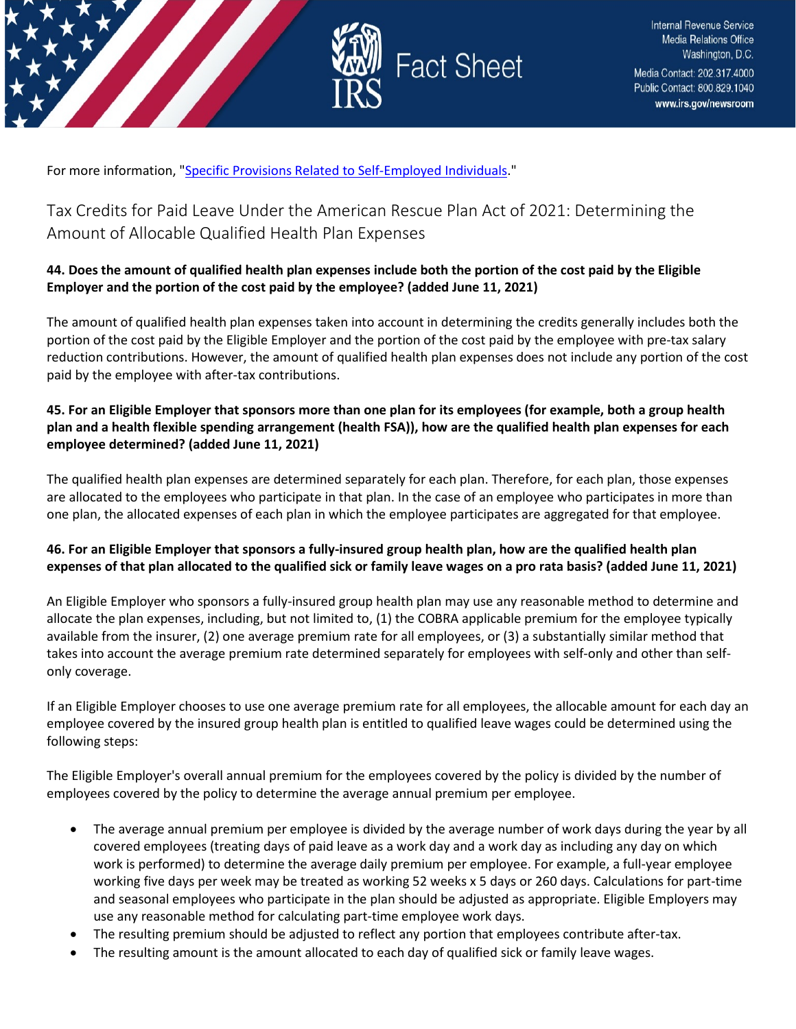For more information, "[Specific Provisions Related to Self-Employed Individuals](#)."

## Tax Credits for Paid Leave Under the American Rescue Plan Act of 2021: Determining the Amount of Allocable Qualified Health Plan Expenses

**44. Does the amount of qualified health plan expenses include both the portion of the cost paid by the Eligible Employer and the portion of the cost paid by the employee? (added June 11, 2021)**

The amount of qualified health plan expenses taken into account in determining the credits generally includes both the portion of the cost paid by the Eligible Employer and the portion of the cost paid by the employee with pre-tax salary reduction contributions. However, the amount of qualified health plan expenses does not include any portion of the cost paid by the employee with after-tax contributions.

**45. For an Eligible Employer that sponsors more than one plan for its employees (for example, both a group health plan and a health flexible spending arrangement (health FSA)), how are the qualified health plan expenses for each employee determined? (added June 11, 2021)**

The qualified health plan expenses are determined separately for each plan. Therefore, for each plan, those expenses are allocated to the employees who participate in that plan. In the case of an employee who participates in more than one plan, the allocated expenses of each plan in which the employee participates are aggregated for that employee.

**46. For an Eligible Employer that sponsors a fully-insured group health plan, how are the qualified health plan expenses of that plan allocated to the qualified sick or family leave wages on a pro rata basis? (added June 11, 2021)**

An Eligible Employer who sponsors a fully-insured group health plan may use any reasonable method to determine and allocate the plan expenses, including, but not limited to, (1) the COBRA applicable premium for the employee typically available from the insurer, (2) one average premium rate for all employees, or (3) a substantially similar method that takes into account the average premium rate determined separately for employees with self-only and other than self-only coverage.

If an Eligible Employer chooses to use one average premium rate for all employees, the allocable amount for each day an employee covered by the insured group health plan is entitled to qualified leave wages could be determined using the following steps:

The Eligible Employer's overall annual premium for the employees covered by the policy is divided by the number of employees covered by the policy to determine the average annual premium per employee.

- The average annual premium per employee is divided by the average number of work days during the year by all covered employees (treating days of paid leave as a work day and a work day as including any day on which work is performed) to determine the average daily premium per employee. For example, a full-year employee working five days per week may be treated as working 52 weeks x 5 days or 260 days. Calculations for part-time and seasonal employees who participate in the plan should be adjusted as appropriate. Eligible Employers may use any reasonable method for calculating part-time employee work days.
- The resulting premium should be adjusted to reflect any portion that employees contribute after-tax.
- The resulting amount is the amount allocated to each day of qualified sick or family leave wages.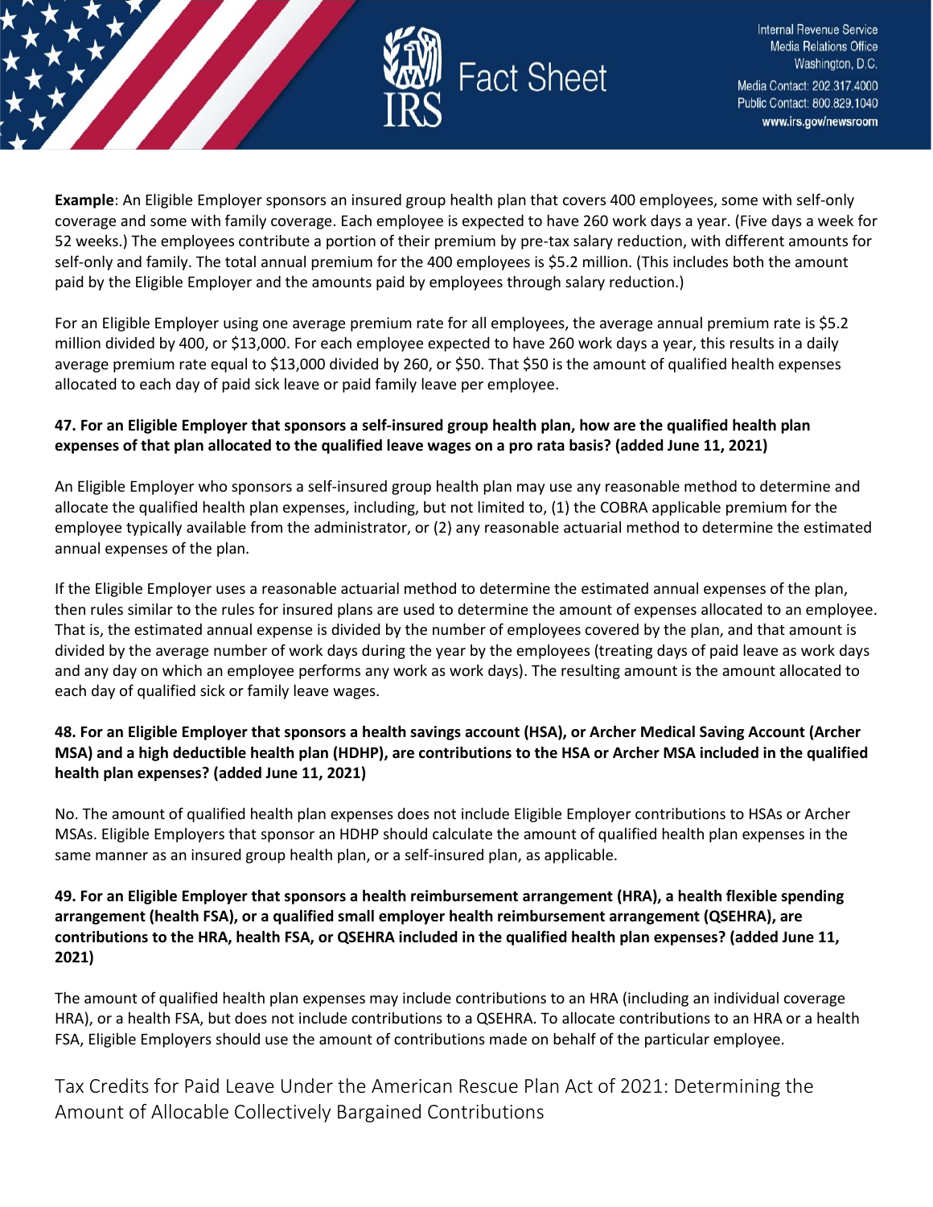**Example**: An Eligible Employer sponsors an insured group health plan that covers 400 employees, some with self-only coverage and some with family coverage. Each employee is expected to have 260 work days a year. (Five days a week for 52 weeks.) The employees contribute a portion of their premium by pre-tax salary reduction, with different amounts for self-only and family. The total annual premium for the 400 employees is $5.2 million. (This includes both the amount paid by the Eligible Employer and the amounts paid by employees through salary reduction.)

For an Eligible Employer using one average premium rate for all employees, the average annual premium rate is $5.2 million divided by 400, or $13,000. For each employee expected to have 260 work days a year, this results in a daily average premium rate equal to $13,000 divided by 260, or $50. That $50 is the amount of qualified health expenses allocated to each day of paid sick leave or paid family leave per employee.

**47. For an Eligible Employer that sponsors a self-insured group health plan, how are the qualified health plan expenses of that plan allocated to the qualified leave wages on a pro rata basis? (added June 11, 2021)**

An Eligible Employer who sponsors a self-insured group health plan may use any reasonable method to determine and allocate the qualified health plan expenses, including, but not limited to, (1) the COBRA applicable premium for the employee typically available from the administrator, or (2) any reasonable actuarial method to determine the estimated annual expenses of the plan.

If the Eligible Employer uses a reasonable actuarial method to determine the estimated annual expenses of the plan, then rules similar to the rules for insured plans are used to determine the amount of expenses allocated to an employee. That is, the estimated annual expense is divided by the number of employees covered by the plan, and that amount is divided by the average number of work days during the year by the employees (treating days of paid leave as work days and any day on which an employee performs any work as work days). The resulting amount is the amount allocated to each day of qualified sick or family leave wages.

**48. For an Eligible Employer that sponsors a health savings account (HSA), or Archer Medical Saving Account (Archer MSA) and a high deductible health plan (HDHP), are contributions to the HSA or Archer MSA included in the qualified health plan expenses? (added June 11, 2021)**

No. The amount of qualified health plan expenses does not include Eligible Employer contributions to HSAs or Archer MSAs. Eligible Employers that sponsor an HDHP should calculate the amount of qualified health plan expenses in the same manner as an insured group health plan, or a self-insured plan, as applicable.

**49. For an Eligible Employer that sponsors a health reimbursement arrangement (HRA), a health flexible spending arrangement (health FSA), or a qualified small employer health reimbursement arrangement (QSEHRA), are contributions to the HRA, health FSA, or QSEHRA included in the qualified health plan expenses? (added June 11, 2021)**

The amount of qualified health plan expenses may include contributions to an HRA (including an individual coverage HRA), or a health FSA, but does not include contributions to a QSEHRA. To allocate contributions to an HRA or a health FSA, Eligible Employers should use the amount of contributions made on behalf of the particular employee.

## Tax Credits for Paid Leave Under the American Rescue Plan Act of 2021: Determining the Amount of Allocable Collectively Bargained Contributions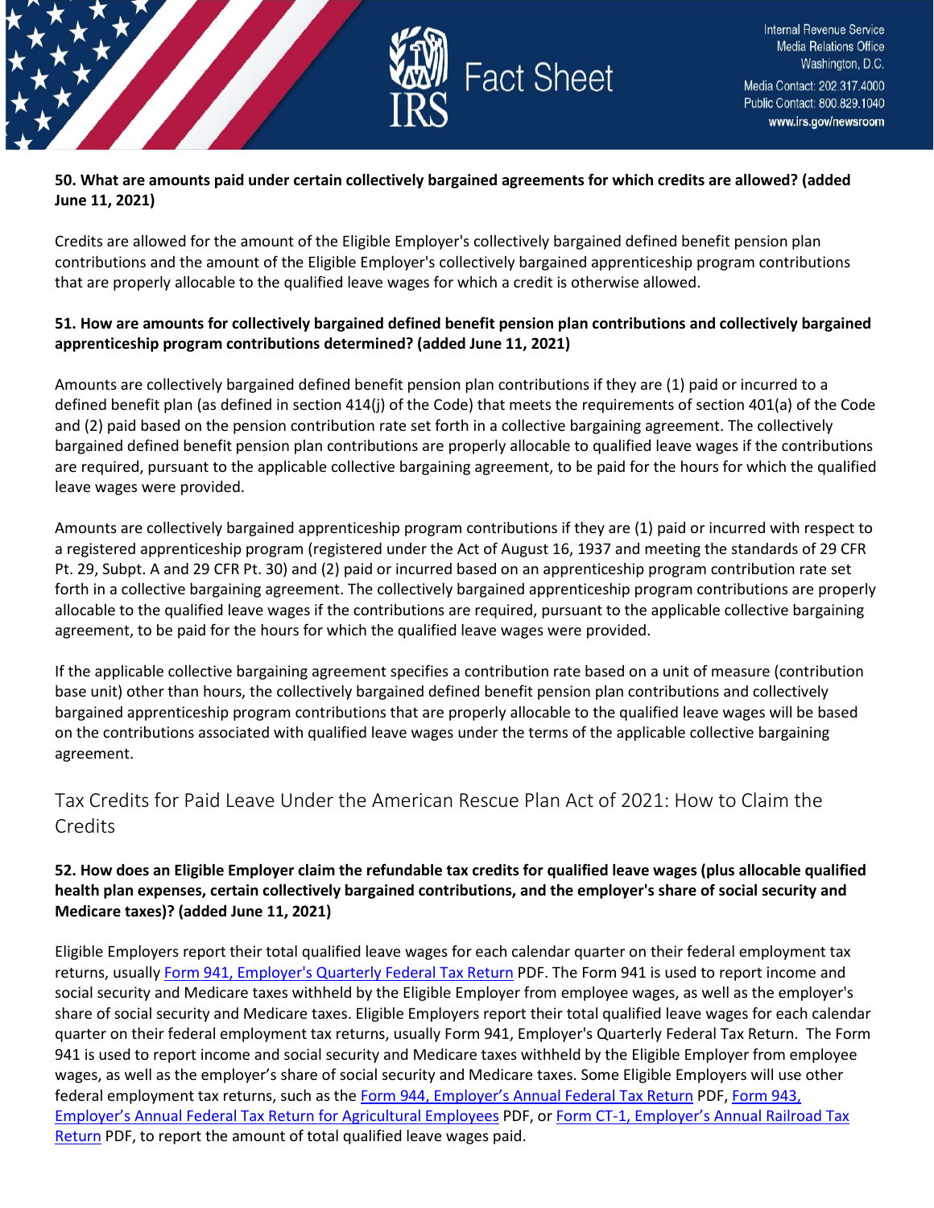**50. What are amounts paid under certain collectively bargained agreements for which credits are allowed? (added June 11, 2021)**

Credits are allowed for the amount of the Eligible Employer's collectively bargained defined benefit pension plan contributions and the amount of the Eligible Employer's collectively bargained apprenticeship program contributions that are properly allocable to the qualified leave wages for which a credit is otherwise allowed.

**51. How are amounts for collectively bargained defined benefit pension plan contributions and collectively bargained apprenticeship program contributions determined? (added June 11, 2021)**

Amounts are collectively bargained defined benefit pension plan contributions if they are (1) paid or incurred to a defined benefit plan (as defined in section 414(j) of the Code) that meets the requirements of section 401(a) of the Code and (2) paid based on the pension contribution rate set forth in a collective bargaining agreement. The collectively bargained defined benefit pension plan contributions are properly allocable to qualified leave wages if the contributions are required, pursuant to the applicable collective bargaining agreement, to be paid for the hours for which the qualified leave wages were provided.

Amounts are collectively bargained apprenticeship program contributions if they are (1) paid or incurred with respect to a registered apprenticeship program (registered under the Act of August 16, 1937 and meeting the standards of 29 CFR Pt. 29, Subpt. A and 29 CFR Pt. 30) and (2) paid or incurred based on an apprenticeship program contribution rate set forth in a collective bargaining agreement. The collectively bargained apprenticeship program contributions are properly allocable to the qualified leave wages if the contributions are required, pursuant to the applicable collective bargaining agreement, to be paid for the hours for which the qualified leave wages were provided.

If the applicable collective bargaining agreement specifies a contribution rate based on a unit of measure (contribution base unit) other than hours, the collectively bargained defined benefit pension plan contributions and collectively bargained apprenticeship program contributions that are properly allocable to the qualified leave wages will be based on the contributions associated with qualified leave wages under the terms of the applicable collective bargaining agreement.

## Tax Credits for Paid Leave Under the American Rescue Plan Act of 2021: How to Claim the Credits

**52. How does an Eligible Employer claim the refundable tax credits for qualified leave wages (plus allocable qualified health plan expenses, certain collectively bargained contributions, and the employer's share of social security and Medicare taxes)? (added June 11, 2021)**

Eligible Employers report their total qualified leave wages for each calendar quarter on their federal employment tax returns, usually [Form 941, Employer's Quarterly Federal Tax Return](#) PDF. The Form 941 is used to report income and social security and Medicare taxes withheld by the Eligible Employer from employee wages, as well as the employer's share of social security and Medicare taxes. Eligible Employers report their total qualified leave wages for each calendar quarter on their federal employment tax returns, usually Form 941, Employer's Quarterly Federal Tax Return. The Form 941 is used to report income and social security and Medicare taxes withheld by the Eligible Employer from employee wages, as well as the employer's share of social security and Medicare taxes. Some Eligible Employers will use other federal employment tax returns, such as the [Form 944, Employer's Annual Federal Tax Return](#) PDF, [Form 943, Employer's Annual Federal Tax Return for Agricultural Employees](#) PDF, or [Form CT-1, Employer's Annual Railroad Tax Return](#) PDF, to report the amount of total qualified leave wages paid.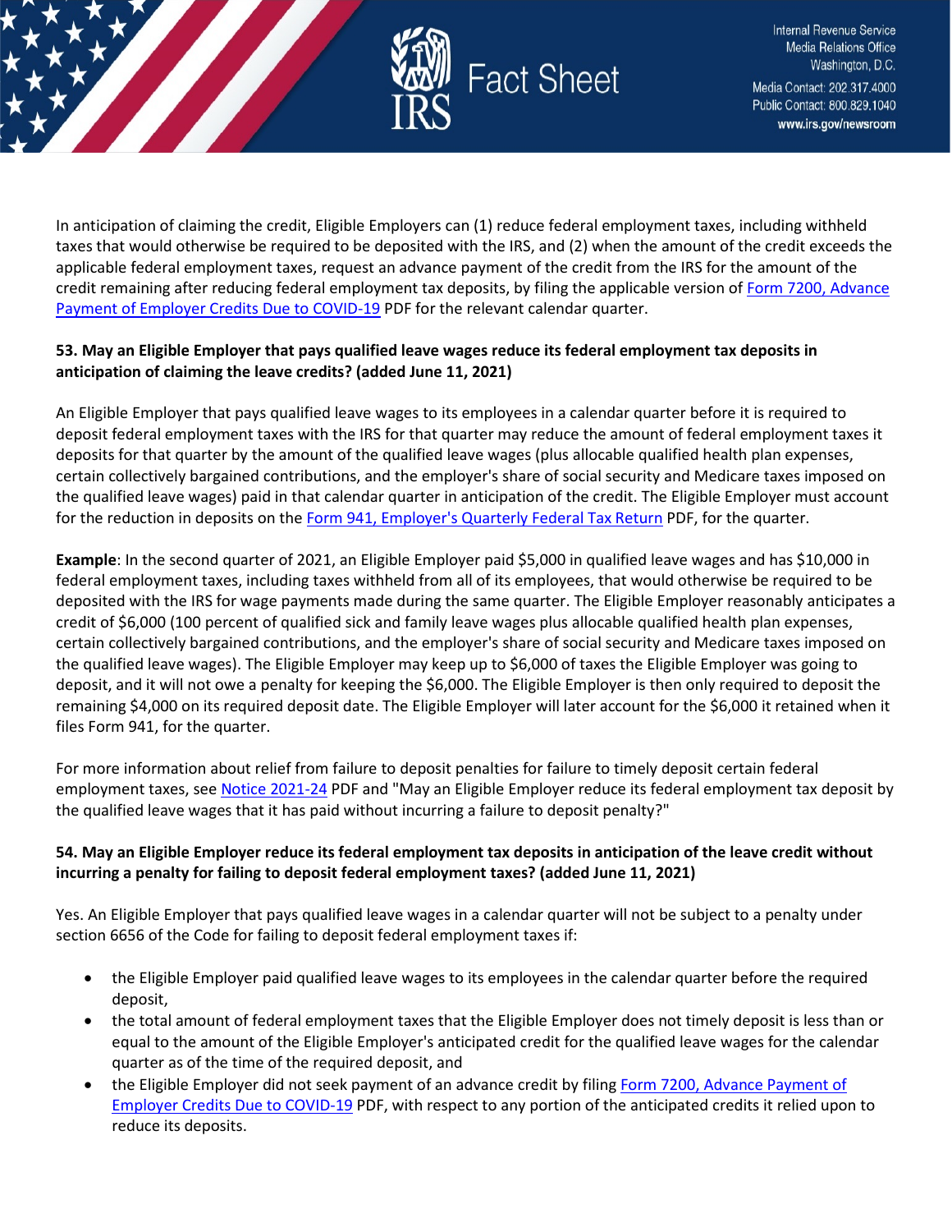In anticipation of claiming the credit, Eligible Employers can (1) reduce federal employment taxes, including withheld taxes that would otherwise be required to be deposited with the IRS, and (2) when the amount of the credit exceeds the applicable federal employment taxes, request an advance payment of the credit from the IRS for the amount of the credit remaining after reducing federal employment tax deposits, by filing the applicable version of [Form 7200, Advance Payment of Employer Credits Due to COVID-19](#) PDF for the relevant calendar quarter.

**53. May an Eligible Employer that pays qualified leave wages reduce its federal employment tax deposits in anticipation of claiming the leave credits? (added June 11, 2021)**

An Eligible Employer that pays qualified leave wages to its employees in a calendar quarter before it is required to deposit federal employment taxes with the IRS for that quarter may reduce the amount of federal employment taxes it deposits for that quarter by the amount of the qualified leave wages (plus allocable qualified health plan expenses, certain collectively bargained contributions, and the employer's share of social security and Medicare taxes imposed on the qualified leave wages) paid in that calendar quarter in anticipation of the credit. The Eligible Employer must account for the reduction in deposits on the [Form 941, Employer's Quarterly Federal Tax Return](#) PDF, for the quarter.

**Example**: In the second quarter of 2021, an Eligible Employer paid $5,000 in qualified leave wages and has $10,000 in federal employment taxes, including taxes withheld from all of its employees, that would otherwise be required to be deposited with the IRS for wage payments made during the same quarter. The Eligible Employer reasonably anticipates a credit of $6,000 (100 percent of qualified sick and family leave wages plus allocable qualified health plan expenses, certain collectively bargained contributions, and the employer's share of social security and Medicare taxes imposed on the qualified leave wages). The Eligible Employer may keep up to $6,000 of taxes the Eligible Employer was going to deposit, and it will not owe a penalty for keeping the $6,000. The Eligible Employer is then only required to deposit the remaining $4,000 on its required deposit date. The Eligible Employer will later account for the $6,000 it retained when it files Form 941, for the quarter.

For more information about relief from failure to deposit penalties for failure to timely deposit certain federal employment taxes, see [Notice 2021-24](#) PDF and "May an Eligible Employer reduce its federal employment tax deposit by the qualified leave wages that it has paid without incurring a failure to deposit penalty?"

**54. May an Eligible Employer reduce its federal employment tax deposits in anticipation of the leave credit without incurring a penalty for failing to deposit federal employment taxes? (added June 11, 2021)**

Yes. An Eligible Employer that pays qualified leave wages in a calendar quarter will not be subject to a penalty under section 6656 of the Code for failing to deposit federal employment taxes if:

- the Eligible Employer paid qualified leave wages to its employees in the calendar quarter before the required deposit,
- the total amount of federal employment taxes that the Eligible Employer does not timely deposit is less than or equal to the amount of the Eligible Employer's anticipated credit for the qualified leave wages for the calendar quarter as of the time of the required deposit, and
- the Eligible Employer did not seek payment of an advance credit by filing [Form 7200, Advance Payment of Employer Credits Due to COVID-19](#) PDF, with respect to any portion of the anticipated credits it relied upon to reduce its deposits.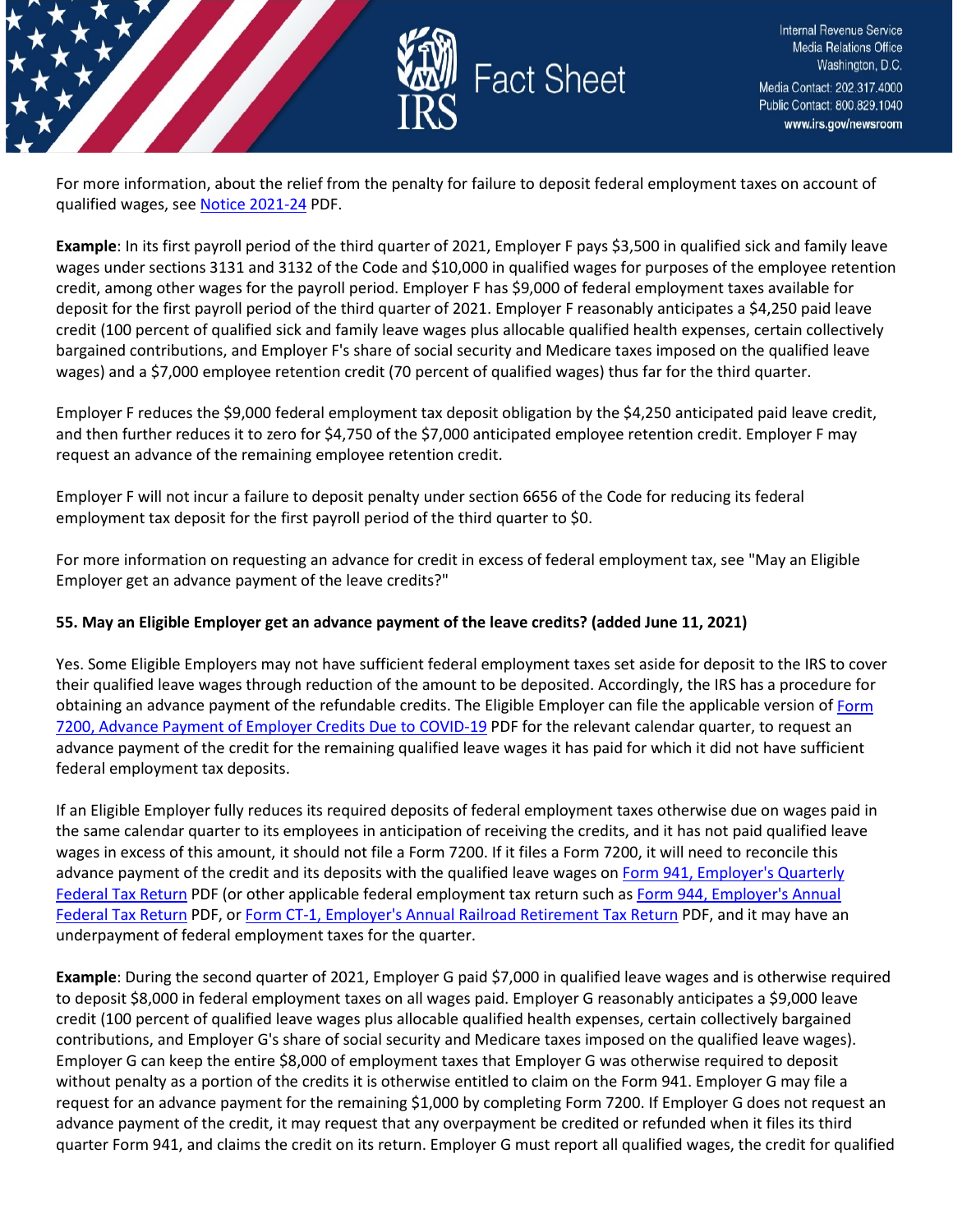For more information, about the relief from the penalty for failure to deposit federal employment taxes on account of qualified wages, see [Notice 2021-24](#) PDF.

**Example**: In its first payroll period of the third quarter of 2021, Employer F pays $3,500 in qualified sick and family leave wages under sections 3131 and 3132 of the Code and $10,000 in qualified wages for purposes of the employee retention credit, among other wages for the payroll period. Employer F has $9,000 of federal employment taxes available for deposit for the first payroll period of the third quarter of 2021. Employer F reasonably anticipates a $4,250 paid leave credit (100 percent of qualified sick and family leave wages plus allocable qualified health expenses, certain collectively bargained contributions, and Employer F's share of social security and Medicare taxes imposed on the qualified leave wages) and a $7,000 employee retention credit (70 percent of qualified wages) thus far for the third quarter.

Employer F reduces the $9,000 federal employment tax deposit obligation by the $4,250 anticipated paid leave credit, and then further reduces it to zero for $4,750 of the $7,000 anticipated employee retention credit. Employer F may request an advance of the remaining employee retention credit.

Employer F will not incur a failure to deposit penalty under section 6656 of the Code for reducing its federal employment tax deposit for the first payroll period of the third quarter to $0.

For more information on requesting an advance for credit in excess of federal employment tax, see "May an Eligible Employer get an advance payment of the leave credits?"

**55. May an Eligible Employer get an advance payment of the leave credits? (added June 11, 2021)**

Yes. Some Eligible Employers may not have sufficient federal employment taxes set aside for deposit to the IRS to cover their qualified leave wages through reduction of the amount to be deposited. Accordingly, the IRS has a procedure for obtaining an advance payment of the refundable credits. The Eligible Employer can file the applicable version of [Form 7200, Advance Payment of Employer Credits Due to COVID-19](#) PDF for the relevant calendar quarter, to request an advance payment of the credit for the remaining qualified leave wages it has paid for which it did not have sufficient federal employment tax deposits.

If an Eligible Employer fully reduces its required deposits of federal employment taxes otherwise due on wages paid in the same calendar quarter to its employees in anticipation of receiving the credits, and it has not paid qualified leave wages in excess of this amount, it should not file a Form 7200. If it files a Form 7200, it will need to reconcile this advance payment of the credit and its deposits with the qualified leave wages on [Form 941, Employer's Quarterly Federal Tax Return](#) PDF (or other applicable federal employment tax return such as [Form 944, Employer's Annual Federal Tax Return](#) PDF, or [Form CT-1, Employer's Annual Railroad Retirement Tax Return](#) PDF, and it may have an underpayment of federal employment taxes for the quarter.

**Example**: During the second quarter of 2021, Employer G paid $7,000 in qualified leave wages and is otherwise required to deposit $8,000 in federal employment taxes on all wages paid. Employer G reasonably anticipates a $9,000 leave credit (100 percent of qualified leave wages plus allocable qualified health expenses, certain collectively bargained contributions, and Employer G's share of social security and Medicare taxes imposed on the qualified leave wages). Employer G can keep the entire $8,000 of employment taxes that Employer G was otherwise required to deposit without penalty as a portion of the credits it is otherwise entitled to claim on the Form 941. Employer G may file a request for an advance payment for the remaining $1,000 by completing Form 7200. If Employer G does not request an advance payment of the credit, it may request that any overpayment be credited or refunded when it files its third quarter Form 941, and claims the credit on its return. Employer G must report all qualified wages, the credit for qualified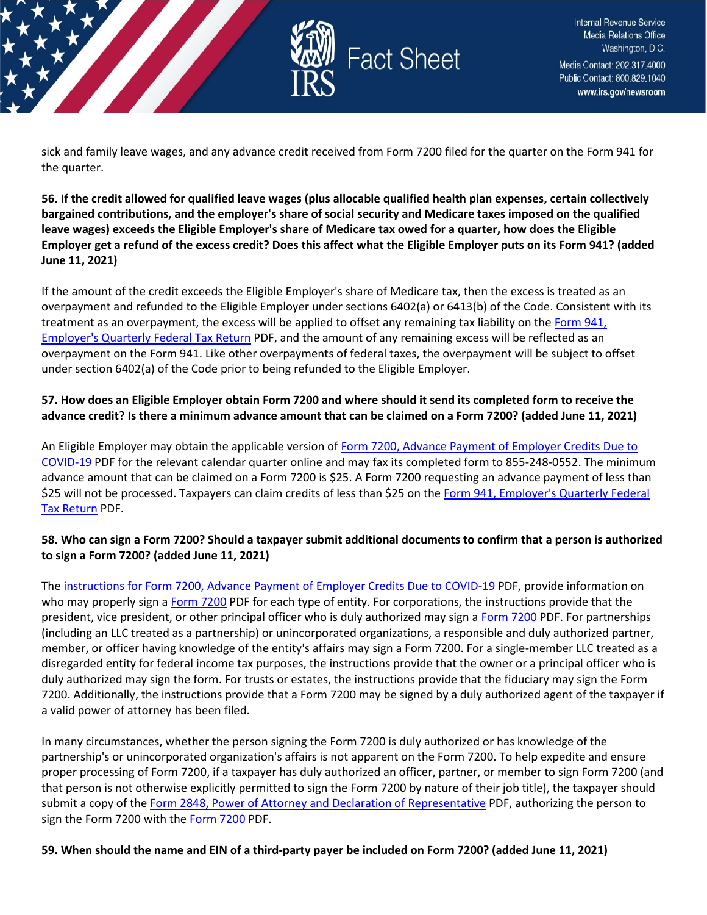sick and family leave wages, and any advance credit received from Form 7200 filed for the quarter on the Form 941 for the quarter.

**56. If the credit allowed for qualified leave wages (plus allocable qualified health plan expenses, certain collectively bargained contributions, and the employer's share of social security and Medicare taxes imposed on the qualified leave wages) exceeds the Eligible Employer's share of Medicare tax owed for a quarter, how does the Eligible Employer get a refund of the excess credit? Does this affect what the Eligible Employer puts on its Form 941? (added June 11, 2021)**

If the amount of the credit exceeds the Eligible Employer's share of Medicare tax, then the excess is treated as an overpayment and refunded to the Eligible Employer under sections 6402(a) or 6413(b) of the Code. Consistent with its treatment as an overpayment, the excess will be applied to offset any remaining tax liability on the Form 941, Employer's Quarterly Federal Tax Return PDF, and the amount of any remaining excess will be reflected as an overpayment on the Form 941. Like other overpayments of federal taxes, the overpayment will be subject to offset under section 6402(a) of the Code prior to being refunded to the Eligible Employer.

**57. How does an Eligible Employer obtain Form 7200 and where should it send its completed form to receive the advance credit? Is there a minimum advance amount that can be claimed on a Form 7200? (added June 11, 2021)**

An Eligible Employer may obtain the applicable version of Form 7200, Advance Payment of Employer Credits Due to COVID-19 PDF for the relevant calendar quarter online and may fax its completed form to 855-248-0552. The minimum advance amount that can be claimed on a Form 7200 is $25. A Form 7200 requesting an advance payment of less than $25 will not be processed. Taxpayers can claim credits of less than $25 on the Form 941, Employer's Quarterly Federal Tax Return PDF.

**58. Who can sign a Form 7200? Should a taxpayer submit additional documents to confirm that a person is authorized to sign a Form 7200? (added June 11, 2021)**

The instructions for Form 7200, Advance Payment of Employer Credits Due to COVID-19 PDF, provide information on who may properly sign a Form 7200 PDF for each type of entity. For corporations, the instructions provide that the president, vice president, or other principal officer who is duly authorized may sign a Form 7200 PDF. For partnerships (including an LLC treated as a partnership) or unincorporated organizations, a responsible and duly authorized partner, member, or officer having knowledge of the entity's affairs may sign a Form 7200. For a single-member LLC treated as a disregarded entity for federal income tax purposes, the instructions provide that the owner or a principal officer who is duly authorized may sign the form. For trusts or estates, the instructions provide that the fiduciary may sign the Form 7200. Additionally, the instructions provide that a Form 7200 may be signed by a duly authorized agent of the taxpayer if a valid power of attorney has been filed.

In many circumstances, whether the person signing the Form 7200 is duly authorized or has knowledge of the partnership's or unincorporated organization's affairs is not apparent on the Form 7200. To help expedite and ensure proper processing of Form 7200, if a taxpayer has duly authorized an officer, partner, or member to sign Form 7200 (and that person is not otherwise explicitly permitted to sign the Form 7200 by nature of their job title), the taxpayer should submit a copy of the Form 2848, Power of Attorney and Declaration of Representative PDF, authorizing the person to sign the Form 7200 with the Form 7200 PDF.

**59. When should the name and EIN of a third-party payer be included on Form 7200? (added June 11, 2021)**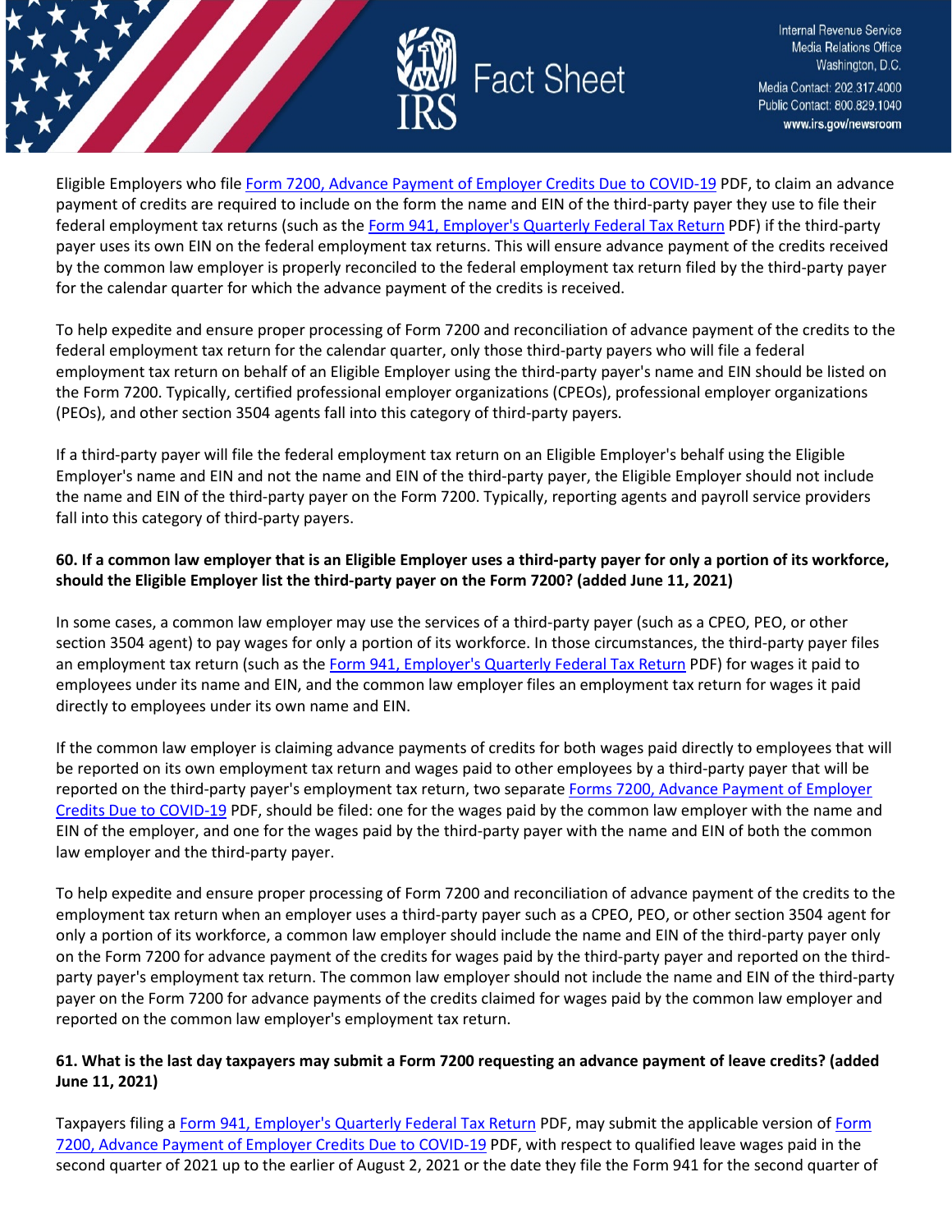Eligible Employers who file Form 7200, Advance Payment of Employer Credits Due to COVID-19 PDF, to claim an advance payment of credits are required to include on the form the name and EIN of the third-party payer they use to file their federal employment tax returns (such as the Form 941, Employer's Quarterly Federal Tax Return PDF) if the third-party payer uses its own EIN on the federal employment tax returns. This will ensure advance payment of the credits received by the common law employer is properly reconciled to the federal employment tax return filed by the third-party payer for the calendar quarter for which the advance payment of the credits is received.

To help expedite and ensure proper processing of Form 7200 and reconciliation of advance payment of the credits to the federal employment tax return for the calendar quarter, only those third-party payers who will file a federal employment tax return on behalf of an Eligible Employer using the third-party payer's name and EIN should be listed on the Form 7200. Typically, certified professional employer organizations (CPEOs), professional employer organizations (PEOs), and other section 3504 agents fall into this category of third-party payers.

If a third-party payer will file the federal employment tax return on an Eligible Employer's behalf using the Eligible Employer's name and EIN and not the name and EIN of the third-party payer, the Eligible Employer should not include the name and EIN of the third-party payer on the Form 7200. Typically, reporting agents and payroll service providers fall into this category of third-party payers.

**60. If a common law employer that is an Eligible Employer uses a third-party payer for only a portion of its workforce, should the Eligible Employer list the third-party payer on the Form 7200? (added June 11, 2021)**

In some cases, a common law employer may use the services of a third-party payer (such as a CPEO, PEO, or other section 3504 agent) to pay wages for only a portion of its workforce. In those circumstances, the third-party payer files an employment tax return (such as the Form 941, Employer's Quarterly Federal Tax Return PDF) for wages it paid to employees under its name and EIN, and the common law employer files an employment tax return for wages it paid directly to employees under its own name and EIN.

If the common law employer is claiming advance payments of credits for both wages paid directly to employees that will be reported on its own employment tax return and wages paid to other employees by a third-party payer that will be reported on the third-party payer's employment tax return, two separate Forms 7200, Advance Payment of Employer Credits Due to COVID-19 PDF, should be filed: one for the wages paid by the common law employer with the name and EIN of the employer, and one for the wages paid by the third-party payer with the name and EIN of both the common law employer and the third-party payer.

To help expedite and ensure proper processing of Form 7200 and reconciliation of advance payment of the credits to the employment tax return when an employer uses a third-party payer such as a CPEO, PEO, or other section 3504 agent for only a portion of its workforce, a common law employer should include the name and EIN of the third-party payer only on the Form 7200 for advance payment of the credits for wages paid by the third-party payer and reported on the third-party payer's employment tax return. The common law employer should not include the name and EIN of the third-party payer on the Form 7200 for advance payments of the credits claimed for wages paid by the common law employer and reported on the common law employer's employment tax return.

**61. What is the last day taxpayers may submit a Form 7200 requesting an advance payment of leave credits? (added June 11, 2021)**

Taxpayers filing a Form 941, Employer's Quarterly Federal Tax Return PDF, may submit the applicable version of Form 7200, Advance Payment of Employer Credits Due to COVID-19 PDF, with respect to qualified leave wages paid in the second quarter of 2021 up to the earlier of August 2, 2021 or the date they file the Form 941 for the second quarter of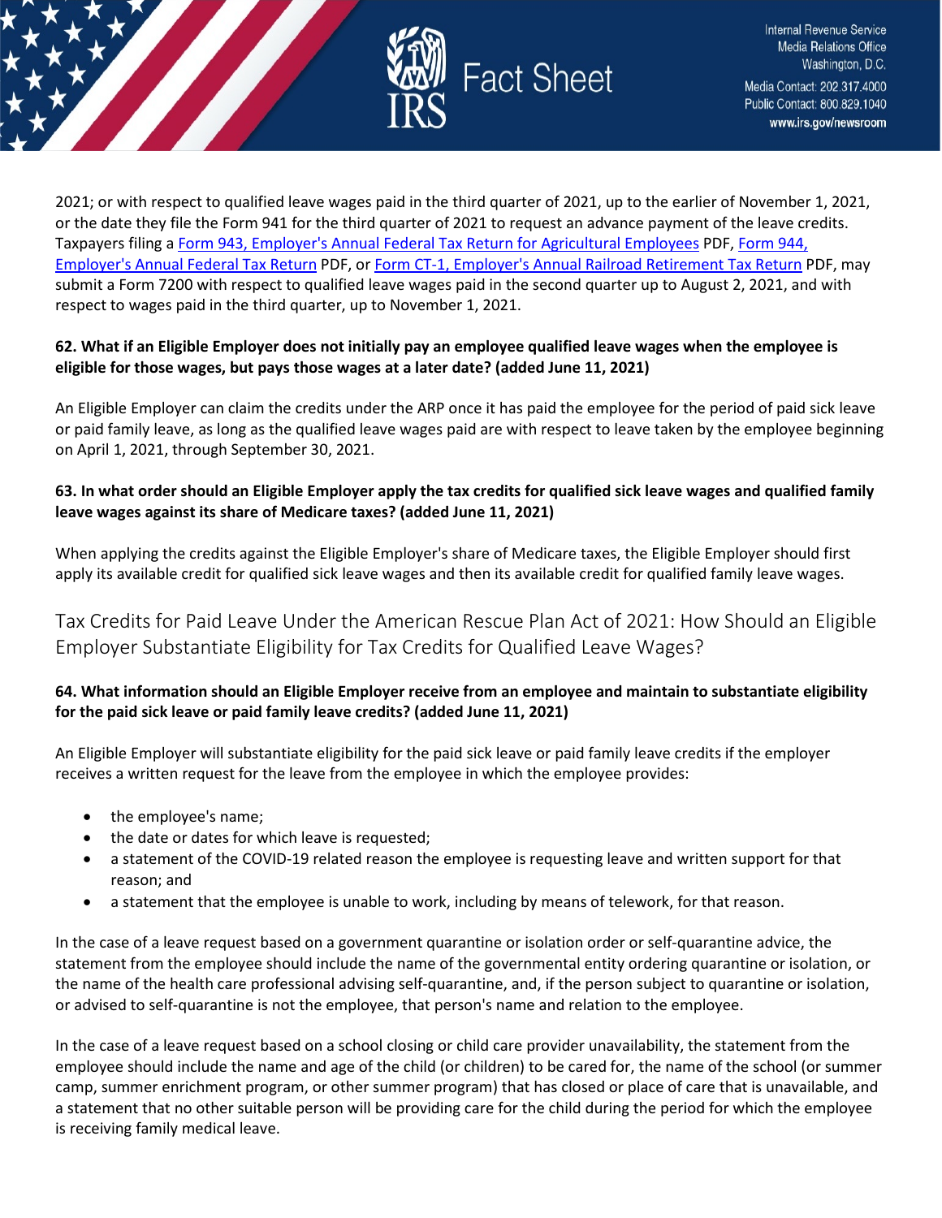2021; or with respect to qualified leave wages paid in the third quarter of 2021, up to the earlier of November 1, 2021, or the date they file the Form 941 for the third quarter of 2021 to request an advance payment of the leave credits. Taxpayers filing a [Form 943, Employer's Annual Federal Tax Return for Agricultural Employees]() PDF, [Form 944, Employer's Annual Federal Tax Return]() PDF, or [Form CT-1, Employer's Annual Railroad Retirement Tax Return]() PDF, may submit a Form 7200 with respect to qualified leave wages paid in the second quarter up to August 2, 2021, and with respect to wages paid in the third quarter, up to November 1, 2021.

**62. What if an Eligible Employer does not initially pay an employee qualified leave wages when the employee is eligible for those wages, but pays those wages at a later date? (added June 11, 2021)**

An Eligible Employer can claim the credits under the ARP once it has paid the employee for the period of paid sick leave or paid family leave, as long as the qualified leave wages paid are with respect to leave taken by the employee beginning on April 1, 2021, through September 30, 2021.

**63. In what order should an Eligible Employer apply the tax credits for qualified sick leave wages and qualified family leave wages against its share of Medicare taxes? (added June 11, 2021)**

When applying the credits against the Eligible Employer's share of Medicare taxes, the Eligible Employer should first apply its available credit for qualified sick leave wages and then its available credit for qualified family leave wages.

## Tax Credits for Paid Leave Under the American Rescue Plan Act of 2021: How Should an Eligible Employer Substantiate Eligibility for Tax Credits for Qualified Leave Wages?

**64. What information should an Eligible Employer receive from an employee and maintain to substantiate eligibility for the paid sick leave or paid family leave credits? (added June 11, 2021)**

An Eligible Employer will substantiate eligibility for the paid sick leave or paid family leave credits if the employer receives a written request for the leave from the employee in which the employee provides:

- the employee's name;
- the date or dates for which leave is requested;
- a statement of the COVID-19 related reason the employee is requesting leave and written support for that reason; and
- a statement that the employee is unable to work, including by means of telework, for that reason.

In the case of a leave request based on a government quarantine or isolation order or self-quarantine advice, the statement from the employee should include the name of the governmental entity ordering quarantine or isolation, or the name of the health care professional advising self-quarantine, and, if the person subject to quarantine or isolation, or advised to self-quarantine is not the employee, that person's name and relation to the employee.

In the case of a leave request based on a school closing or child care provider unavailability, the statement from the employee should include the name and age of the child (or children) to be cared for, the name of the school (or summer camp, summer enrichment program, or other summer program) that has closed or place of care that is unavailable, and a statement that no other suitable person will be providing care for the child during the period for which the employee is receiving family medical leave.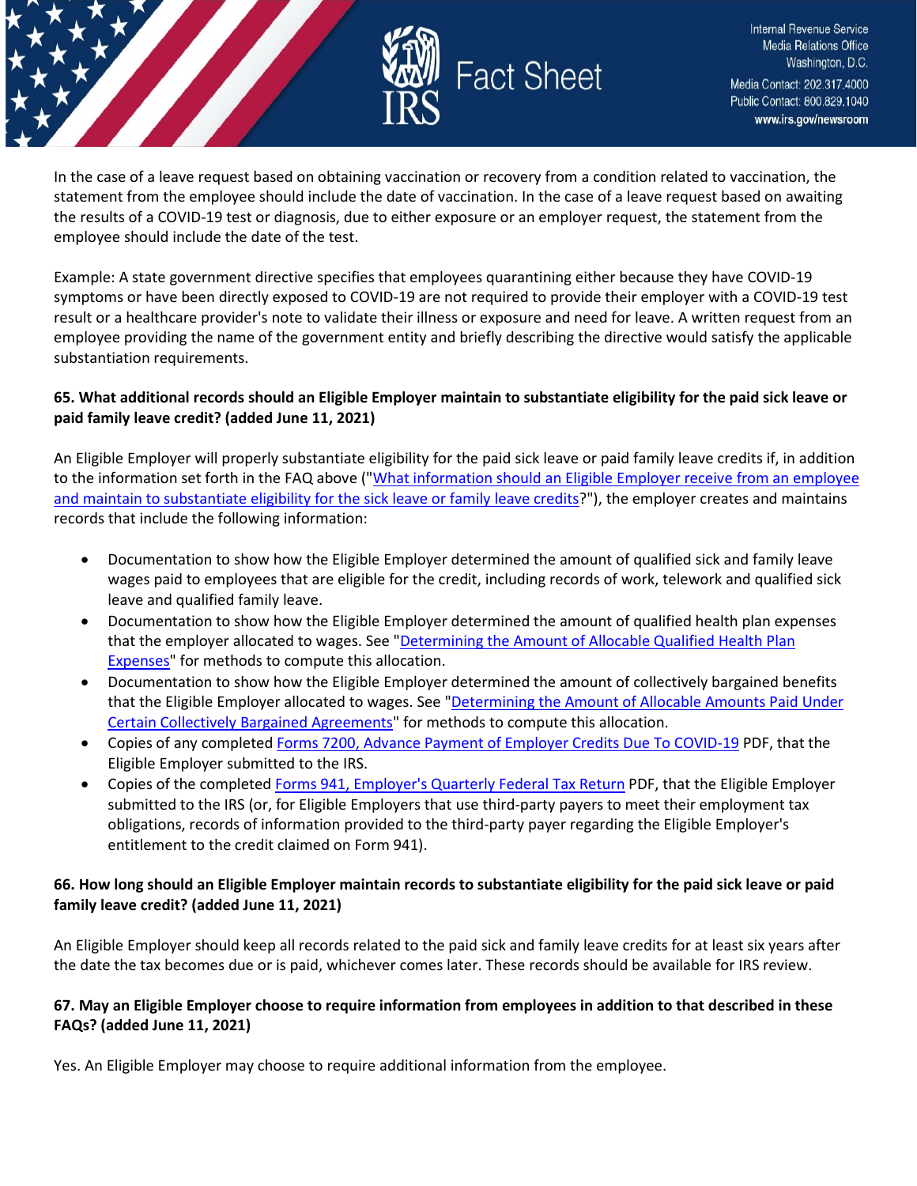In the case of a leave request based on obtaining vaccination or recovery from a condition related to vaccination, the statement from the employee should include the date of vaccination. In the case of a leave request based on awaiting the results of a COVID-19 test or diagnosis, due to either exposure or an employer request, the statement from the employee should include the date of the test.

Example: A state government directive specifies that employees quarantining either because they have COVID-19 symptoms or have been directly exposed to COVID-19 are not required to provide their employer with a COVID-19 test result or a healthcare provider's note to validate their illness or exposure and need for leave. A written request from an employee providing the name of the government entity and briefly describing the directive would satisfy the applicable substantiation requirements.

**65. What additional records should an Eligible Employer maintain to substantiate eligibility for the paid sick leave or paid family leave credit? (added June 11, 2021)**

An Eligible Employer will properly substantiate eligibility for the paid sick leave or paid family leave credits if, in addition to the information set forth in the FAQ above ("What information should an Eligible Employer receive from an employee and maintain to substantiate eligibility for the sick leave or family leave credits?"), the employer creates and maintains records that include the following information:

- Documentation to show how the Eligible Employer determined the amount of qualified sick and family leave wages paid to employees that are eligible for the credit, including records of work, telework and qualified sick leave and qualified family leave.
- Documentation to show how the Eligible Employer determined the amount of qualified health plan expenses that the employer allocated to wages. See "Determining the Amount of Allocable Qualified Health Plan Expenses" for methods to compute this allocation.
- Documentation to show how the Eligible Employer determined the amount of collectively bargained benefits that the Eligible Employer allocated to wages. See "Determining the Amount of Allocable Amounts Paid Under Certain Collectively Bargained Agreements" for methods to compute this allocation.
- Copies of any completed Forms 7200, Advance Payment of Employer Credits Due To COVID-19 PDF, that the Eligible Employer submitted to the IRS.
- Copies of the completed Forms 941, Employer's Quarterly Federal Tax Return PDF, that the Eligible Employer submitted to the IRS (or, for Eligible Employers that use third-party payers to meet their employment tax obligations, records of information provided to the third-party payer regarding the Eligible Employer's entitlement to the credit claimed on Form 941).

**66. How long should an Eligible Employer maintain records to substantiate eligibility for the paid sick leave or paid family leave credit? (added June 11, 2021)**

An Eligible Employer should keep all records related to the paid sick and family leave credits for at least six years after the date the tax becomes due or is paid, whichever comes later. These records should be available for IRS review.

**67. May an Eligible Employer choose to require information from employees in addition to that described in these FAQs? (added June 11, 2021)**

Yes. An Eligible Employer may choose to require additional information from the employee.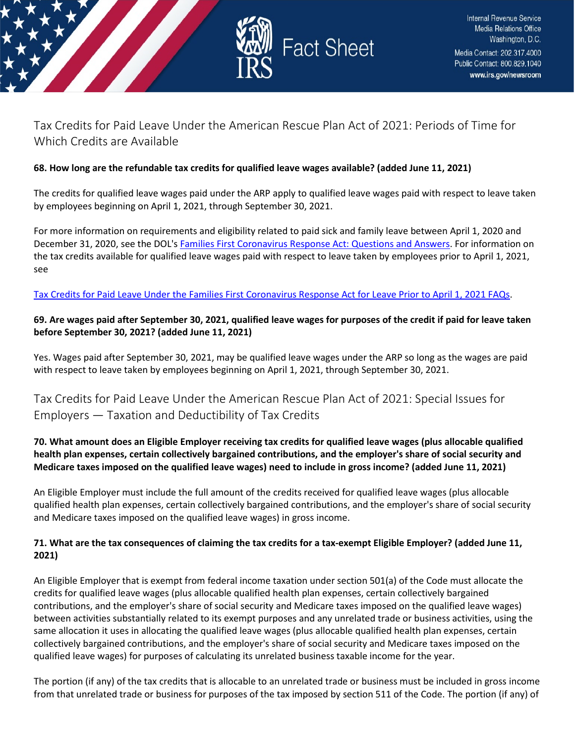## Tax Credits for Paid Leave Under the American Rescue Plan Act of 2021: Periods of Time for Which Credits are Available

**68. How long are the refundable tax credits for qualified leave wages available? (added June 11, 2021)**

The credits for qualified leave wages paid under the ARP apply to qualified leave wages paid with respect to leave taken by employees beginning on April 1, 2021, through September 30, 2021.

For more information on requirements and eligibility related to paid sick and family leave between April 1, 2020 and December 31, 2020, see the DOL's Families First Coronavirus Response Act: Questions and Answers. For information on the tax credits available for qualified leave wages paid with respect to leave taken by employees prior to April 1, 2021, see

Tax Credits for Paid Leave Under the Families First Coronavirus Response Act for Leave Prior to April 1, 2021 FAQs.

**69. Are wages paid after September 30, 2021, qualified leave wages for purposes of the credit if paid for leave taken before September 30, 2021? (added June 11, 2021)**

Yes. Wages paid after September 30, 2021, may be qualified leave wages under the ARP so long as the wages are paid with respect to leave taken by employees beginning on April 1, 2021, through September 30, 2021.

## Tax Credits for Paid Leave Under the American Rescue Plan Act of 2021: Special Issues for Employers — Taxation and Deductibility of Tax Credits

**70. What amount does an Eligible Employer receiving tax credits for qualified leave wages (plus allocable qualified health plan expenses, certain collectively bargained contributions, and the employer's share of social security and Medicare taxes imposed on the qualified leave wages) need to include in gross income? (added June 11, 2021)**

An Eligible Employer must include the full amount of the credits received for qualified leave wages (plus allocable qualified health plan expenses, certain collectively bargained contributions, and the employer's share of social security and Medicare taxes imposed on the qualified leave wages) in gross income.

**71. What are the tax consequences of claiming the tax credits for a tax-exempt Eligible Employer? (added June 11, 2021)**

An Eligible Employer that is exempt from federal income taxation under section 501(a) of the Code must allocate the credits for qualified leave wages (plus allocable qualified health plan expenses, certain collectively bargained contributions, and the employer's share of social security and Medicare taxes imposed on the qualified leave wages) between activities substantially related to its exempt purposes and any unrelated trade or business activities, using the same allocation it uses in allocating the qualified leave wages (plus allocable qualified health plan expenses, certain collectively bargained contributions, and the employer's share of social security and Medicare taxes imposed on the qualified leave wages) for purposes of calculating its unrelated business taxable income for the year.

The portion (if any) of the tax credits that is allocable to an unrelated trade or business must be included in gross income from that unrelated trade or business for purposes of the tax imposed by section 511 of the Code. The portion (if any) of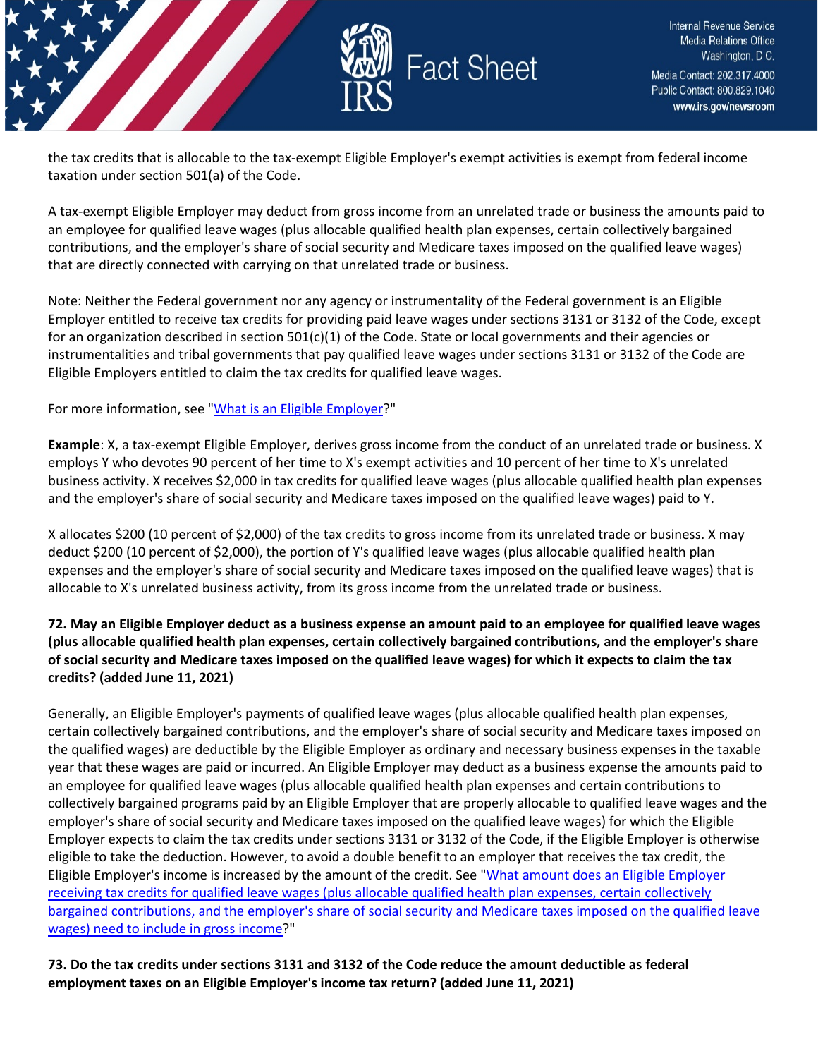the tax credits that is allocable to the tax-exempt Eligible Employer's exempt activities is exempt from federal income taxation under section 501(a) of the Code.

A tax-exempt Eligible Employer may deduct from gross income from an unrelated trade or business the amounts paid to an employee for qualified leave wages (plus allocable qualified health plan expenses, certain collectively bargained contributions, and the employer's share of social security and Medicare taxes imposed on the qualified leave wages) that are directly connected with carrying on that unrelated trade or business.

Note: Neither the Federal government nor any agency or instrumentality of the Federal government is an Eligible Employer entitled to receive tax credits for providing paid leave wages under sections 3131 or 3132 of the Code, except for an organization described in section 501(c)(1) of the Code. State or local governments and their agencies or instrumentalities and tribal governments that pay qualified leave wages under sections 3131 or 3132 of the Code are Eligible Employers entitled to claim the tax credits for qualified leave wages.

For more information, see "What is an Eligible Employer?"

**Example**: X, a tax-exempt Eligible Employer, derives gross income from the conduct of an unrelated trade or business. X employs Y who devotes 90 percent of her time to X's exempt activities and 10 percent of her time to X's unrelated business activity. X receives $2,000 in tax credits for qualified leave wages (plus allocable qualified health plan expenses and the employer's share of social security and Medicare taxes imposed on the qualified leave wages) paid to Y.

X allocates $200 (10 percent of $2,000) of the tax credits to gross income from its unrelated trade or business. X may deduct $200 (10 percent of $2,000), the portion of Y's qualified leave wages (plus allocable qualified health plan expenses and the employer's share of social security and Medicare taxes imposed on the qualified leave wages) that is allocable to X's unrelated business activity, from its gross income from the unrelated trade or business.

**72. May an Eligible Employer deduct as a business expense an amount paid to an employee for qualified leave wages (plus allocable qualified health plan expenses, certain collectively bargained contributions, and the employer's share of social security and Medicare taxes imposed on the qualified leave wages) for which it expects to claim the tax credits? (added June 11, 2021)**

Generally, an Eligible Employer's payments of qualified leave wages (plus allocable qualified health plan expenses, certain collectively bargained contributions, and the employer's share of social security and Medicare taxes imposed on the qualified wages) are deductible by the Eligible Employer as ordinary and necessary business expenses in the taxable year that these wages are paid or incurred. An Eligible Employer may deduct as a business expense the amounts paid to an employee for qualified leave wages (plus allocable qualified health plan expenses and certain contributions to collectively bargained programs paid by an Eligible Employer that are properly allocable to qualified leave wages and the employer's share of social security and Medicare taxes imposed on the qualified leave wages) for which the Eligible Employer expects to claim the tax credits under sections 3131 or 3132 of the Code, if the Eligible Employer is otherwise eligible to take the deduction. However, to avoid a double benefit to an employer that receives the tax credit, the Eligible Employer's income is increased by the amount of the credit. See "What amount does an Eligible Employer receiving tax credits for qualified leave wages (plus allocable qualified health plan expenses, certain collectively bargained contributions, and the employer's share of social security and Medicare taxes imposed on the qualified leave wages) need to include in gross income?"

**73. Do the tax credits under sections 3131 and 3132 of the Code reduce the amount deductible as federal employment taxes on an Eligible Employer's income tax return? (added June 11, 2021)**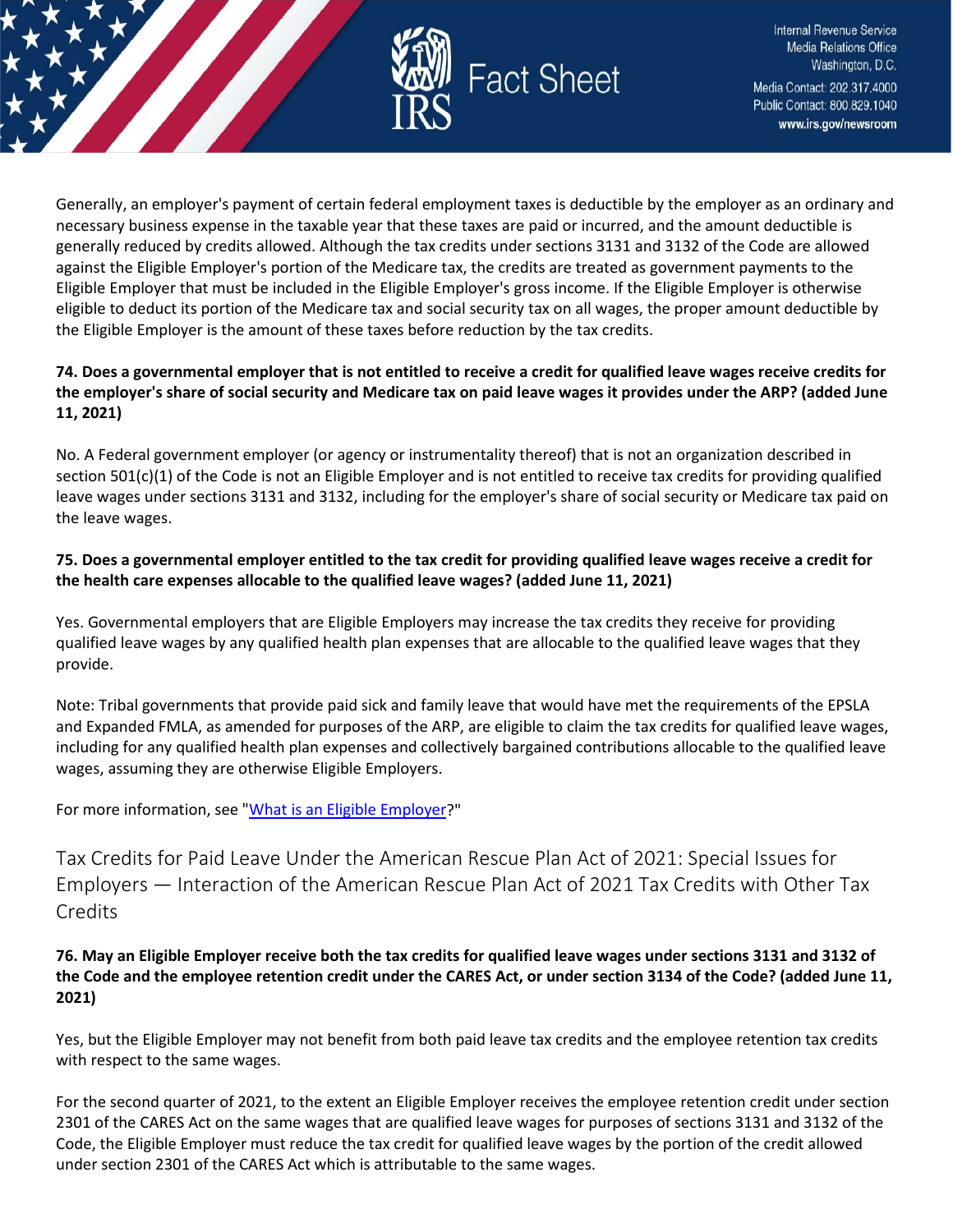Generally, an employer's payment of certain federal employment taxes is deductible by the employer as an ordinary and necessary business expense in the taxable year that these taxes are paid or incurred, and the amount deductible is generally reduced by credits allowed. Although the tax credits under sections 3131 and 3132 of the Code are allowed against the Eligible Employer's portion of the Medicare tax, the credits are treated as government payments to the Eligible Employer that must be included in the Eligible Employer's gross income. If the Eligible Employer is otherwise eligible to deduct its portion of the Medicare tax and social security tax on all wages, the proper amount deductible by the Eligible Employer is the amount of these taxes before reduction by the tax credits.

**74. Does a governmental employer that is not entitled to receive a credit for qualified leave wages receive credits for the employer's share of social security and Medicare tax on paid leave wages it provides under the ARP? (added June 11, 2021)**

No. A Federal government employer (or agency or instrumentality thereof) that is not an organization described in section 501(c)(1) of the Code is not an Eligible Employer and is not entitled to receive tax credits for providing qualified leave wages under sections 3131 and 3132, including for the employer's share of social security or Medicare tax paid on the leave wages.

**75. Does a governmental employer entitled to the tax credit for providing qualified leave wages receive a credit for the health care expenses allocable to the qualified leave wages? (added June 11, 2021)**

Yes. Governmental employers that are Eligible Employers may increase the tax credits they receive for providing qualified leave wages by any qualified health plan expenses that are allocable to the qualified leave wages that they provide.

Note: Tribal governments that provide paid sick and family leave that would have met the requirements of the EPSLA and Expanded FMLA, as amended for purposes of the ARP, are eligible to claim the tax credits for qualified leave wages, including for any qualified health plan expenses and collectively bargained contributions allocable to the qualified leave wages, assuming they are otherwise Eligible Employers.

For more information, see "What is an Eligible Employer?"

## Tax Credits for Paid Leave Under the American Rescue Plan Act of 2021: Special Issues for Employers — Interaction of the American Rescue Plan Act of 2021 Tax Credits with Other Tax Credits

**76. May an Eligible Employer receive both the tax credits for qualified leave wages under sections 3131 and 3132 of the Code and the employee retention credit under the CARES Act, or under section 3134 of the Code? (added June 11, 2021)**

Yes, but the Eligible Employer may not benefit from both paid leave tax credits and the employee retention tax credits with respect to the same wages.

For the second quarter of 2021, to the extent an Eligible Employer receives the employee retention credit under section 2301 of the CARES Act on the same wages that are qualified leave wages for purposes of sections 3131 and 3132 of the Code, the Eligible Employer must reduce the tax credit for qualified leave wages by the portion of the credit allowed under section 2301 of the CARES Act which is attributable to the same wages.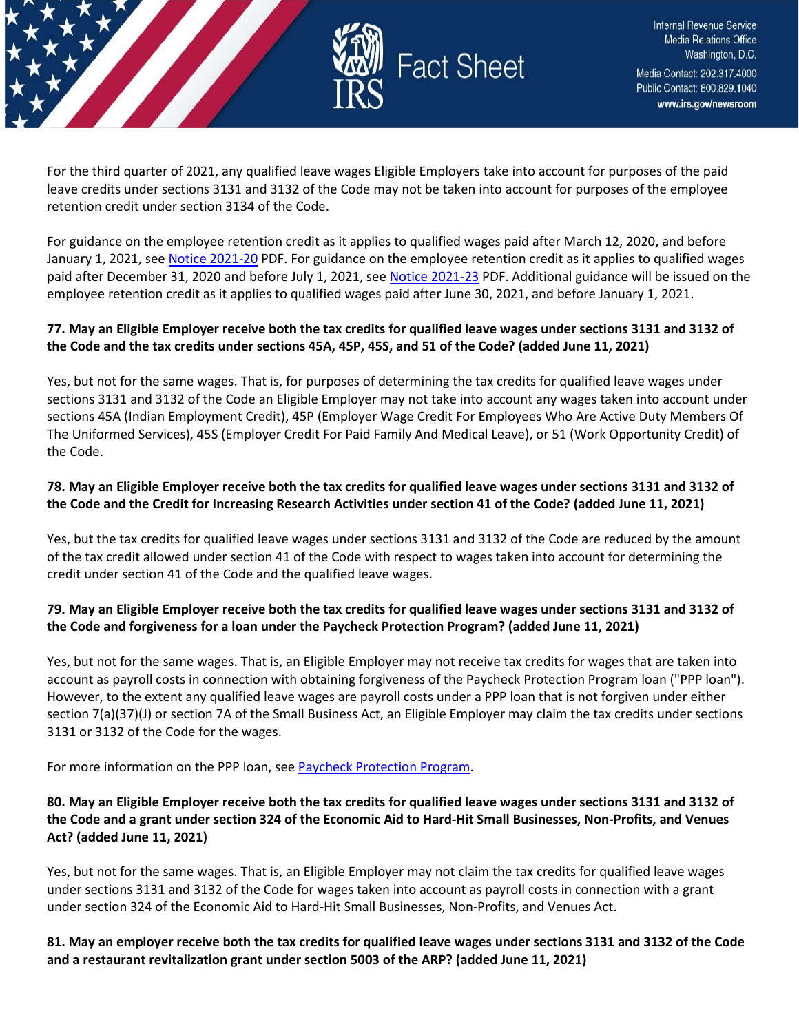For the third quarter of 2021, any qualified leave wages Eligible Employers take into account for purposes of the paid leave credits under sections 3131 and 3132 of the Code may not be taken into account for purposes of the employee retention credit under section 3134 of the Code.

For guidance on the employee retention credit as it applies to qualified wages paid after March 12, 2020, and before January 1, 2021, see [Notice 2021-20](#) PDF. For guidance on the employee retention credit as it applies to qualified wages paid after December 31, 2020 and before July 1, 2021, see [Notice 2021-23](#) PDF. Additional guidance will be issued on the employee retention credit as it applies to qualified wages paid after June 30, 2021, and before January 1, 2021.

**77. May an Eligible Employer receive both the tax credits for qualified leave wages under sections 3131 and 3132 of the Code and the tax credits under sections 45A, 45P, 45S, and 51 of the Code? (added June 11, 2021)**

Yes, but not for the same wages. That is, for purposes of determining the tax credits for qualified leave wages under sections 3131 and 3132 of the Code an Eligible Employer may not take into account any wages taken into account under sections 45A (Indian Employment Credit), 45P (Employer Wage Credit For Employees Who Are Active Duty Members Of The Uniformed Services), 45S (Employer Credit For Paid Family And Medical Leave), or 51 (Work Opportunity Credit) of the Code.

**78. May an Eligible Employer receive both the tax credits for qualified leave wages under sections 3131 and 3132 of the Code and the Credit for Increasing Research Activities under section 41 of the Code? (added June 11, 2021)**

Yes, but the tax credits for qualified leave wages under sections 3131 and 3132 of the Code are reduced by the amount of the tax credit allowed under section 41 of the Code with respect to wages taken into account for determining the credit under section 41 of the Code and the qualified leave wages.

**79. May an Eligible Employer receive both the tax credits for qualified leave wages under sections 3131 and 3132 of the Code and forgiveness for a loan under the Paycheck Protection Program? (added June 11, 2021)**

Yes, but not for the same wages. That is, an Eligible Employer may not receive tax credits for wages that are taken into account as payroll costs in connection with obtaining forgiveness of the Paycheck Protection Program loan ("PPP loan"). However, to the extent any qualified leave wages are payroll costs under a PPP loan that is not forgiven under either section 7(a)(37)(J) or section 7A of the Small Business Act, an Eligible Employer may claim the tax credits under sections 3131 or 3132 of the Code for the wages.

For more information on the PPP loan, see [Paycheck Protection Program](#).

**80. May an Eligible Employer receive both the tax credits for qualified leave wages under sections 3131 and 3132 of the Code and a grant under section 324 of the Economic Aid to Hard-Hit Small Businesses, Non-Profits, and Venues Act? (added June 11, 2021)**

Yes, but not for the same wages. That is, an Eligible Employer may not claim the tax credits for qualified leave wages under sections 3131 and 3132 of the Code for wages taken into account as payroll costs in connection with a grant under section 324 of the Economic Aid to Hard-Hit Small Businesses, Non-Profits, and Venues Act.

**81. May an employer receive both the tax credits for qualified leave wages under sections 3131 and 3132 of the Code and a restaurant revitalization grant under section 5003 of the ARP? (added June 11, 2021)**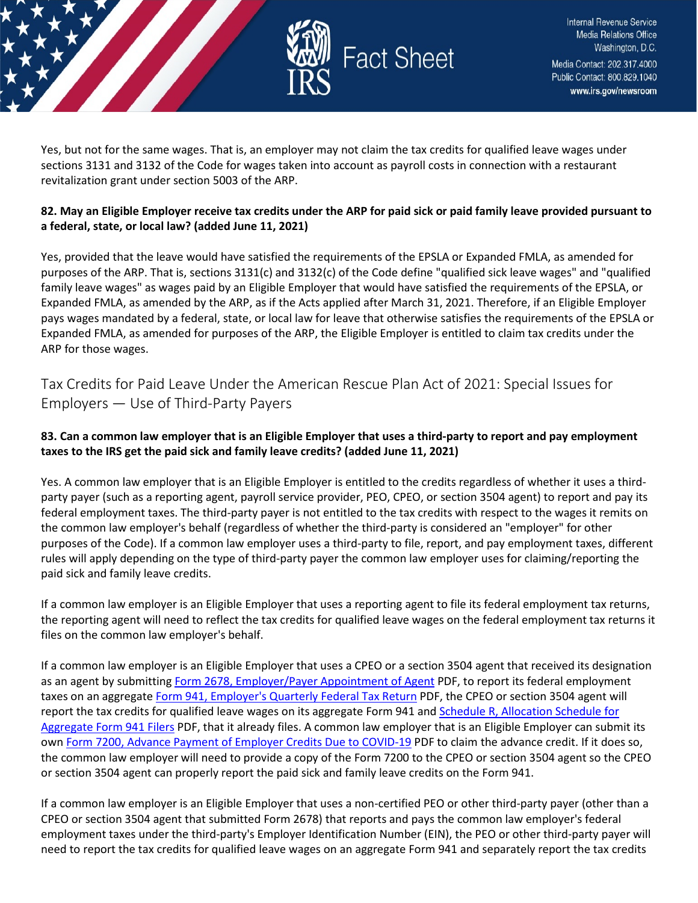Yes, but not for the same wages. That is, an employer may not claim the tax credits for qualified leave wages under sections 3131 and 3132 of the Code for wages taken into account as payroll costs in connection with a restaurant revitalization grant under section 5003 of the ARP.

**82. May an Eligible Employer receive tax credits under the ARP for paid sick or paid family leave provided pursuant to a federal, state, or local law? (added June 11, 2021)**

Yes, provided that the leave would have satisfied the requirements of the EPSLA or Expanded FMLA, as amended for purposes of the ARP. That is, sections 3131(c) and 3132(c) of the Code define "qualified sick leave wages" and "qualified family leave wages" as wages paid by an Eligible Employer that would have satisfied the requirements of the EPSLA, or Expanded FMLA, as amended by the ARP, as if the Acts applied after March 31, 2021. Therefore, if an Eligible Employer pays wages mandated by a federal, state, or local law for leave that otherwise satisfies the requirements of the EPSLA or Expanded FMLA, as amended for purposes of the ARP, the Eligible Employer is entitled to claim tax credits under the ARP for those wages.

## Tax Credits for Paid Leave Under the American Rescue Plan Act of 2021: Special Issues for Employers — Use of Third-Party Payers

**83. Can a common law employer that is an Eligible Employer that uses a third-party to report and pay employment taxes to the IRS get the paid sick and family leave credits? (added June 11, 2021)**

Yes. A common law employer that is an Eligible Employer is entitled to the credits regardless of whether it uses a third-party payer (such as a reporting agent, payroll service provider, PEO, CPEO, or section 3504 agent) to report and pay its federal employment taxes. The third-party payer is not entitled to the tax credits with respect to the wages it remits on the common law employer's behalf (regardless of whether the third-party is considered an "employer" for other purposes of the Code). If a common law employer uses a third-party to file, report, and pay employment taxes, different rules will apply depending on the type of third-party payer the common law employer uses for claiming/reporting the paid sick and family leave credits.

If a common law employer is an Eligible Employer that uses a reporting agent to file its federal employment tax returns, the reporting agent will need to reflect the tax credits for qualified leave wages on the federal employment tax returns it files on the common law employer's behalf.

If a common law employer is an Eligible Employer that uses a CPEO or a section 3504 agent that received its designation as an agent by submitting Form 2678, Employer/Payer Appointment of Agent PDF, to report its federal employment taxes on an aggregate Form 941, Employer's Quarterly Federal Tax Return PDF, the CPEO or section 3504 agent will report the tax credits for qualified leave wages on its aggregate Form 941 and Schedule R, Allocation Schedule for Aggregate Form 941 Filers PDF, that it already files. A common law employer that is an Eligible Employer can submit its own Form 7200, Advance Payment of Employer Credits Due to COVID-19 PDF to claim the advance credit. If it does so, the common law employer will need to provide a copy of the Form 7200 to the CPEO or section 3504 agent so the CPEO or section 3504 agent can properly report the paid sick and family leave credits on the Form 941.

If a common law employer is an Eligible Employer that uses a non-certified PEO or other third-party payer (other than a CPEO or section 3504 agent that submitted Form 2678) that reports and pays the common law employer's federal employment taxes under the third-party's Employer Identification Number (EIN), the PEO or other third-party payer will need to report the tax credits for qualified leave wages on an aggregate Form 941 and separately report the tax credits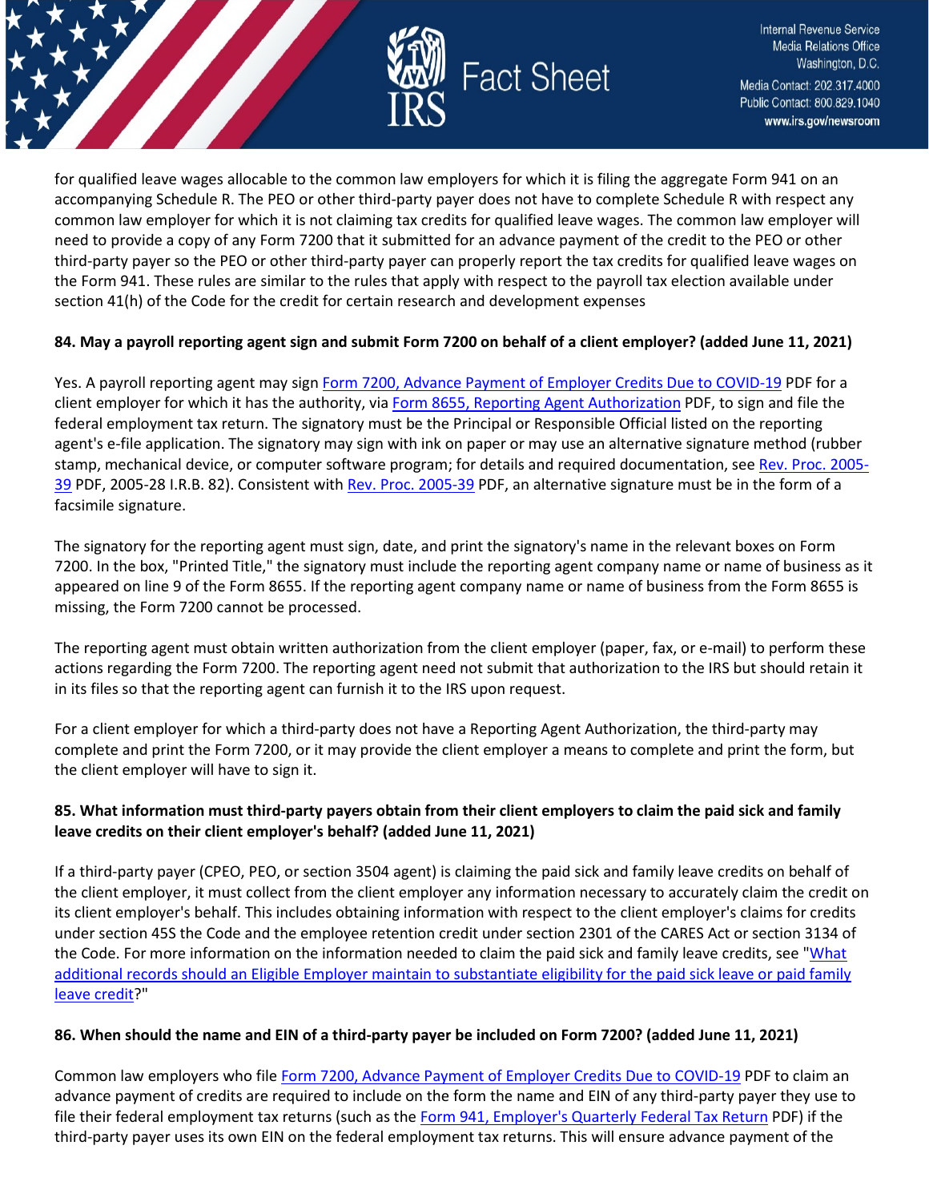for qualified leave wages allocable to the common law employers for which it is filing the aggregate Form 941 on an accompanying Schedule R. The PEO or other third-party payer does not have to complete Schedule R with respect any common law employer for which it is not claiming tax credits for qualified leave wages. The common law employer will need to provide a copy of any Form 7200 that it submitted for an advance payment of the credit to the PEO or other third-party payer so the PEO or other third-party payer can properly report the tax credits for qualified leave wages on the Form 941. These rules are similar to the rules that apply with respect to the payroll tax election available under section 41(h) of the Code for the credit for certain research and development expenses

**84. May a payroll reporting agent sign and submit Form 7200 on behalf of a client employer? (added June 11, 2021)**

Yes. A payroll reporting agent may sign Form 7200, Advance Payment of Employer Credits Due to COVID-19 PDF for a client employer for which it has the authority, via Form 8655, Reporting Agent Authorization PDF, to sign and file the federal employment tax return. The signatory must be the Principal or Responsible Official listed on the reporting agent's e-file application. The signatory may sign with ink on paper or may use an alternative signature method (rubber stamp, mechanical device, or computer software program; for details and required documentation, see Rev. Proc. 2005-39 PDF, 2005-28 I.R.B. 82). Consistent with Rev. Proc. 2005-39 PDF, an alternative signature must be in the form of a facsimile signature.

The signatory for the reporting agent must sign, date, and print the signatory's name in the relevant boxes on Form 7200. In the box, "Printed Title," the signatory must include the reporting agent company name or name of business as it appeared on line 9 of the Form 8655. If the reporting agent company name or name of business from the Form 8655 is missing, the Form 7200 cannot be processed.

The reporting agent must obtain written authorization from the client employer (paper, fax, or e-mail) to perform these actions regarding the Form 7200. The reporting agent need not submit that authorization to the IRS but should retain it in its files so that the reporting agent can furnish it to the IRS upon request.

For a client employer for which a third-party does not have a Reporting Agent Authorization, the third-party may complete and print the Form 7200, or it may provide the client employer a means to complete and print the form, but the client employer will have to sign it.

**85. What information must third-party payers obtain from their client employers to claim the paid sick and family leave credits on their client employer's behalf? (added June 11, 2021)**

If a third-party payer (CPEO, PEO, or section 3504 agent) is claiming the paid sick and family leave credits on behalf of the client employer, it must collect from the client employer any information necessary to accurately claim the credit on its client employer's behalf. This includes obtaining information with respect to the client employer's claims for credits under section 45S the Code and the employee retention credit under section 2301 of the CARES Act or section 3134 of the Code. For more information on the information needed to claim the paid sick and family leave credits, see "What additional records should an Eligible Employer maintain to substantiate eligibility for the paid sick leave or paid family leave credit?"

**86. When should the name and EIN of a third-party payer be included on Form 7200? (added June 11, 2021)**

Common law employers who file Form 7200, Advance Payment of Employer Credits Due to COVID-19 PDF to claim an advance payment of credits are required to include on the form the name and EIN of any third-party payer they use to file their federal employment tax returns (such as the Form 941, Employer's Quarterly Federal Tax Return PDF) if the third-party payer uses its own EIN on the federal employment tax returns. This will ensure advance payment of the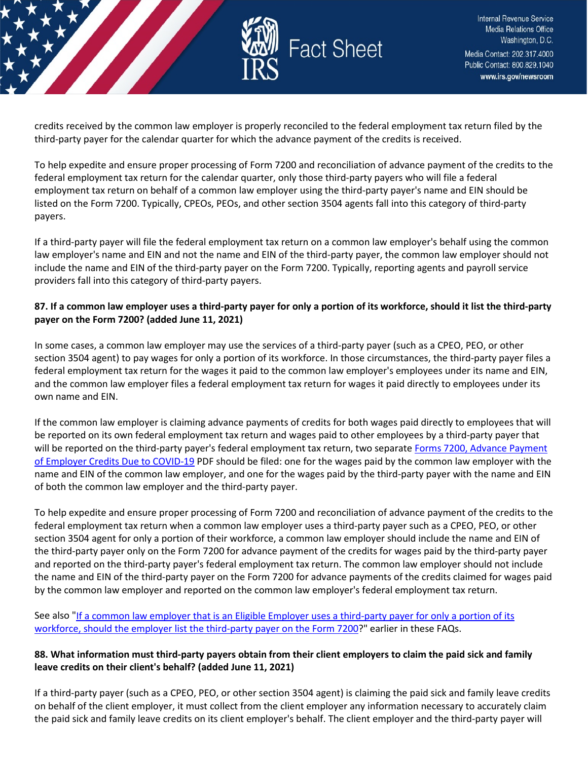credits received by the common law employer is properly reconciled to the federal employment tax return filed by the third-party payer for the calendar quarter for which the advance payment of the credits is received.

To help expedite and ensure proper processing of Form 7200 and reconciliation of advance payment of the credits to the federal employment tax return for the calendar quarter, only those third-party payers who will file a federal employment tax return on behalf of a common law employer using the third-party payer's name and EIN should be listed on the Form 7200. Typically, CPEOs, PEOs, and other section 3504 agents fall into this category of third-party payers.

If a third-party payer will file the federal employment tax return on a common law employer's behalf using the common law employer's name and EIN and not the name and EIN of the third-party payer, the common law employer should not include the name and EIN of the third-party payer on the Form 7200. Typically, reporting agents and payroll service providers fall into this category of third-party payers.

**87. If a common law employer uses a third-party payer for only a portion of its workforce, should it list the third-party payer on the Form 7200? (added June 11, 2021)**

In some cases, a common law employer may use the services of a third-party payer (such as a CPEO, PEO, or other section 3504 agent) to pay wages for only a portion of its workforce. In those circumstances, the third-party payer files a federal employment tax return for the wages it paid to the common law employer's employees under its name and EIN, and the common law employer files a federal employment tax return for wages it paid directly to employees under its own name and EIN.

If the common law employer is claiming advance payments of credits for both wages paid directly to employees that will be reported on its own federal employment tax return and wages paid to other employees by a third-party payer that will be reported on the third-party payer's federal employment tax return, two separate Forms 7200, Advance Payment of Employer Credits Due to COVID-19 PDF should be filed: one for the wages paid by the common law employer with the name and EIN of the common law employer, and one for the wages paid by the third-party payer with the name and EIN of both the common law employer and the third-party payer.

To help expedite and ensure proper processing of Form 7200 and reconciliation of advance payment of the credits to the federal employment tax return when a common law employer uses a third-party payer such as a CPEO, PEO, or other section 3504 agent for only a portion of their workforce, a common law employer should include the name and EIN of the third-party payer only on the Form 7200 for advance payment of the credits for wages paid by the third-party payer and reported on the third-party payer's federal employment tax return. The common law employer should not include the name and EIN of the third-party payer on the Form 7200 for advance payments of the credits claimed for wages paid by the common law employer and reported on the common law employer's federal employment tax return.

See also "If a common law employer that is an Eligible Employer uses a third-party payer for only a portion of its workforce, should the employer list the third-party payer on the Form 7200?" earlier in these FAQs.

**88. What information must third-party payers obtain from their client employers to claim the paid sick and family leave credits on their client's behalf? (added June 11, 2021)**

If a third-party payer (such as a CPEO, PEO, or other section 3504 agent) is claiming the paid sick and family leave credits on behalf of the client employer, it must collect from the client employer any information necessary to accurately claim the paid sick and family leave credits on its client employer's behalf. The client employer and the third-party payer will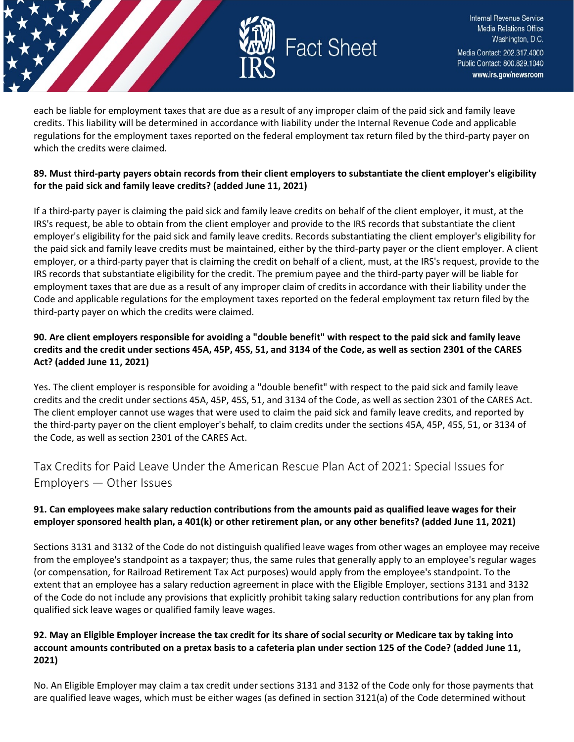each be liable for employment taxes that are due as a result of any improper claim of the paid sick and family leave credits. This liability will be determined in accordance with liability under the Internal Revenue Code and applicable regulations for the employment taxes reported on the federal employment tax return filed by the third-party payer on which the credits were claimed.

**89. Must third-party payers obtain records from their client employers to substantiate the client employer's eligibility for the paid sick and family leave credits? (added June 11, 2021)**

If a third-party payer is claiming the paid sick and family leave credits on behalf of the client employer, it must, at the IRS's request, be able to obtain from the client employer and provide to the IRS records that substantiate the client employer's eligibility for the paid sick and family leave credits. Records substantiating the client employer's eligibility for the paid sick and family leave credits must be maintained, either by the third-party payer or the client employer. A client employer, or a third-party payer that is claiming the credit on behalf of a client, must, at the IRS's request, provide to the IRS records that substantiate eligibility for the credit. The premium payee and the third-party payer will be liable for employment taxes that are due as a result of any improper claim of credits in accordance with their liability under the Code and applicable regulations for the employment taxes reported on the federal employment tax return filed by the third-party payer on which the credits were claimed.

**90. Are client employers responsible for avoiding a "double benefit" with respect to the paid sick and family leave credits and the credit under sections 45A, 45P, 45S, 51, and 3134 of the Code, as well as section 2301 of the CARES Act? (added June 11, 2021)**

Yes. The client employer is responsible for avoiding a "double benefit" with respect to the paid sick and family leave credits and the credit under sections 45A, 45P, 45S, 51, and 3134 of the Code, as well as section 2301 of the CARES Act. The client employer cannot use wages that were used to claim the paid sick and family leave credits, and reported by the third-party payer on the client employer's behalf, to claim credits under the sections 45A, 45P, 45S, 51, or 3134 of the Code, as well as section 2301 of the CARES Act.

## Tax Credits for Paid Leave Under the American Rescue Plan Act of 2021: Special Issues for Employers — Other Issues

**91. Can employees make salary reduction contributions from the amounts paid as qualified leave wages for their employer sponsored health plan, a 401(k) or other retirement plan, or any other benefits? (added June 11, 2021)**

Sections 3131 and 3132 of the Code do not distinguish qualified leave wages from other wages an employee may receive from the employee's standpoint as a taxpayer; thus, the same rules that generally apply to an employee's regular wages (or compensation, for Railroad Retirement Tax Act purposes) would apply from the employee's standpoint. To the extent that an employee has a salary reduction agreement in place with the Eligible Employer, sections 3131 and 3132 of the Code do not include any provisions that explicitly prohibit taking salary reduction contributions for any plan from qualified sick leave wages or qualified family leave wages.

**92. May an Eligible Employer increase the tax credit for its share of social security or Medicare tax by taking into account amounts contributed on a pretax basis to a cafeteria plan under section 125 of the Code? (added June 11, 2021)**

No. An Eligible Employer may claim a tax credit under sections 3131 and 3132 of the Code only for those payments that are qualified leave wages, which must be either wages (as defined in section 3121(a) of the Code determined without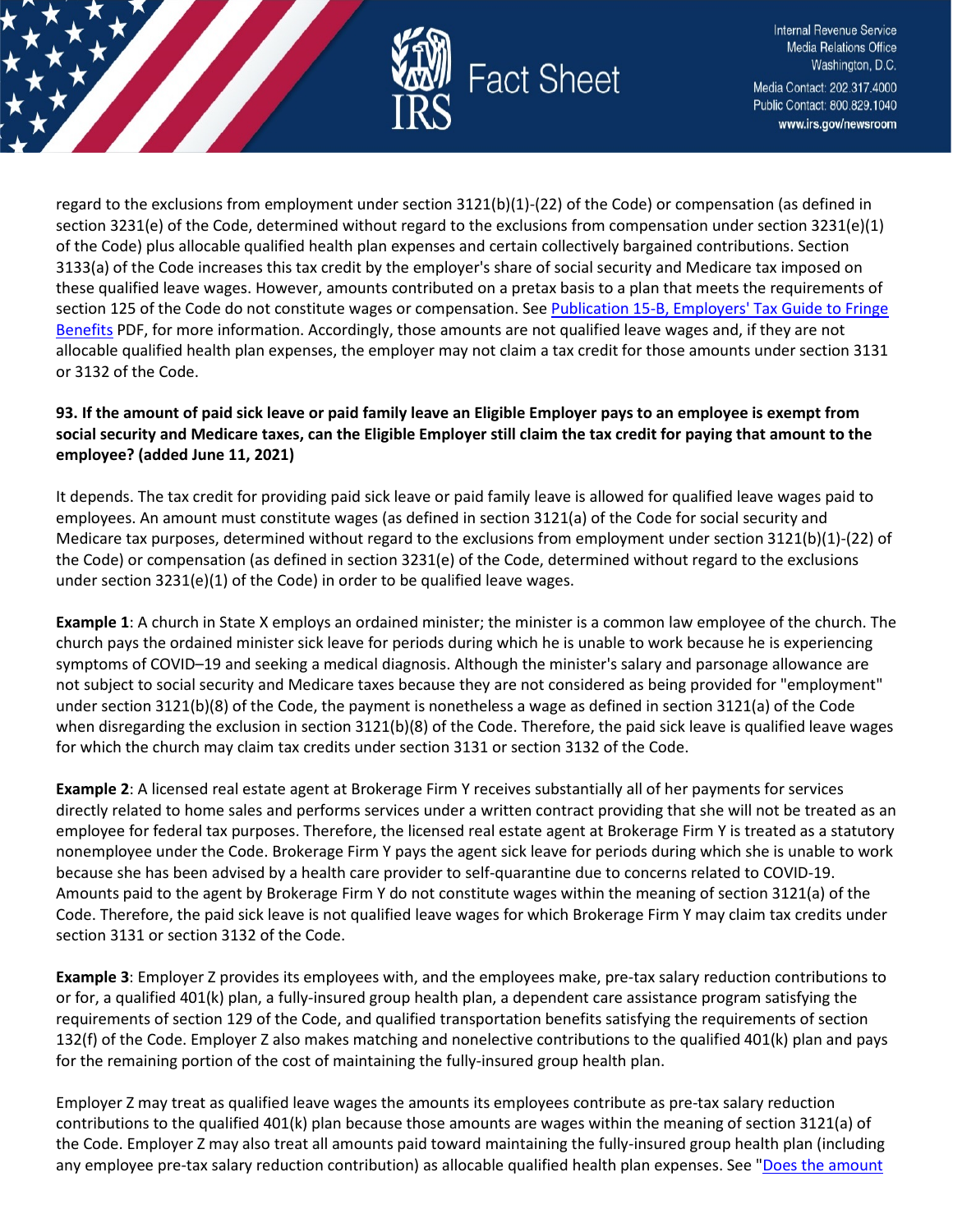regard to the exclusions from employment under section 3121(b)(1)-(22) of the Code) or compensation (as defined in section 3231(e) of the Code, determined without regard to the exclusions from compensation under section 3231(e)(1) of the Code) plus allocable qualified health plan expenses and certain collectively bargained contributions. Section 3133(a) of the Code increases this tax credit by the employer's share of social security and Medicare tax imposed on these qualified leave wages. However, amounts contributed on a pretax basis to a plan that meets the requirements of section 125 of the Code do not constitute wages or compensation. See [Publication 15-B, Employers' Tax Guide to Fringe Benefits]() PDF, for more information. Accordingly, those amounts are not qualified leave wages and, if they are not allocable qualified health plan expenses, the employer may not claim a tax credit for those amounts under section 3131 or 3132 of the Code.

**93. If the amount of paid sick leave or paid family leave an Eligible Employer pays to an employee is exempt from social security and Medicare taxes, can the Eligible Employer still claim the tax credit for paying that amount to the employee? (added June 11, 2021)**

It depends. The tax credit for providing paid sick leave or paid family leave is allowed for qualified leave wages paid to employees. An amount must constitute wages (as defined in section 3121(a) of the Code for social security and Medicare tax purposes, determined without regard to the exclusions from employment under section 3121(b)(1)-(22) of the Code) or compensation (as defined in section 3231(e) of the Code, determined without regard to the exclusions under section 3231(e)(1) of the Code) in order to be qualified leave wages.

**Example 1**: A church in State X employs an ordained minister; the minister is a common law employee of the church. The church pays the ordained minister sick leave for periods during which he is unable to work because he is experiencing symptoms of COVID–19 and seeking a medical diagnosis. Although the minister's salary and parsonage allowance are not subject to social security and Medicare taxes because they are not considered as being provided for "employment" under section 3121(b)(8) of the Code, the payment is nonetheless a wage as defined in section 3121(a) of the Code when disregarding the exclusion in section 3121(b)(8) of the Code. Therefore, the paid sick leave is qualified leave wages for which the church may claim tax credits under section 3131 or section 3132 of the Code.

**Example 2**: A licensed real estate agent at Brokerage Firm Y receives substantially all of her payments for services directly related to home sales and performs services under a written contract providing that she will not be treated as an employee for federal tax purposes. Therefore, the licensed real estate agent at Brokerage Firm Y is treated as a statutory nonemployee under the Code. Brokerage Firm Y pays the agent sick leave for periods during which she is unable to work because she has been advised by a health care provider to self-quarantine due to concerns related to COVID-19. Amounts paid to the agent by Brokerage Firm Y do not constitute wages within the meaning of section 3121(a) of the Code. Therefore, the paid sick leave is not qualified leave wages for which Brokerage Firm Y may claim tax credits under section 3131 or section 3132 of the Code.

**Example 3**: Employer Z provides its employees with, and the employees make, pre-tax salary reduction contributions to or for, a qualified 401(k) plan, a fully-insured group health plan, a dependent care assistance program satisfying the requirements of section 129 of the Code, and qualified transportation benefits satisfying the requirements of section 132(f) of the Code. Employer Z also makes matching and nonelective contributions to the qualified 401(k) plan and pays for the remaining portion of the cost of maintaining the fully-insured group health plan.

Employer Z may treat as qualified leave wages the amounts its employees contribute as pre-tax salary reduction contributions to the qualified 401(k) plan because those amounts are wages within the meaning of section 3121(a) of the Code. Employer Z may also treat all amounts paid toward maintaining the fully-insured group health plan (including any employee pre-tax salary reduction contribution) as allocable qualified health plan expenses. See "Does the amount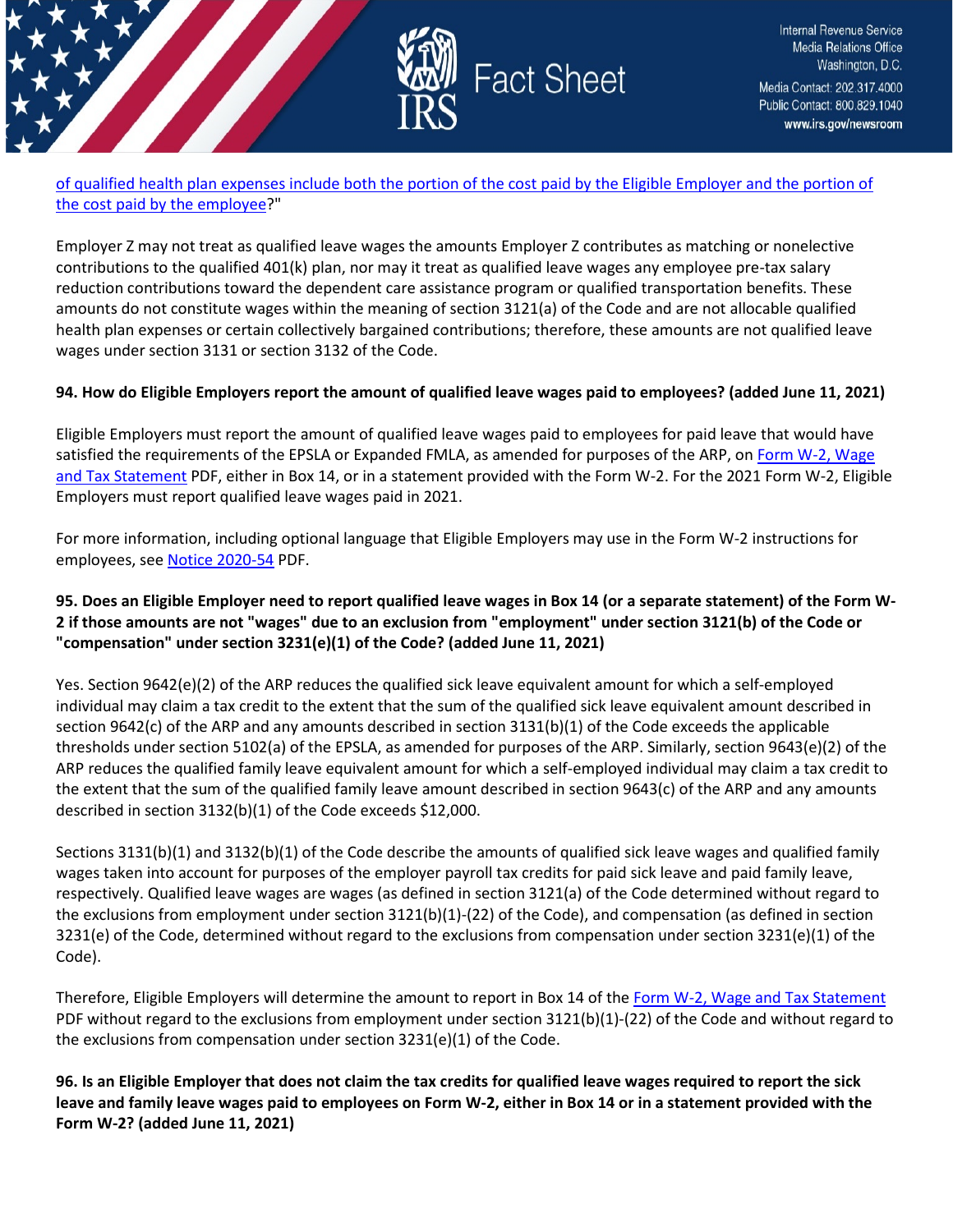of qualified health plan expenses include both the portion of the cost paid by the Eligible Employer and the portion of the cost paid by the employee?"

Employer Z may not treat as qualified leave wages the amounts Employer Z contributes as matching or nonelective contributions to the qualified 401(k) plan, nor may it treat as qualified leave wages any employee pre-tax salary reduction contributions toward the dependent care assistance program or qualified transportation benefits. These amounts do not constitute wages within the meaning of section 3121(a) of the Code and are not allocable qualified health plan expenses or certain collectively bargained contributions; therefore, these amounts are not qualified leave wages under section 3131 or section 3132 of the Code.

**94. How do Eligible Employers report the amount of qualified leave wages paid to employees? (added June 11, 2021)**

Eligible Employers must report the amount of qualified leave wages paid to employees for paid leave that would have satisfied the requirements of the EPSLA or Expanded FMLA, as amended for purposes of the ARP, on Form W-2, Wage and Tax Statement PDF, either in Box 14, or in a statement provided with the Form W-2. For the 2021 Form W-2, Eligible Employers must report qualified leave wages paid in 2021.

For more information, including optional language that Eligible Employers may use in the Form W-2 instructions for employees, see Notice 2020-54 PDF.

**95. Does an Eligible Employer need to report qualified leave wages in Box 14 (or a separate statement) of the Form W-2 if those amounts are not "wages" due to an exclusion from "employment" under section 3121(b) of the Code or "compensation" under section 3231(e)(1) of the Code? (added June 11, 2021)**

Yes. Section 9642(e)(2) of the ARP reduces the qualified sick leave equivalent amount for which a self-employed individual may claim a tax credit to the extent that the sum of the qualified sick leave equivalent amount described in section 9642(c) of the ARP and any amounts described in section 3131(b)(1) of the Code exceeds the applicable thresholds under section 5102(a) of the EPSLA, as amended for purposes of the ARP. Similarly, section 9643(e)(2) of the ARP reduces the qualified family leave equivalent amount for which a self-employed individual may claim a tax credit to the extent that the sum of the qualified family leave amount described in section 9643(c) of the ARP and any amounts described in section 3132(b)(1) of the Code exceeds $12,000.

Sections 3131(b)(1) and 3132(b)(1) of the Code describe the amounts of qualified sick leave wages and qualified family wages taken into account for purposes of the employer payroll tax credits for paid sick leave and paid family leave, respectively. Qualified leave wages are wages (as defined in section 3121(a) of the Code determined without regard to the exclusions from employment under section 3121(b)(1)-(22) of the Code), and compensation (as defined in section 3231(e) of the Code, determined without regard to the exclusions from compensation under section 3231(e)(1) of the Code).

Therefore, Eligible Employers will determine the amount to report in Box 14 of the Form W-2, Wage and Tax Statement PDF without regard to the exclusions from employment under section 3121(b)(1)-(22) of the Code and without regard to the exclusions from compensation under section 3231(e)(1) of the Code.

**96. Is an Eligible Employer that does not claim the tax credits for qualified leave wages required to report the sick leave and family leave wages paid to employees on Form W-2, either in Box 14 or in a statement provided with the Form W-2? (added June 11, 2021)**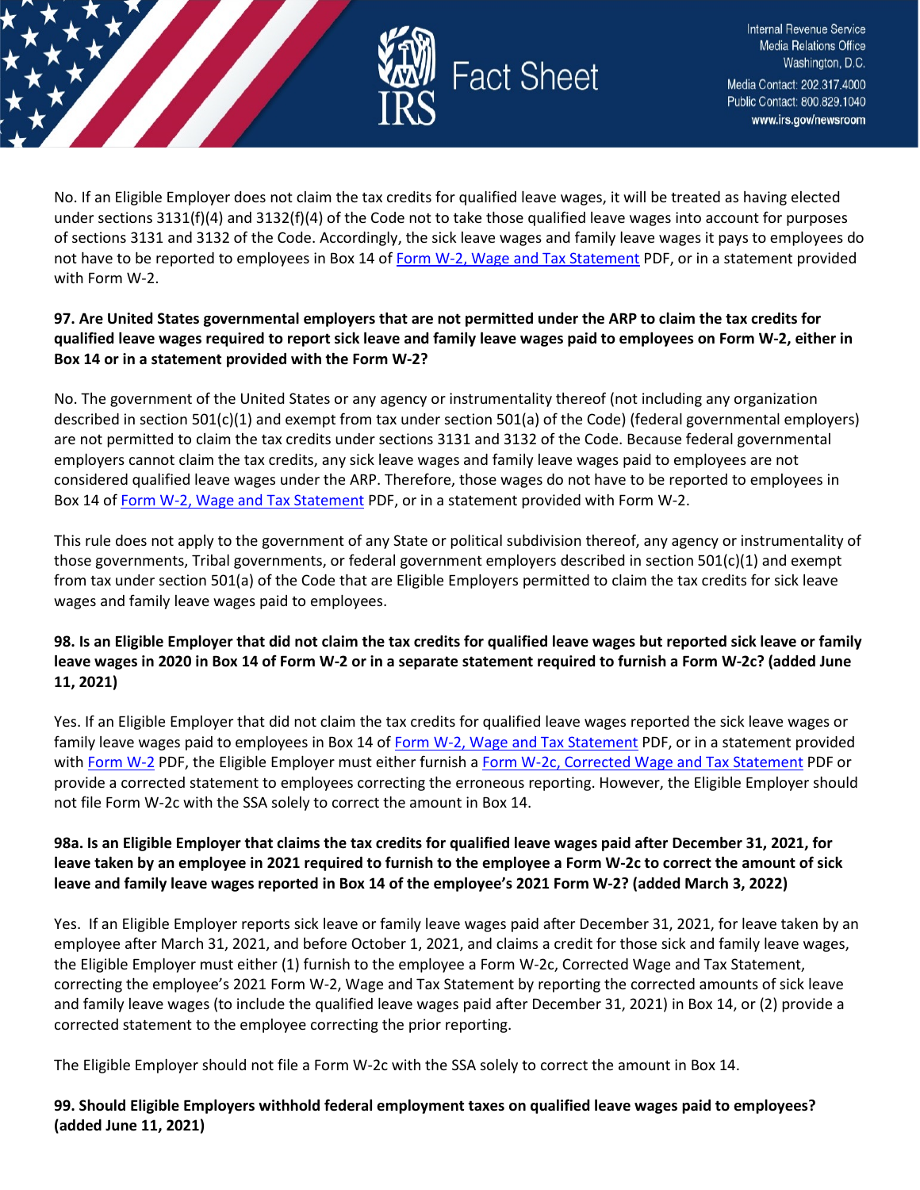No. If an Eligible Employer does not claim the tax credits for qualified leave wages, it will be treated as having elected under sections 3131(f)(4) and 3132(f)(4) of the Code not to take those qualified leave wages into account for purposes of sections 3131 and 3132 of the Code. Accordingly, the sick leave wages and family leave wages it pays to employees do not have to be reported to employees in Box 14 of Form W-2, Wage and Tax Statement PDF, or in a statement provided with Form W-2.

**97. Are United States governmental employers that are not permitted under the ARP to claim the tax credits for qualified leave wages required to report sick leave and family leave wages paid to employees on Form W-2, either in Box 14 or in a statement provided with the Form W-2?**

No. The government of the United States or any agency or instrumentality thereof (not including any organization described in section 501(c)(1) and exempt from tax under section 501(a) of the Code) (federal governmental employers) are not permitted to claim the tax credits under sections 3131 and 3132 of the Code. Because federal governmental employers cannot claim the tax credits, any sick leave wages and family leave wages paid to employees are not considered qualified leave wages under the ARP. Therefore, those wages do not have to be reported to employees in Box 14 of Form W-2, Wage and Tax Statement PDF, or in a statement provided with Form W-2.

This rule does not apply to the government of any State or political subdivision thereof, any agency or instrumentality of those governments, Tribal governments, or federal government employers described in section 501(c)(1) and exempt from tax under section 501(a) of the Code that are Eligible Employers permitted to claim the tax credits for sick leave wages and family leave wages paid to employees.

**98. Is an Eligible Employer that did not claim the tax credits for qualified leave wages but reported sick leave or family leave wages in 2020 in Box 14 of Form W-2 or in a separate statement required to furnish a Form W-2c? (added June 11, 2021)**

Yes. If an Eligible Employer that did not claim the tax credits for qualified leave wages reported the sick leave wages or family leave wages paid to employees in Box 14 of Form W-2, Wage and Tax Statement PDF, or in a statement provided with Form W-2 PDF, the Eligible Employer must either furnish a Form W-2c, Corrected Wage and Tax Statement PDF or provide a corrected statement to employees correcting the erroneous reporting. However, the Eligible Employer should not file Form W-2c with the SSA solely to correct the amount in Box 14.

**98a. Is an Eligible Employer that claims the tax credits for qualified leave wages paid after December 31, 2021, for leave taken by an employee in 2021 required to furnish to the employee a Form W-2c to correct the amount of sick leave and family leave wages reported in Box 14 of the employee's 2021 Form W-2? (added March 3, 2022)**

Yes. If an Eligible Employer reports sick leave or family leave wages paid after December 31, 2021, for leave taken by an employee after March 31, 2021, and before October 1, 2021, and claims a credit for those sick and family leave wages, the Eligible Employer must either (1) furnish to the employee a Form W-2c, Corrected Wage and Tax Statement, correcting the employee's 2021 Form W-2, Wage and Tax Statement by reporting the corrected amounts of sick leave and family leave wages (to include the qualified leave wages paid after December 31, 2021) in Box 14, or (2) provide a corrected statement to the employee correcting the prior reporting.

The Eligible Employer should not file a Form W-2c with the SSA solely to correct the amount in Box 14.

**99. Should Eligible Employers withhold federal employment taxes on qualified leave wages paid to employees? (added June 11, 2021)**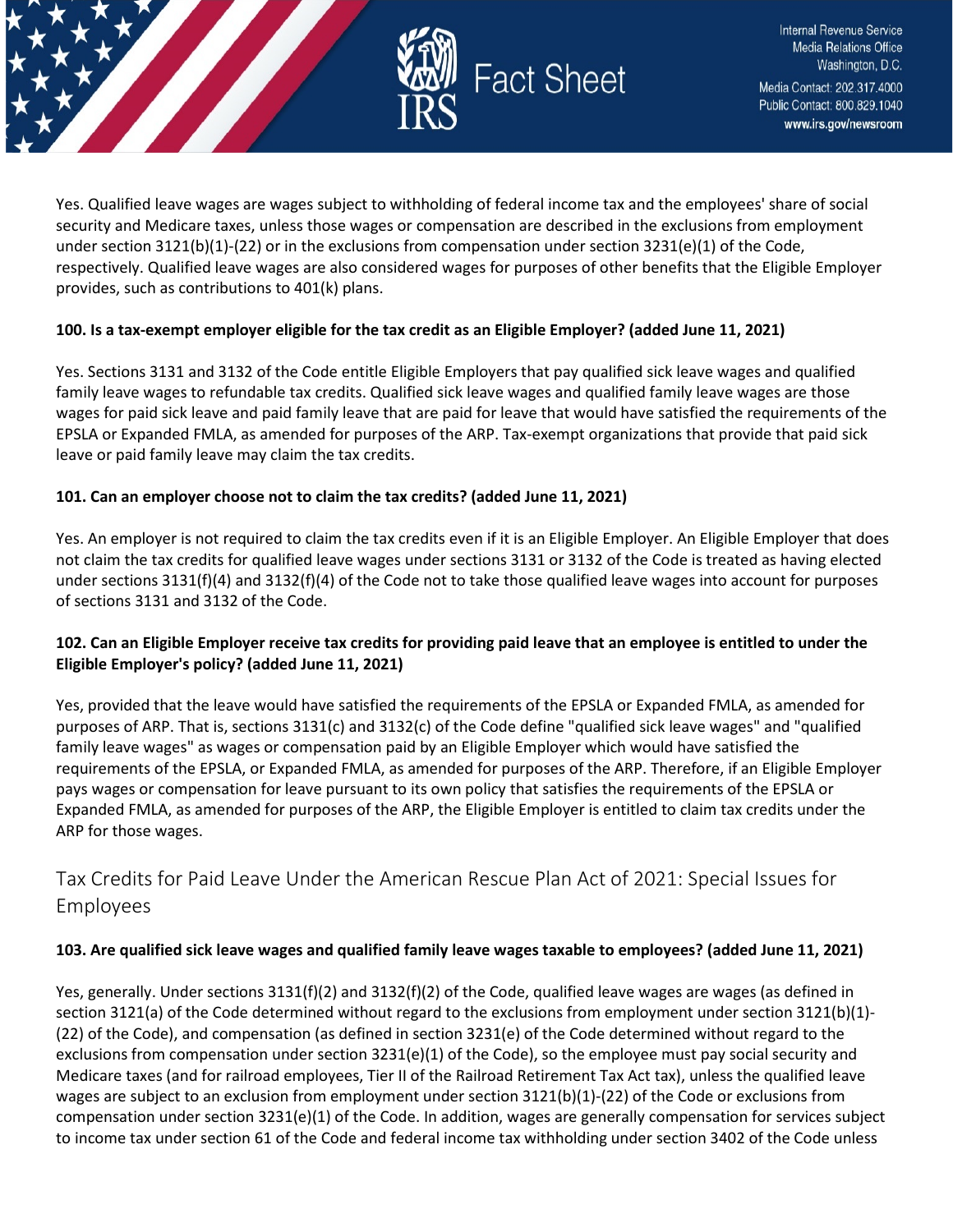Yes. Qualified leave wages are wages subject to withholding of federal income tax and the employees' share of social security and Medicare taxes, unless those wages or compensation are described in the exclusions from employment under section 3121(b)(1)-(22) or in the exclusions from compensation under section 3231(e)(1) of the Code, respectively. Qualified leave wages are also considered wages for purposes of other benefits that the Eligible Employer provides, such as contributions to 401(k) plans.

**100. Is a tax-exempt employer eligible for the tax credit as an Eligible Employer? (added June 11, 2021)**

Yes. Sections 3131 and 3132 of the Code entitle Eligible Employers that pay qualified sick leave wages and qualified family leave wages to refundable tax credits. Qualified sick leave wages and qualified family leave wages are those wages for paid sick leave and paid family leave that are paid for leave that would have satisfied the requirements of the EPSLA or Expanded FMLA, as amended for purposes of the ARP. Tax-exempt organizations that provide that paid sick leave or paid family leave may claim the tax credits.

**101. Can an employer choose not to claim the tax credits? (added June 11, 2021)**

Yes. An employer is not required to claim the tax credits even if it is an Eligible Employer. An Eligible Employer that does not claim the tax credits for qualified leave wages under sections 3131 or 3132 of the Code is treated as having elected under sections 3131(f)(4) and 3132(f)(4) of the Code not to take those qualified leave wages into account for purposes of sections 3131 and 3132 of the Code.

**102. Can an Eligible Employer receive tax credits for providing paid leave that an employee is entitled to under the Eligible Employer's policy? (added June 11, 2021)**

Yes, provided that the leave would have satisfied the requirements of the EPSLA or Expanded FMLA, as amended for purposes of ARP. That is, sections 3131(c) and 3132(c) of the Code define "qualified sick leave wages" and "qualified family leave wages" as wages or compensation paid by an Eligible Employer which would have satisfied the requirements of the EPSLA, or Expanded FMLA, as amended for purposes of the ARP. Therefore, if an Eligible Employer pays wages or compensation for leave pursuant to its own policy that satisfies the requirements of the EPSLA or Expanded FMLA, as amended for purposes of the ARP, the Eligible Employer is entitled to claim tax credits under the ARP for those wages.

## Tax Credits for Paid Leave Under the American Rescue Plan Act of 2021: Special Issues for Employees

**103. Are qualified sick leave wages and qualified family leave wages taxable to employees? (added June 11, 2021)**

Yes, generally. Under sections 3131(f)(2) and 3132(f)(2) of the Code, qualified leave wages are wages (as defined in section 3121(a) of the Code determined without regard to the exclusions from employment under section 3121(b)(1)-(22) of the Code), and compensation (as defined in section 3231(e) of the Code determined without regard to the exclusions from compensation under section 3231(e)(1) of the Code), so the employee must pay social security and Medicare taxes (and for railroad employees, Tier II of the Railroad Retirement Tax Act tax), unless the qualified leave wages are subject to an exclusion from employment under section 3121(b)(1)-(22) of the Code or exclusions from compensation under section 3231(e)(1) of the Code. In addition, wages are generally compensation for services subject to income tax under section 61 of the Code and federal income tax withholding under section 3402 of the Code unless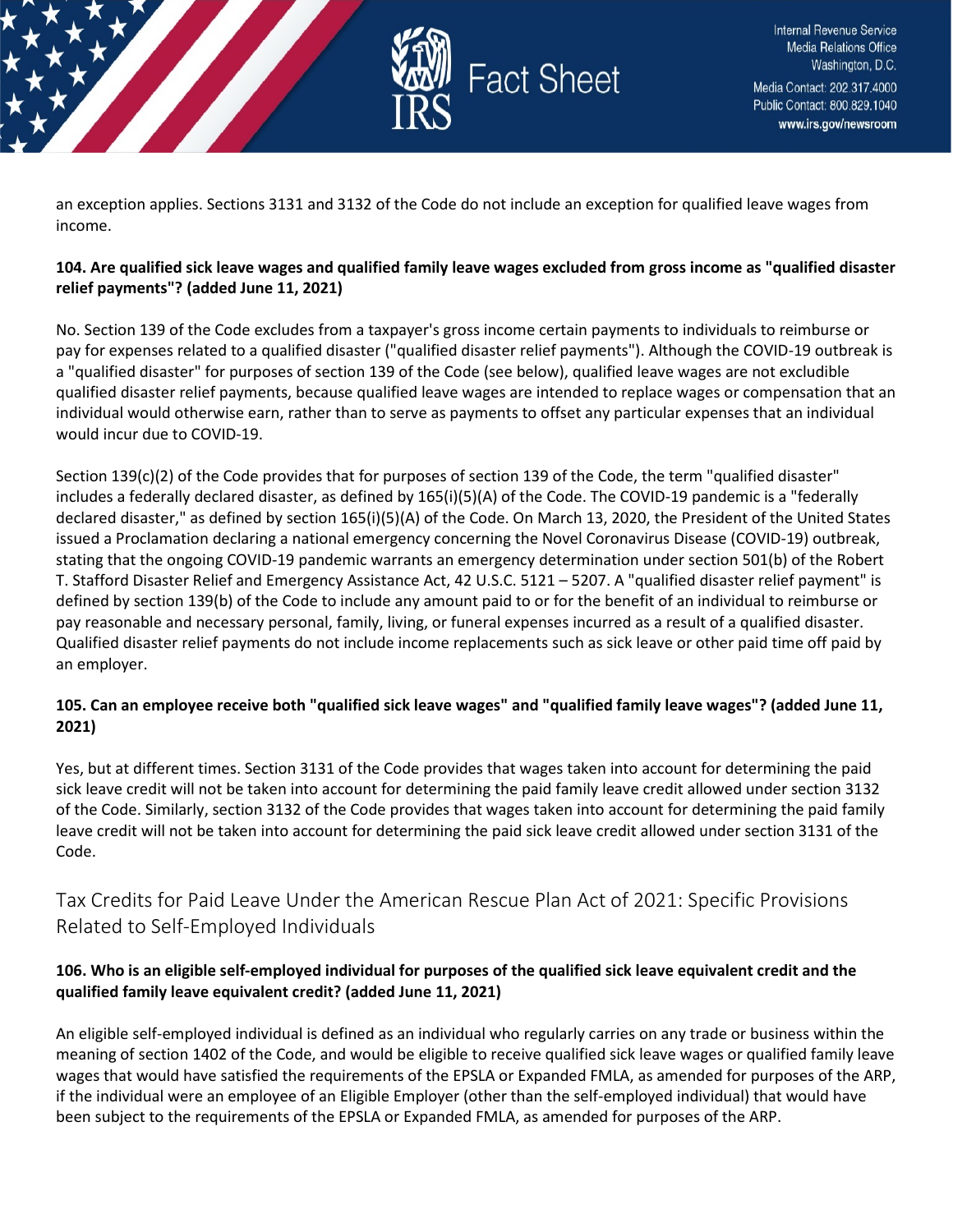an exception applies. Sections 3131 and 3132 of the Code do not include an exception for qualified leave wages from income.

**104. Are qualified sick leave wages and qualified family leave wages excluded from gross income as "qualified disaster relief payments"? (added June 11, 2021)**

No. Section 139 of the Code excludes from a taxpayer's gross income certain payments to individuals to reimburse or pay for expenses related to a qualified disaster ("qualified disaster relief payments"). Although the COVID-19 outbreak is a "qualified disaster" for purposes of section 139 of the Code (see below), qualified leave wages are not excludible qualified disaster relief payments, because qualified leave wages are intended to replace wages or compensation that an individual would otherwise earn, rather than to serve as payments to offset any particular expenses that an individual would incur due to COVID-19.

Section 139(c)(2) of the Code provides that for purposes of section 139 of the Code, the term "qualified disaster" includes a federally declared disaster, as defined by 165(i)(5)(A) of the Code. The COVID-19 pandemic is a "federally declared disaster," as defined by section 165(i)(5)(A) of the Code. On March 13, 2020, the President of the United States issued a Proclamation declaring a national emergency concerning the Novel Coronavirus Disease (COVID-19) outbreak, stating that the ongoing COVID-19 pandemic warrants an emergency determination under section 501(b) of the Robert T. Stafford Disaster Relief and Emergency Assistance Act, 42 U.S.C. 5121 – 5207. A "qualified disaster relief payment" is defined by section 139(b) of the Code to include any amount paid to or for the benefit of an individual to reimburse or pay reasonable and necessary personal, family, living, or funeral expenses incurred as a result of a qualified disaster. Qualified disaster relief payments do not include income replacements such as sick leave or other paid time off paid by an employer.

**105. Can an employee receive both "qualified sick leave wages" and "qualified family leave wages"? (added June 11, 2021)**

Yes, but at different times. Section 3131 of the Code provides that wages taken into account for determining the paid sick leave credit will not be taken into account for determining the paid family leave credit allowed under section 3132 of the Code. Similarly, section 3132 of the Code provides that wages taken into account for determining the paid family leave credit will not be taken into account for determining the paid sick leave credit allowed under section 3131 of the Code.

## Tax Credits for Paid Leave Under the American Rescue Plan Act of 2021: Specific Provisions Related to Self-Employed Individuals

**106. Who is an eligible self-employed individual for purposes of the qualified sick leave equivalent credit and the qualified family leave equivalent credit? (added June 11, 2021)**

An eligible self-employed individual is defined as an individual who regularly carries on any trade or business within the meaning of section 1402 of the Code, and would be eligible to receive qualified sick leave wages or qualified family leave wages that would have satisfied the requirements of the EPSLA or Expanded FMLA, as amended for purposes of the ARP, if the individual were an employee of an Eligible Employer (other than the self-employed individual) that would have been subject to the requirements of the EPSLA or Expanded FMLA, as amended for purposes of the ARP.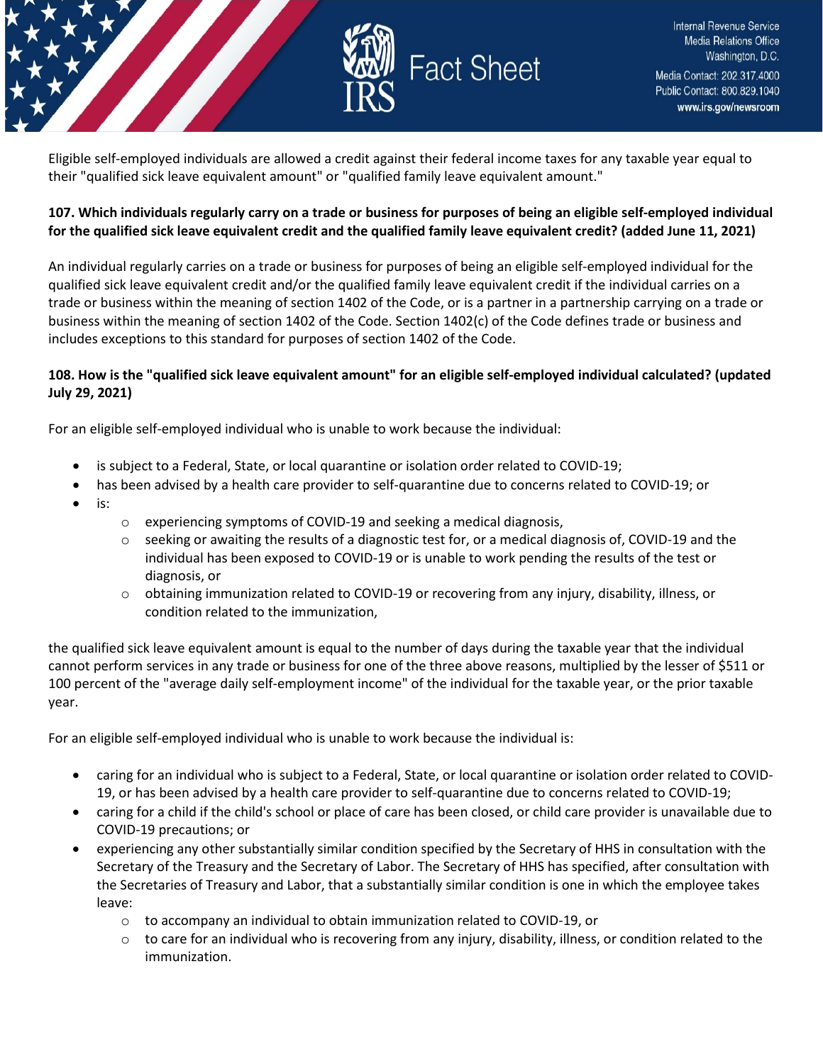Eligible self-employed individuals are allowed a credit against their federal income taxes for any taxable year equal to their "qualified sick leave equivalent amount" or "qualified family leave equivalent amount."

**107. Which individuals regularly carry on a trade or business for purposes of being an eligible self-employed individual for the qualified sick leave equivalent credit and the qualified family leave equivalent credit? (added June 11, 2021)**

An individual regularly carries on a trade or business for purposes of being an eligible self-employed individual for the qualified sick leave equivalent credit and/or the qualified family leave equivalent credit if the individual carries on a trade or business within the meaning of section 1402 of the Code, or is a partner in a partnership carrying on a trade or business within the meaning of section 1402 of the Code. Section 1402(c) of the Code defines trade or business and includes exceptions to this standard for purposes of section 1402 of the Code.

**108. How is the "qualified sick leave equivalent amount" for an eligible self-employed individual calculated? (updated July 29, 2021)**

For an eligible self-employed individual who is unable to work because the individual:

- is subject to a Federal, State, or local quarantine or isolation order related to COVID-19;
- has been advised by a health care provider to self-quarantine due to concerns related to COVID-19; or
- is:
  - experiencing symptoms of COVID-19 and seeking a medical diagnosis,
  - seeking or awaiting the results of a diagnostic test for, or a medical diagnosis of, COVID-19 and the individual has been exposed to COVID-19 or is unable to work pending the results of the test or diagnosis, or
  - obtaining immunization related to COVID-19 or recovering from any injury, disability, illness, or condition related to the immunization,

the qualified sick leave equivalent amount is equal to the number of days during the taxable year that the individual cannot perform services in any trade or business for one of the three above reasons, multiplied by the lesser of $511 or 100 percent of the "average daily self-employment income" of the individual for the taxable year, or the prior taxable year.

For an eligible self-employed individual who is unable to work because the individual is:

- caring for an individual who is subject to a Federal, State, or local quarantine or isolation order related to COVID-19, or has been advised by a health care provider to self-quarantine due to concerns related to COVID-19;
- caring for a child if the child's school or place of care has been closed, or child care provider is unavailable due to COVID-19 precautions; or
- experiencing any other substantially similar condition specified by the Secretary of HHS in consultation with the Secretary of the Treasury and the Secretary of Labor. The Secretary of HHS has specified, after consultation with the Secretaries of Treasury and Labor, that a substantially similar condition is one in which the employee takes leave:
  - to accompany an individual to obtain immunization related to COVID-19, or
  - to care for an individual who is recovering from any injury, disability, illness, or condition related to the immunization.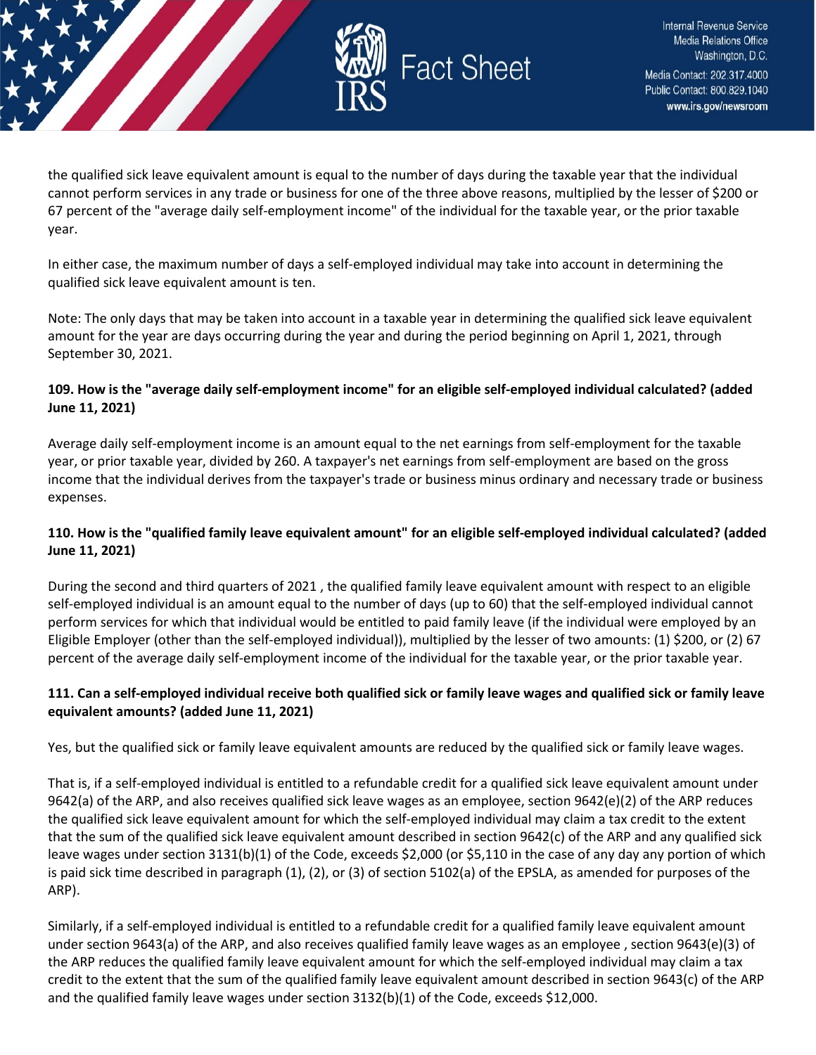the qualified sick leave equivalent amount is equal to the number of days during the taxable year that the individual cannot perform services in any trade or business for one of the three above reasons, multiplied by the lesser of $200 or 67 percent of the "average daily self-employment income" of the individual for the taxable year, or the prior taxable year.

In either case, the maximum number of days a self-employed individual may take into account in determining the qualified sick leave equivalent amount is ten.

Note: The only days that may be taken into account in a taxable year in determining the qualified sick leave equivalent amount for the year are days occurring during the year and during the period beginning on April 1, 2021, through September 30, 2021.

**109. How is the "average daily self-employment income" for an eligible self-employed individual calculated? (added June 11, 2021)**

Average daily self-employment income is an amount equal to the net earnings from self-employment for the taxable year, or prior taxable year, divided by 260. A taxpayer's net earnings from self-employment are based on the gross income that the individual derives from the taxpayer's trade or business minus ordinary and necessary trade or business expenses.

**110. How is the "qualified family leave equivalent amount" for an eligible self-employed individual calculated? (added June 11, 2021)**

During the second and third quarters of 2021 , the qualified family leave equivalent amount with respect to an eligible self-employed individual is an amount equal to the number of days (up to 60) that the self-employed individual cannot perform services for which that individual would be entitled to paid family leave (if the individual were employed by an Eligible Employer (other than the self-employed individual)), multiplied by the lesser of two amounts: (1) $200, or (2) 67 percent of the average daily self-employment income of the individual for the taxable year, or the prior taxable year.

**111. Can a self-employed individual receive both qualified sick or family leave wages and qualified sick or family leave equivalent amounts? (added June 11, 2021)**

Yes, but the qualified sick or family leave equivalent amounts are reduced by the qualified sick or family leave wages.

That is, if a self-employed individual is entitled to a refundable credit for a qualified sick leave equivalent amount under 9642(a) of the ARP, and also receives qualified sick leave wages as an employee, section 9642(e)(2) of the ARP reduces the qualified sick leave equivalent amount for which the self-employed individual may claim a tax credit to the extent that the sum of the qualified sick leave equivalent amount described in section 9642(c) of the ARP and any qualified sick leave wages under section 3131(b)(1) of the Code, exceeds $2,000 (or $5,110 in the case of any day any portion of which is paid sick time described in paragraph (1), (2), or (3) of section 5102(a) of the EPSLA, as amended for purposes of the ARP).

Similarly, if a self-employed individual is entitled to a refundable credit for a qualified family leave equivalent amount under section 9643(a) of the ARP, and also receives qualified family leave wages as an employee , section 9643(e)(3) of the ARP reduces the qualified family leave equivalent amount for which the self-employed individual may claim a tax credit to the extent that the sum of the qualified family leave equivalent amount described in section 9643(c) of the ARP and the qualified family leave wages under section 3132(b)(1) of the Code, exceeds $12,000.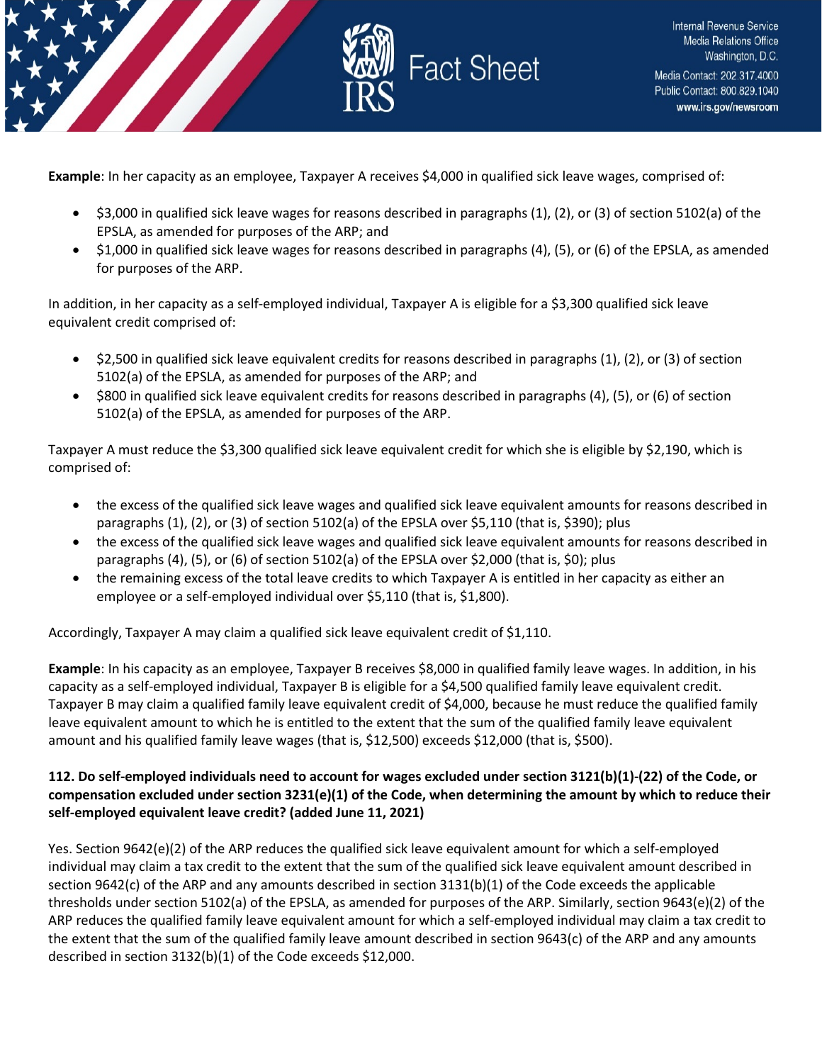**Example**: In her capacity as an employee, Taxpayer A receives $4,000 in qualified sick leave wages, comprised of:

- $3,000 in qualified sick leave wages for reasons described in paragraphs (1), (2), or (3) of section 5102(a) of the EPSLA, as amended for purposes of the ARP; and
- $1,000 in qualified sick leave wages for reasons described in paragraphs (4), (5), or (6) of the EPSLA, as amended for purposes of the ARP.

In addition, in her capacity as a self-employed individual, Taxpayer A is eligible for a $3,300 qualified sick leave equivalent credit comprised of:

- $2,500 in qualified sick leave equivalent credits for reasons described in paragraphs (1), (2), or (3) of section 5102(a) of the EPSLA, as amended for purposes of the ARP; and
- $800 in qualified sick leave equivalent credits for reasons described in paragraphs (4), (5), or (6) of section 5102(a) of the EPSLA, as amended for purposes of the ARP.

Taxpayer A must reduce the $3,300 qualified sick leave equivalent credit for which she is eligible by $2,190, which is comprised of:

- the excess of the qualified sick leave wages and qualified sick leave equivalent amounts for reasons described in paragraphs (1), (2), or (3) of section 5102(a) of the EPSLA over $5,110 (that is, $390); plus
- the excess of the qualified sick leave wages and qualified sick leave equivalent amounts for reasons described in paragraphs (4), (5), or (6) of section 5102(a) of the EPSLA over $2,000 (that is, $0); plus
- the remaining excess of the total leave credits to which Taxpayer A is entitled in her capacity as either an employee or a self-employed individual over $5,110 (that is, $1,800).

Accordingly, Taxpayer A may claim a qualified sick leave equivalent credit of $1,110.

**Example**: In his capacity as an employee, Taxpayer B receives $8,000 in qualified family leave wages. In addition, in his capacity as a self-employed individual, Taxpayer B is eligible for a $4,500 qualified family leave equivalent credit. Taxpayer B may claim a qualified family leave equivalent credit of $4,000, because he must reduce the qualified family leave equivalent amount to which he is entitled to the extent that the sum of the qualified family leave equivalent amount and his qualified family leave wages (that is, $12,500) exceeds $12,000 (that is, $500).

**112. Do self-employed individuals need to account for wages excluded under section 3121(b)(1)-(22) of the Code, or compensation excluded under section 3231(e)(1) of the Code, when determining the amount by which to reduce their self-employed equivalent leave credit? (added June 11, 2021)**

Yes. Section 9642(e)(2) of the ARP reduces the qualified sick leave equivalent amount for which a self-employed individual may claim a tax credit to the extent that the sum of the qualified sick leave equivalent amount described in section 9642(c) of the ARP and any amounts described in section 3131(b)(1) of the Code exceeds the applicable thresholds under section 5102(a) of the EPSLA, as amended for purposes of the ARP. Similarly, section 9643(e)(2) of the ARP reduces the qualified family leave equivalent amount for which a self-employed individual may claim a tax credit to the extent that the sum of the qualified family leave amount described in section 9643(c) of the ARP and any amounts described in section 3132(b)(1) of the Code exceeds $12,000.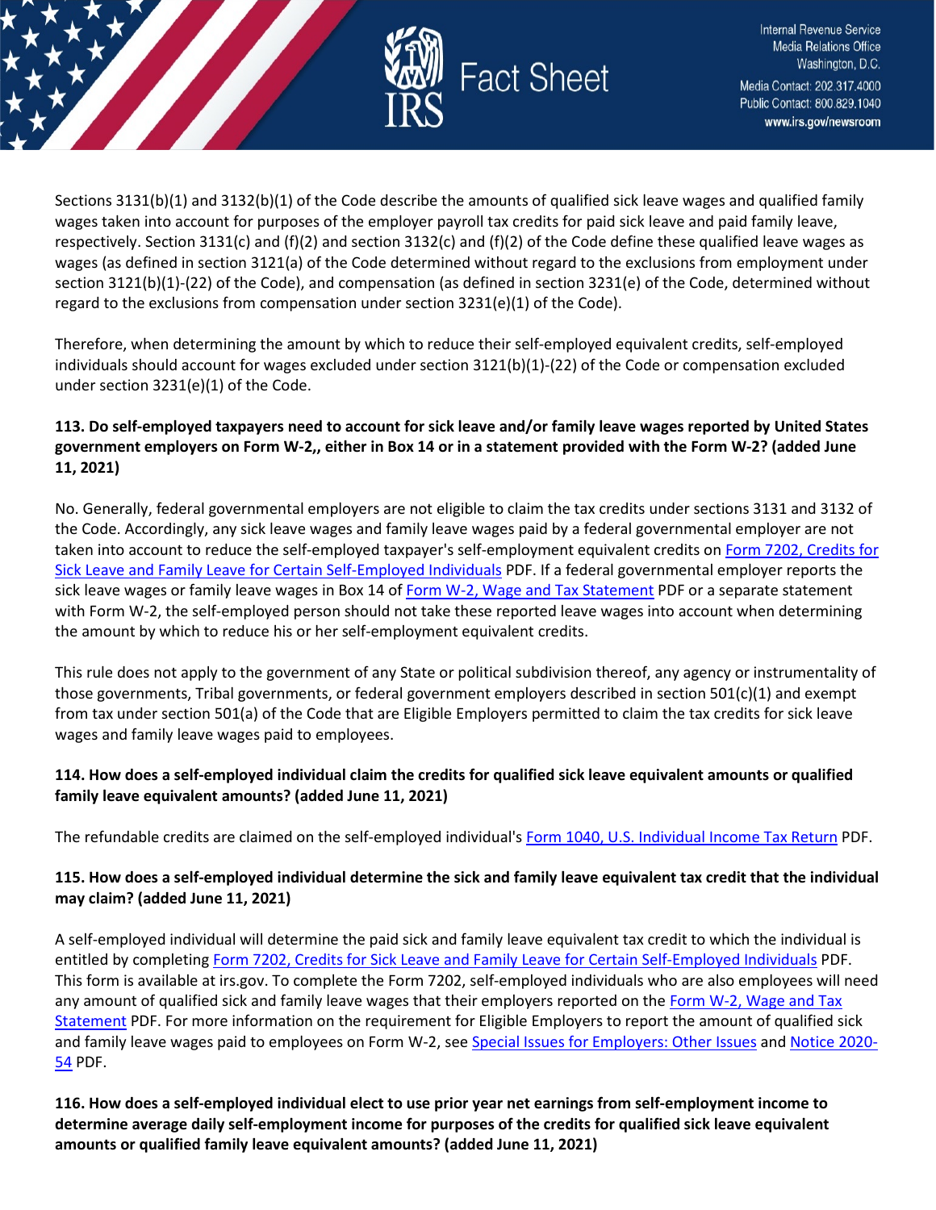Sections 3131(b)(1) and 3132(b)(1) of the Code describe the amounts of qualified sick leave wages and qualified family wages taken into account for purposes of the employer payroll tax credits for paid sick leave and paid family leave, respectively. Section 3131(c) and (f)(2) and section 3132(c) and (f)(2) of the Code define these qualified leave wages as wages (as defined in section 3121(a) of the Code determined without regard to the exclusions from employment under section 3121(b)(1)-(22) of the Code), and compensation (as defined in section 3231(e) of the Code, determined without regard to the exclusions from compensation under section 3231(e)(1) of the Code).

Therefore, when determining the amount by which to reduce their self-employed equivalent credits, self-employed individuals should account for wages excluded under section 3121(b)(1)-(22) of the Code or compensation excluded under section 3231(e)(1) of the Code.

**113. Do self-employed taxpayers need to account for sick leave and/or family leave wages reported by United States government employers on Form W-2,, either in Box 14 or in a statement provided with the Form W-2? (added June 11, 2021)**

No. Generally, federal governmental employers are not eligible to claim the tax credits under sections 3131 and 3132 of the Code. Accordingly, any sick leave wages and family leave wages paid by a federal governmental employer are not taken into account to reduce the self-employed taxpayer's self-employment equivalent credits on Form 7202, Credits for Sick Leave and Family Leave for Certain Self-Employed Individuals PDF. If a federal governmental employer reports the sick leave wages or family leave wages in Box 14 of Form W-2, Wage and Tax Statement PDF or a separate statement with Form W-2, the self-employed person should not take these reported leave wages into account when determining the amount by which to reduce his or her self-employment equivalent credits.

This rule does not apply to the government of any State or political subdivision thereof, any agency or instrumentality of those governments, Tribal governments, or federal government employers described in section 501(c)(1) and exempt from tax under section 501(a) of the Code that are Eligible Employers permitted to claim the tax credits for sick leave wages and family leave wages paid to employees.

**114. How does a self-employed individual claim the credits for qualified sick leave equivalent amounts or qualified family leave equivalent amounts? (added June 11, 2021)**

The refundable credits are claimed on the self-employed individual's Form 1040, U.S. Individual Income Tax Return PDF.

**115. How does a self-employed individual determine the sick and family leave equivalent tax credit that the individual may claim? (added June 11, 2021)**

A self-employed individual will determine the paid sick and family leave equivalent tax credit to which the individual is entitled by completing Form 7202, Credits for Sick Leave and Family Leave for Certain Self-Employed Individuals PDF. This form is available at irs.gov. To complete the Form 7202, self-employed individuals who are also employees will need any amount of qualified sick and family leave wages that their employers reported on the Form W-2, Wage and Tax Statement PDF. For more information on the requirement for Eligible Employers to report the amount of qualified sick and family leave wages paid to employees on Form W-2, see Special Issues for Employers: Other Issues and Notice 2020-54 PDF.

**116. How does a self-employed individual elect to use prior year net earnings from self-employment income to determine average daily self-employment income for purposes of the credits for qualified sick leave equivalent amounts or qualified family leave equivalent amounts? (added June 11, 2021)**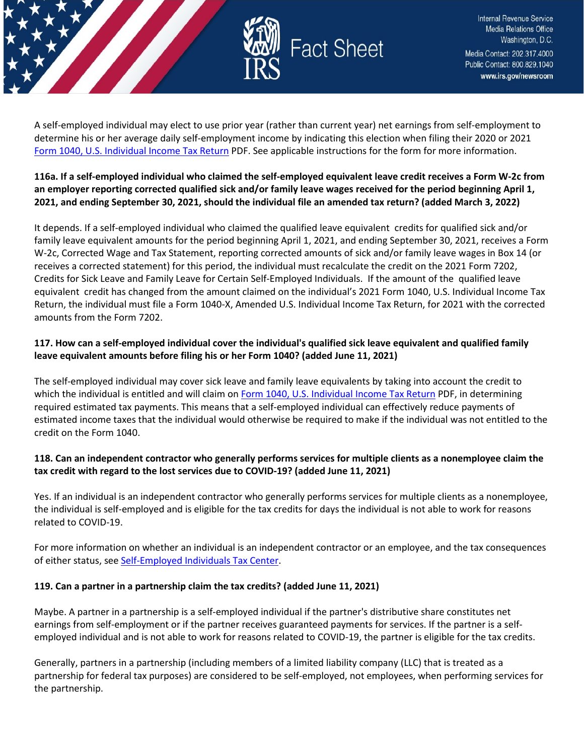A self-employed individual may elect to use prior year (rather than current year) net earnings from self-employment to determine his or her average daily self-employment income by indicating this election when filing their 2020 or 2021 [Form 1040, U.S. Individual Income Tax Return](#) PDF. See applicable instructions for the form for more information.

**116a. If a self-employed individual who claimed the self-employed equivalent leave credit receives a Form W-2c from an employer reporting corrected qualified sick and/or family leave wages received for the period beginning April 1, 2021, and ending September 30, 2021, should the individual file an amended tax return? (added March 3, 2022)**

It depends. If a self-employed individual who claimed the qualified leave equivalent credits for qualified sick and/or family leave equivalent amounts for the period beginning April 1, 2021, and ending September 30, 2021, receives a Form W-2c, Corrected Wage and Tax Statement, reporting corrected amounts of sick and/or family leave wages in Box 14 (or receives a corrected statement) for this period, the individual must recalculate the credit on the 2021 Form 7202, Credits for Sick Leave and Family Leave for Certain Self-Employed Individuals. If the amount of the qualified leave equivalent credit has changed from the amount claimed on the individual's 2021 Form 1040, U.S. Individual Income Tax Return, the individual must file a Form 1040-X, Amended U.S. Individual Income Tax Return, for 2021 with the corrected amounts from the Form 7202.

**117. How can a self-employed individual cover the individual's qualified sick leave equivalent and qualified family leave equivalent amounts before filing his or her Form 1040? (added June 11, 2021)**

The self-employed individual may cover sick leave and family leave equivalents by taking into account the credit to which the individual is entitled and will claim on [Form 1040, U.S. Individual Income Tax Return](#) PDF, in determining required estimated tax payments. This means that a self-employed individual can effectively reduce payments of estimated income taxes that the individual would otherwise be required to make if the individual was not entitled to the credit on the Form 1040.

**118. Can an independent contractor who generally performs services for multiple clients as a nonemployee claim the tax credit with regard to the lost services due to COVID-19? (added June 11, 2021)**

Yes. If an individual is an independent contractor who generally performs services for multiple clients as a nonemployee, the individual is self-employed and is eligible for the tax credits for days the individual is not able to work for reasons related to COVID-19.

For more information on whether an individual is an independent contractor or an employee, and the tax consequences of either status, see [Self-Employed Individuals Tax Center](#).

**119. Can a partner in a partnership claim the tax credits? (added June 11, 2021)**

Maybe. A partner in a partnership is a self-employed individual if the partner's distributive share constitutes net earnings from self-employment or if the partner receives guaranteed payments for services. If the partner is a self-employed individual and is not able to work for reasons related to COVID-19, the partner is eligible for the tax credits.

Generally, partners in a partnership (including members of a limited liability company (LLC) that is treated as a partnership for federal tax purposes) are considered to be self-employed, not employees, when performing services for the partnership.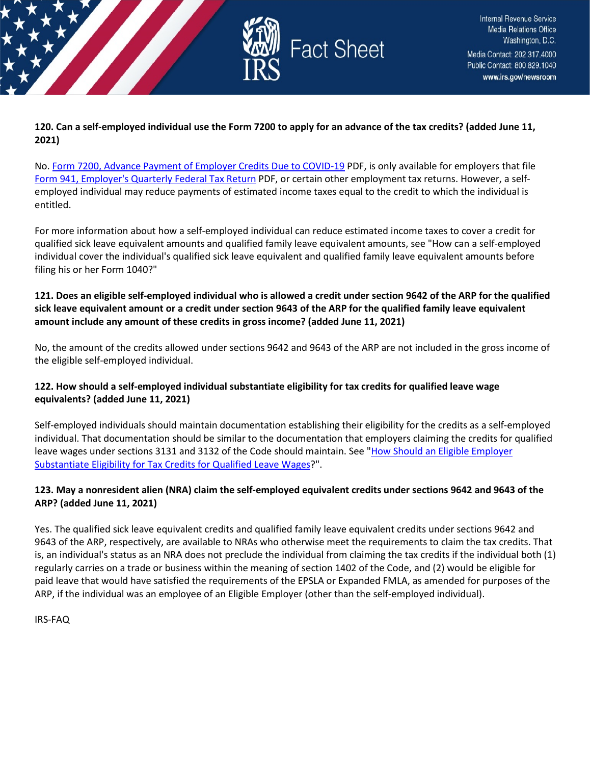**120. Can a self-employed individual use the Form 7200 to apply for an advance of the tax credits? (added June 11, 2021)**

No. [Form 7200, Advance Payment of Employer Credits Due to COVID-19](#) PDF, is only available for employers that file [Form 941, Employer's Quarterly Federal Tax Return](#) PDF, or certain other employment tax returns. However, a self-employed individual may reduce payments of estimated income taxes equal to the credit to which the individual is entitled.

For more information about how a self-employed individual can reduce estimated income taxes to cover a credit for qualified sick leave equivalent amounts and qualified family leave equivalent amounts, see "How can a self-employed individual cover the individual's qualified sick leave equivalent and qualified family leave equivalent amounts before filing his or her Form 1040?"

**121. Does an eligible self-employed individual who is allowed a credit under section 9642 of the ARP for the qualified sick leave equivalent amount or a credit under section 9643 of the ARP for the qualified family leave equivalent amount include any amount of these credits in gross income? (added June 11, 2021)**

No, the amount of the credits allowed under sections 9642 and 9643 of the ARP are not included in the gross income of the eligible self-employed individual.

**122. How should a self-employed individual substantiate eligibility for tax credits for qualified leave wage equivalents? (added June 11, 2021)**

Self-employed individuals should maintain documentation establishing their eligibility for the credits as a self-employed individual. That documentation should be similar to the documentation that employers claiming the credits for qualified leave wages under sections 3131 and 3132 of the Code should maintain. See "[How Should an Eligible Employer Substantiate Eligibility for Tax Credits for Qualified Leave Wages](#)?".

**123. May a nonresident alien (NRA) claim the self-employed equivalent credits under sections 9642 and 9643 of the ARP? (added June 11, 2021)**

Yes. The qualified sick leave equivalent credits and qualified family leave equivalent credits under sections 9642 and 9643 of the ARP, respectively, are available to NRAs who otherwise meet the requirements to claim the tax credits. That is, an individual's status as an NRA does not preclude the individual from claiming the tax credits if the individual both (1) regularly carries on a trade or business within the meaning of section 1402 of the Code, and (2) would be eligible for paid leave that would have satisfied the requirements of the EPSLA or Expanded FMLA, as amended for purposes of the ARP, if the individual was an employee of an Eligible Employer (other than the self-employed individual).

IRS-FAQ